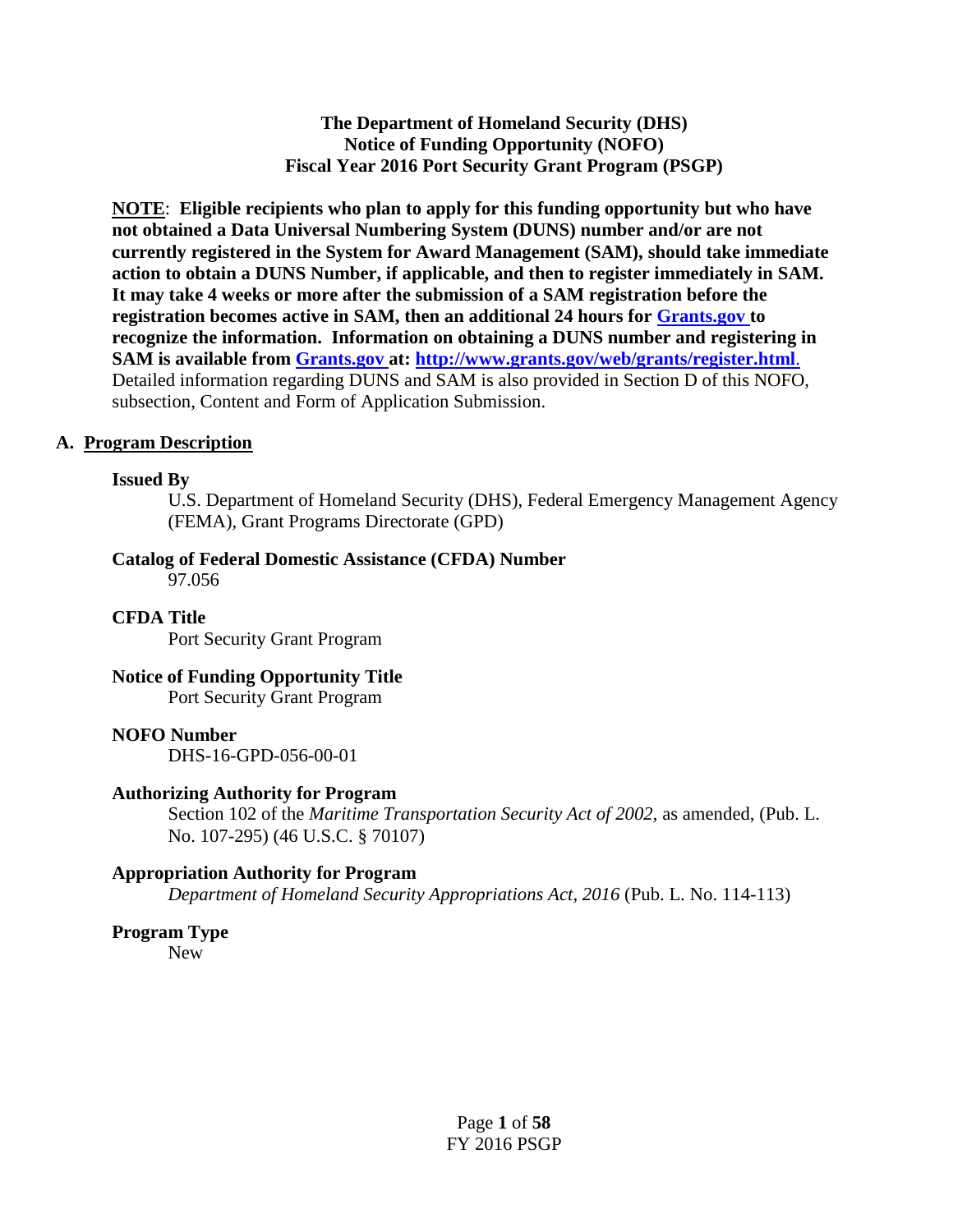**The Department of Homeland Security (DHS)**
**Notice of Funding Opportunity (NOFO)**
**Fiscal Year 2016 Port Security Grant Program (PSGP)**

**NOTE**: **Eligible recipients who plan to apply for this funding opportunity but who have not obtained a Data Universal Numbering System (DUNS) number and/or are not currently registered in the System for Award Management (SAM), should take immediate action to obtain a DUNS Number, if applicable, and then to register immediately in SAM. It may take 4 weeks or more after the submission of a SAM registration before the registration becomes active in SAM, then an additional 24 hours for [Grants.gov](http://www.grants.gov) to recognize the information. Information on obtaining a DUNS number and registering in SAM is available from [Grants.gov](http://www.grants.gov) at: <http://www.grants.gov/web/grants/register.html>.** Detailed information regarding DUNS and SAM is also provided in Section D of this NOFO, subsection, Content and Form of Application Submission.

## A. Program Description

**Issued By**

U.S. Department of Homeland Security (DHS), Federal Emergency Management Agency (FEMA), Grant Programs Directorate (GPD)

**Catalog of Federal Domestic Assistance (CFDA) Number**

97.056

**CFDA Title**

Port Security Grant Program

**Notice of Funding Opportunity Title**

Port Security Grant Program

**NOFO Number**

DHS-16-GPD-056-00-01

**Authorizing Authority for Program**

Section 102 of the *Maritime Transportation Security Act of 2002*, as amended, (Pub. L. No. 107-295) (46 U.S.C. § 70107)

**Appropriation Authority for Program**

*Department of Homeland Security Appropriations Act, 2016* (Pub. L. No. 114-113)

**Program Type**

New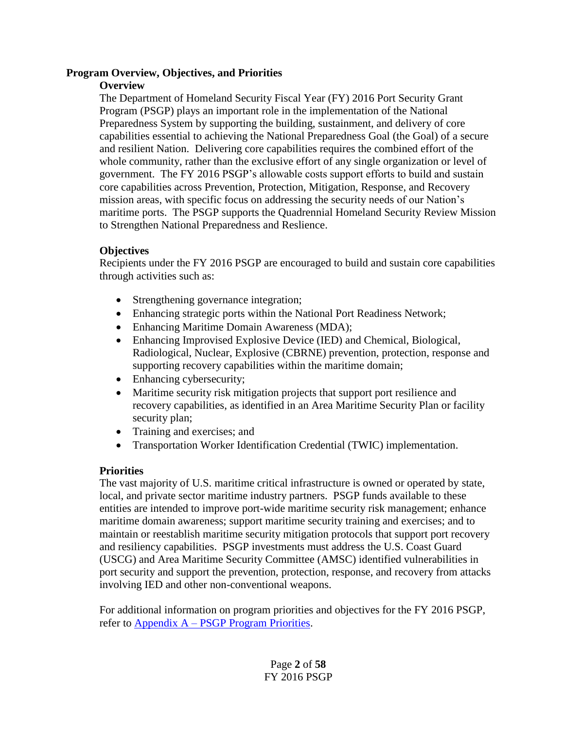## Program Overview, Objectives, and Priorities

### Overview

The Department of Homeland Security Fiscal Year (FY) 2016 Port Security Grant Program (PSGP) plays an important role in the implementation of the National Preparedness System by supporting the building, sustainment, and delivery of core capabilities essential to achieving the National Preparedness Goal (the Goal) of a secure and resilient Nation. Delivering core capabilities requires the combined effort of the whole community, rather than the exclusive effort of any single organization or level of government. The FY 2016 PSGP's allowable costs support efforts to build and sustain core capabilities across Prevention, Protection, Mitigation, Response, and Recovery mission areas, with specific focus on addressing the security needs of our Nation's maritime ports. The PSGP supports the Quadrennial Homeland Security Review Mission to Strengthen National Preparedness and Reslience.

### Objectives

Recipients under the FY 2016 PSGP are encouraged to build and sustain core capabilities through activities such as:

- Strengthening governance integration;
- Enhancing strategic ports within the National Port Readiness Network;
- Enhancing Maritime Domain Awareness (MDA);
- Enhancing Improvised Explosive Device (IED) and Chemical, Biological, Radiological, Nuclear, Explosive (CBRNE) prevention, protection, response and supporting recovery capabilities within the maritime domain;
- Enhancing cybersecurity;
- Maritime security risk mitigation projects that support port resilience and recovery capabilities, as identified in an Area Maritime Security Plan or facility security plan;
- Training and exercises; and
- Transportation Worker Identification Credential (TWIC) implementation.

### Priorities

The vast majority of U.S. maritime critical infrastructure is owned or operated by state, local, and private sector maritime industry partners. PSGP funds available to these entities are intended to improve port-wide maritime security risk management; enhance maritime domain awareness; support maritime security training and exercises; and to maintain or reestablish maritime security mitigation protocols that support port recovery and resiliency capabilities. PSGP investments must address the U.S. Coast Guard (USCG) and Area Maritime Security Committee (AMSC) identified vulnerabilities in port security and support the prevention, protection, response, and recovery from attacks involving IED and other non-conventional weapons.

For additional information on program priorities and objectives for the FY 2016 PSGP, refer to Appendix A – PSGP Program Priorities.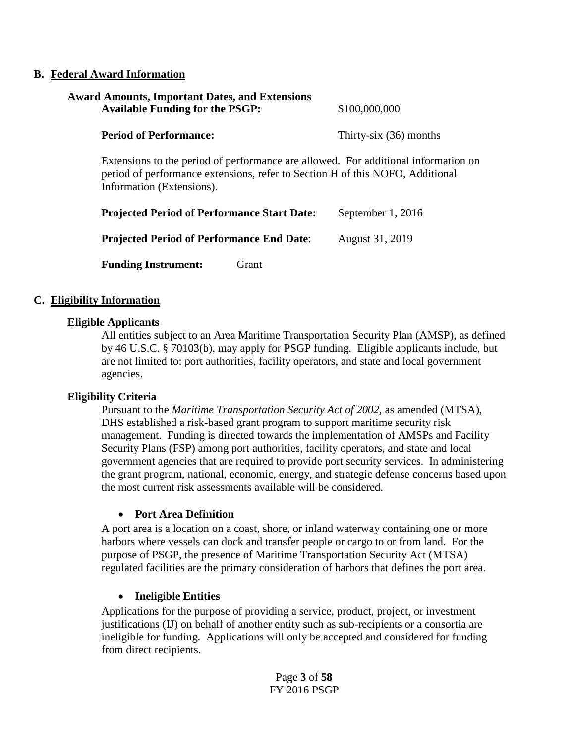## B. Federal Award Information

**Award Amounts, Important Dates, and Extensions**

**Available Funding for the PSGP:** $100,000,000

**Period of Performance:** Thirty-six (36) months

Extensions to the period of performance are allowed. For additional information on period of performance extensions, refer to Section H of this NOFO, Additional Information (Extensions).

**Projected Period of Performance Start Date:** September 1, 2016

**Projected Period of Performance End Date**: August 31, 2019

**Funding Instrument:** Grant

## C. Eligibility Information

**Eligible Applicants**

All entities subject to an Area Maritime Transportation Security Plan (AMSP), as defined by 46 U.S.C. § 70103(b), may apply for PSGP funding. Eligible applicants include, but are not limited to: port authorities, facility operators, and state and local government agencies.

**Eligibility Criteria**

Pursuant to the *Maritime Transportation Security Act of 2002,* as amended (MTSA), DHS established a risk-based grant program to support maritime security risk management. Funding is directed towards the implementation of AMSPs and Facility Security Plans (FSP) among port authorities, facility operators, and state and local government agencies that are required to provide port security services. In administering the grant program, national, economic, energy, and strategic defense concerns based upon the most current risk assessments available will be considered.

- **Port Area Definition**

A port area is a location on a coast, shore, or inland waterway containing one or more harbors where vessels can dock and transfer people or cargo to or from land. For the purpose of PSGP, the presence of Maritime Transportation Security Act (MTSA) regulated facilities are the primary consideration of harbors that defines the port area.

- **Ineligible Entities**

Applications for the purpose of providing a service, product, project, or investment justifications (IJ) on behalf of another entity such as sub-recipients or a consortia are ineligible for funding. Applications will only be accepted and considered for funding from direct recipients.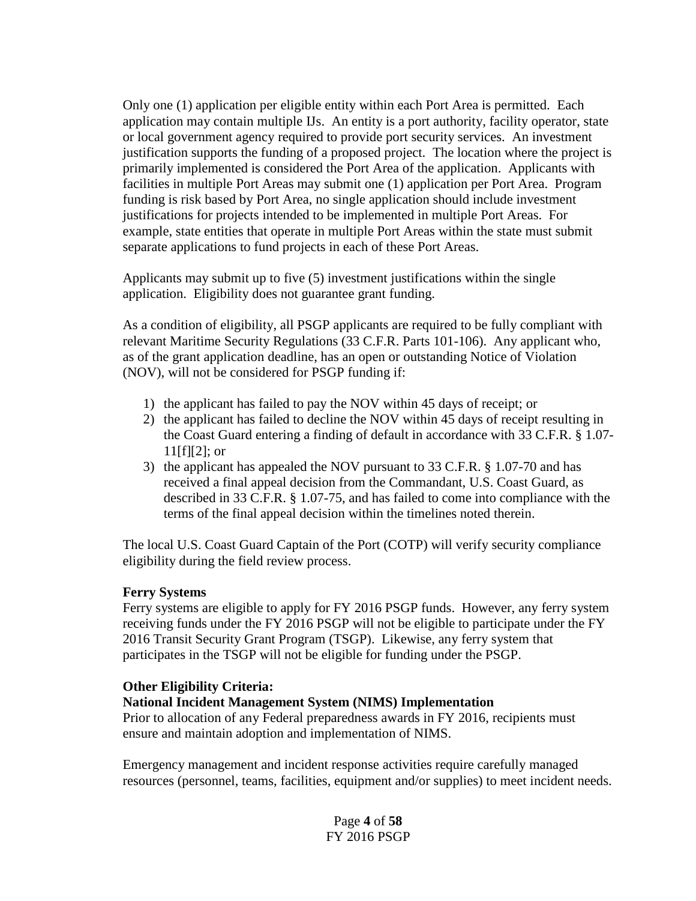Only one (1) application per eligible entity within each Port Area is permitted. Each application may contain multiple IJs. An entity is a port authority, facility operator, state or local government agency required to provide port security services. An investment justification supports the funding of a proposed project. The location where the project is primarily implemented is considered the Port Area of the application. Applicants with facilities in multiple Port Areas may submit one (1) application per Port Area. Program funding is risk based by Port Area, no single application should include investment justifications for projects intended to be implemented in multiple Port Areas. For example, state entities that operate in multiple Port Areas within the state must submit separate applications to fund projects in each of these Port Areas.

Applicants may submit up to five (5) investment justifications within the single application. Eligibility does not guarantee grant funding.

As a condition of eligibility, all PSGP applicants are required to be fully compliant with relevant Maritime Security Regulations (33 C.F.R. Parts 101-106). Any applicant who, as of the grant application deadline, has an open or outstanding Notice of Violation (NOV), will not be considered for PSGP funding if:

1) the applicant has failed to pay the NOV within 45 days of receipt; or
2) the applicant has failed to decline the NOV within 45 days of receipt resulting in the Coast Guard entering a finding of default in accordance with 33 C.F.R. § 1.07-11[f][2]; or
3) the applicant has appealed the NOV pursuant to 33 C.F.R. § 1.07-70 and has received a final appeal decision from the Commandant, U.S. Coast Guard, as described in 33 C.F.R. § 1.07-75, and has failed to come into compliance with the terms of the final appeal decision within the timelines noted therein.

The local U.S. Coast Guard Captain of the Port (COTP) will verify security compliance eligibility during the field review process.

**Ferry Systems**
Ferry systems are eligible to apply for FY 2016 PSGP funds. However, any ferry system receiving funds under the FY 2016 PSGP will not be eligible to participate under the FY 2016 Transit Security Grant Program (TSGP). Likewise, any ferry system that participates in the TSGP will not be eligible for funding under the PSGP.

**Other Eligibility Criteria:**
**National Incident Management System (NIMS) Implementation**
Prior to allocation of any Federal preparedness awards in FY 2016, recipients must ensure and maintain adoption and implementation of NIMS.

Emergency management and incident response activities require carefully managed resources (personnel, teams, facilities, equipment and/or supplies) to meet incident needs.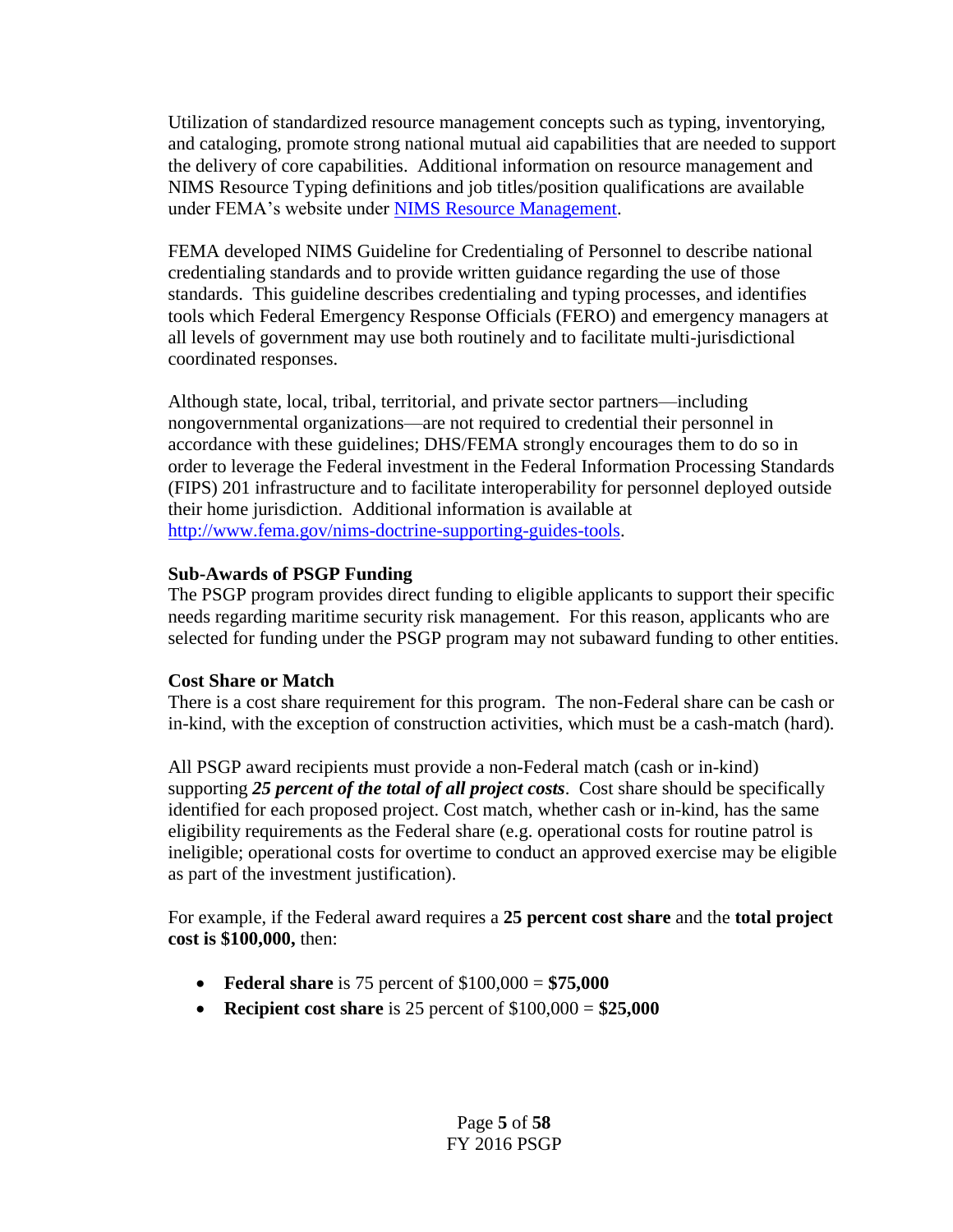Utilization of standardized resource management concepts such as typing, inventorying, and cataloging, promote strong national mutual aid capabilities that are needed to support the delivery of core capabilities. Additional information on resource management and NIMS Resource Typing definitions and job titles/position qualifications are available under FEMA's website under [NIMS Resource Management](NIMS Resource Management).

FEMA developed NIMS Guideline for Credentialing of Personnel to describe national credentialing standards and to provide written guidance regarding the use of those standards. This guideline describes credentialing and typing processes, and identifies tools which Federal Emergency Response Officials (FERO) and emergency managers at all levels of government may use both routinely and to facilitate multi-jurisdictional coordinated responses.

Although state, local, tribal, territorial, and private sector partners—including nongovernmental organizations—are not required to credential their personnel in accordance with these guidelines; DHS/FEMA strongly encourages them to do so in order to leverage the Federal investment in the Federal Information Processing Standards (FIPS) 201 infrastructure and to facilitate interoperability for personnel deployed outside their home jurisdiction. Additional information is available at [http://www.fema.gov/nims-doctrine-supporting-guides-tools](http://www.fema.gov/nims-doctrine-supporting-guides-tools).

**Sub-Awards of PSGP Funding**

The PSGP program provides direct funding to eligible applicants to support their specific needs regarding maritime security risk management. For this reason, applicants who are selected for funding under the PSGP program may not subaward funding to other entities.

**Cost Share or Match**

There is a cost share requirement for this program. The non-Federal share can be cash or in-kind, with the exception of construction activities, which must be a cash-match (hard).

All PSGP award recipients must provide a non-Federal match (cash or in-kind) supporting ***25 percent of the total of all project costs***. Cost share should be specifically identified for each proposed project. Cost match, whether cash or in-kind, has the same eligibility requirements as the Federal share (e.g. operational costs for routine patrol is ineligible; operational costs for overtime to conduct an approved exercise may be eligible as part of the investment justification).

For example, if the Federal award requires a **25 percent cost share** and the **total project cost is $100,000,** then:

- **Federal share** is 75 percent of $100,000 = **$75,000**
- **Recipient cost share** is 25 percent of $100,000 = **$25,000**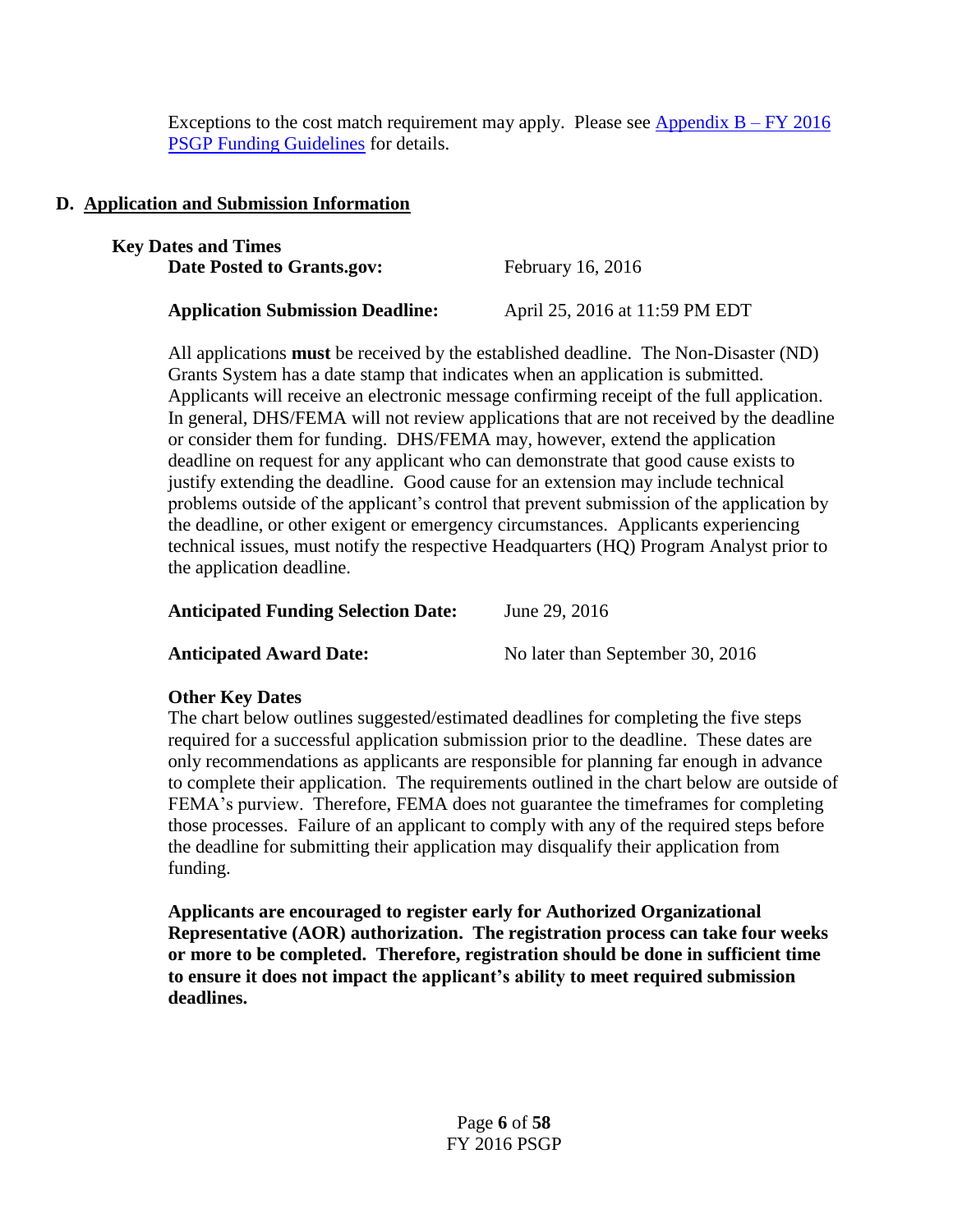Exceptions to the cost match requirement may apply. Please see [Appendix B – FY 2016 PSGP Funding Guidelines] for details.

## D. Application and Submission Information

### Key Dates and Times

**Date Posted to Grants.gov:** February 16, 2016

**Application Submission Deadline:** April 25, 2016 at 11:59 PM EDT

All applications **must** be received by the established deadline. The Non-Disaster (ND) Grants System has a date stamp that indicates when an application is submitted. Applicants will receive an electronic message confirming receipt of the full application. In general, DHS/FEMA will not review applications that are not received by the deadline or consider them for funding. DHS/FEMA may, however, extend the application deadline on request for any applicant who can demonstrate that good cause exists to justify extending the deadline. Good cause for an extension may include technical problems outside of the applicant's control that prevent submission of the application by the deadline, or other exigent or emergency circumstances. Applicants experiencing technical issues, must notify the respective Headquarters (HQ) Program Analyst prior to the application deadline.

**Anticipated Funding Selection Date:** June 29, 2016

**Anticipated Award Date:** No later than September 30, 2016

### Other Key Dates

The chart below outlines suggested/estimated deadlines for completing the five steps required for a successful application submission prior to the deadline. These dates are only recommendations as applicants are responsible for planning far enough in advance to complete their application. The requirements outlined in the chart below are outside of FEMA's purview. Therefore, FEMA does not guarantee the timeframes for completing those processes. Failure of an applicant to comply with any of the required steps before the deadline for submitting their application may disqualify their application from funding.

**Applicants are encouraged to register early for Authorized Organizational Representative (AOR) authorization. The registration process can take four weeks or more to be completed. Therefore, registration should be done in sufficient time to ensure it does not impact the applicant's ability to meet required submission deadlines.**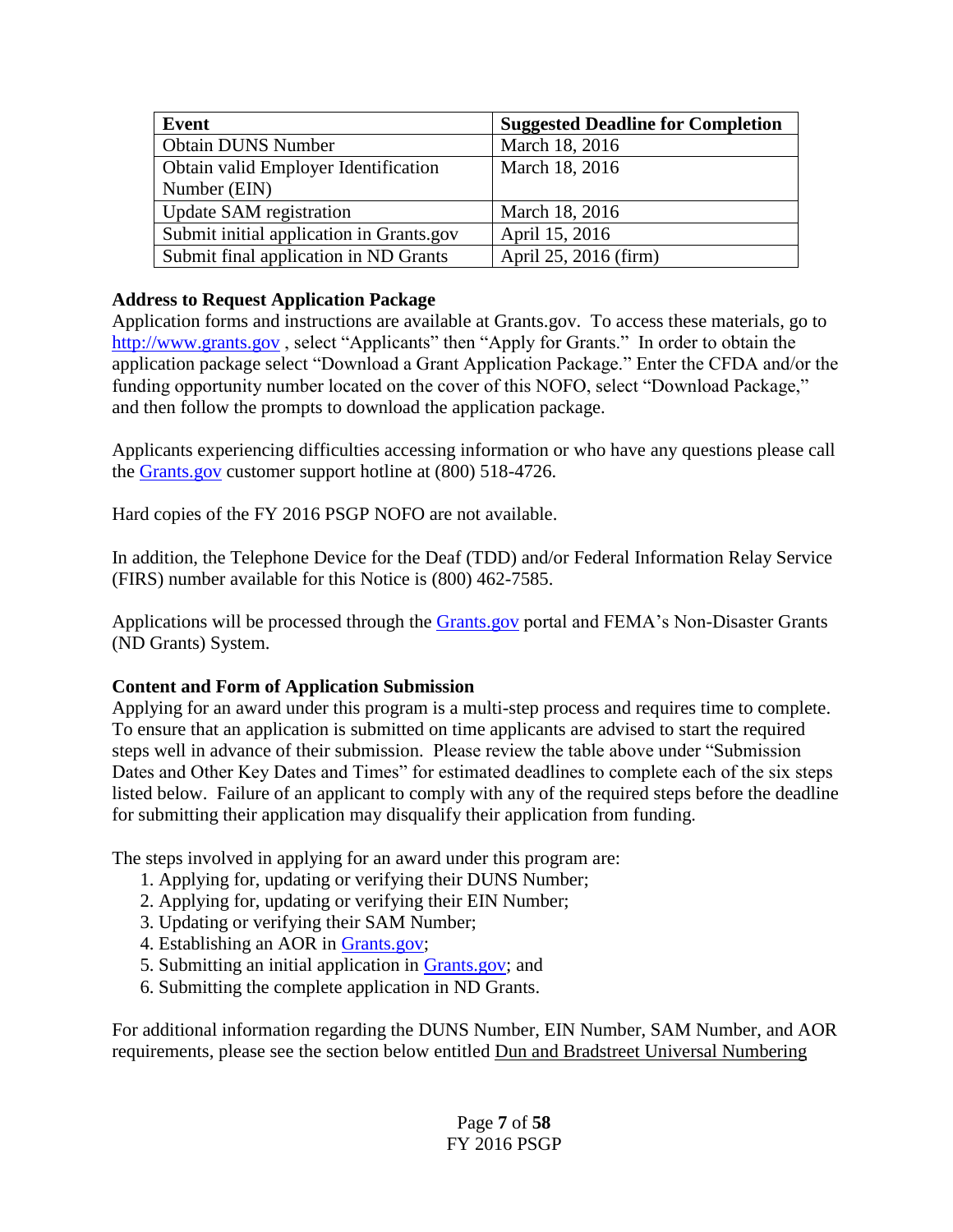| Event | Suggested Deadline for Completion |
| --- | --- |
| Obtain DUNS Number | March 18, 2016 |
| Obtain valid Employer Identification Number (EIN) | March 18, 2016 |
| Update SAM registration | March 18, 2016 |
| Submit initial application in Grants.gov | April 15, 2016 |
| Submit final application in ND Grants | April 25, 2016 (firm) |

**Address to Request Application Package**

Application forms and instructions are available at Grants.gov. To access these materials, go to http://www.grants.gov , select "Applicants" then "Apply for Grants." In order to obtain the application package select "Download a Grant Application Package." Enter the CFDA and/or the funding opportunity number located on the cover of this NOFO, select "Download Package," and then follow the prompts to download the application package.

Applicants experiencing difficulties accessing information or who have any questions please call the Grants.gov customer support hotline at (800) 518-4726.

Hard copies of the FY 2016 PSGP NOFO are not available.

In addition, the Telephone Device for the Deaf (TDD) and/or Federal Information Relay Service (FIRS) number available for this Notice is (800) 462-7585.

Applications will be processed through the Grants.gov portal and FEMA's Non-Disaster Grants (ND Grants) System.

**Content and Form of Application Submission**

Applying for an award under this program is a multi-step process and requires time to complete. To ensure that an application is submitted on time applicants are advised to start the required steps well in advance of their submission. Please review the table above under "Submission Dates and Other Key Dates and Times" for estimated deadlines to complete each of the six steps listed below. Failure of an applicant to comply with any of the required steps before the deadline for submitting their application may disqualify their application from funding.

The steps involved in applying for an award under this program are:

1. Applying for, updating or verifying their DUNS Number;
2. Applying for, updating or verifying their EIN Number;
3. Updating or verifying their SAM Number;
4. Establishing an AOR in Grants.gov;
5. Submitting an initial application in Grants.gov; and
6. Submitting the complete application in ND Grants.

For additional information regarding the DUNS Number, EIN Number, SAM Number, and AOR requirements, please see the section below entitled Dun and Bradstreet Universal Numbering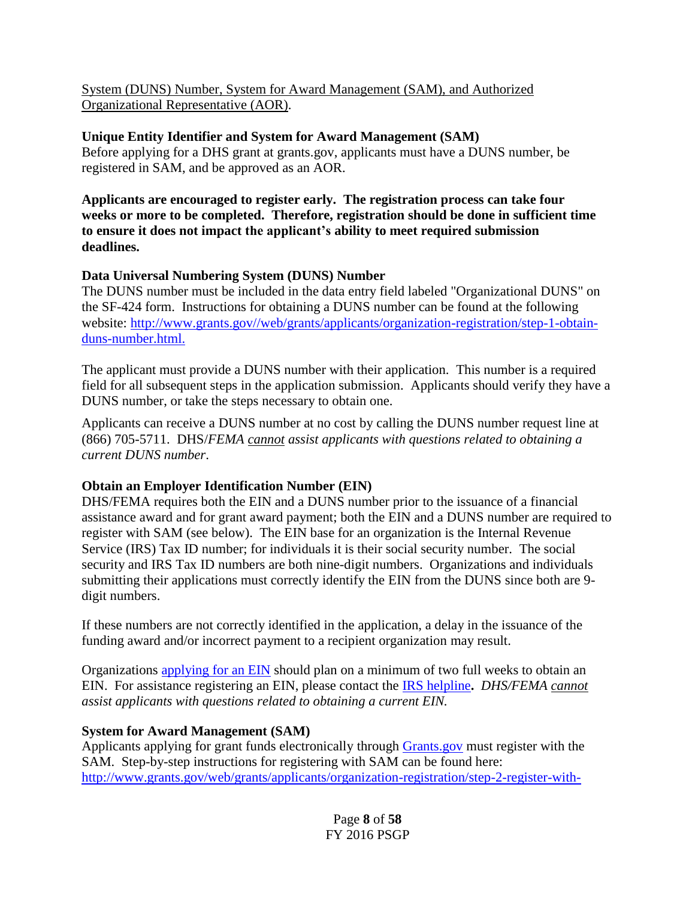System (DUNS) Number, System for Award Management (SAM), and Authorized Organizational Representative (AOR).

**Unique Entity Identifier and System for Award Management (SAM)**
Before applying for a DHS grant at grants.gov, applicants must have a DUNS number, be registered in SAM, and be approved as an AOR.

**Applicants are encouraged to register early. The registration process can take four weeks or more to be completed. Therefore, registration should be done in sufficient time to ensure it does not impact the applicant's ability to meet required submission deadlines.**

**Data Universal Numbering System (DUNS) Number**
The DUNS number must be included in the data entry field labeled "Organizational DUNS" on the SF-424 form. Instructions for obtaining a DUNS number can be found at the following website: http://www.grants.gov//web/grants/applicants/organization-registration/step-1-obtain-duns-number.html.

The applicant must provide a DUNS number with their application. This number is a required field for all subsequent steps in the application submission. Applicants should verify they have a DUNS number, or take the steps necessary to obtain one.

Applicants can receive a DUNS number at no cost by calling the DUNS number request line at (866) 705-5711. DHS/*FEMA cannot assist applicants with questions related to obtaining a current DUNS number*.

**Obtain an Employer Identification Number (EIN)**
DHS/FEMA requires both the EIN and a DUNS number prior to the issuance of a financial assistance award and for grant award payment; both the EIN and a DUNS number are required to register with SAM (see below). The EIN base for an organization is the Internal Revenue Service (IRS) Tax ID number; for individuals it is their social security number. The social security and IRS Tax ID numbers are both nine-digit numbers. Organizations and individuals submitting their applications must correctly identify the EIN from the DUNS since both are 9-digit numbers.

If these numbers are not correctly identified in the application, a delay in the issuance of the funding award and/or incorrect payment to a recipient organization may result.

Organizations applying for an EIN should plan on a minimum of two full weeks to obtain an EIN. For assistance registering an EIN, please contact the IRS helpline**.** *DHS/FEMA cannot assist applicants with questions related to obtaining a current EIN.*

**System for Award Management (SAM)**
Applicants applying for grant funds electronically through Grants.gov must register with the SAM. Step-by-step instructions for registering with SAM can be found here: http://www.grants.gov/web/grants/applicants/organization-registration/step-2-register-with-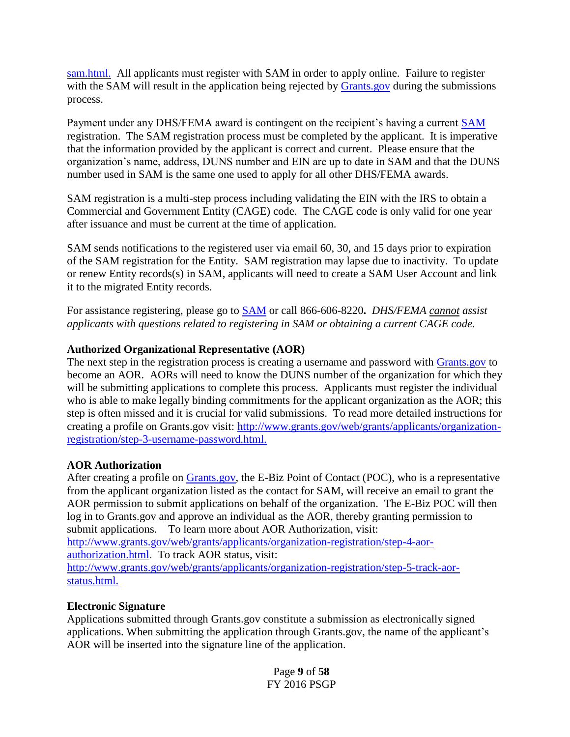sam.html. All applicants must register with SAM in order to apply online. Failure to register with the SAM will result in the application being rejected by Grants.gov during the submissions process.

Payment under any DHS/FEMA award is contingent on the recipient's having a current SAM registration. The SAM registration process must be completed by the applicant. It is imperative that the information provided by the applicant is correct and current. Please ensure that the organization's name, address, DUNS number and EIN are up to date in SAM and that the DUNS number used in SAM is the same one used to apply for all other DHS/FEMA awards.

SAM registration is a multi-step process including validating the EIN with the IRS to obtain a Commercial and Government Entity (CAGE) code. The CAGE code is only valid for one year after issuance and must be current at the time of application.

SAM sends notifications to the registered user via email 60, 30, and 15 days prior to expiration of the SAM registration for the Entity. SAM registration may lapse due to inactivity. To update or renew Entity records(s) in SAM, applicants will need to create a SAM User Account and link it to the migrated Entity records.

For assistance registering, please go to SAM or call 866-606-8220**.** *DHS/FEMA* ***cannot*** *assist applicants with questions related to registering in SAM or obtaining a current CAGE code.*

**Authorized Organizational Representative (AOR)**

The next step in the registration process is creating a username and password with Grants.gov to become an AOR. AORs will need to know the DUNS number of the organization for which they will be submitting applications to complete this process. Applicants must register the individual who is able to make legally binding commitments for the applicant organization as the AOR; this step is often missed and it is crucial for valid submissions. To read more detailed instructions for creating a profile on Grants.gov visit: http://www.grants.gov/web/grants/applicants/organization-registration/step-3-username-password.html.

**AOR Authorization**

After creating a profile on Grants.gov, the E-Biz Point of Contact (POC), who is a representative from the applicant organization listed as the contact for SAM, will receive an email to grant the AOR permission to submit applications on behalf of the organization. The E-Biz POC will then log in to Grants.gov and approve an individual as the AOR, thereby granting permission to submit applications. To learn more about AOR Authorization, visit: http://www.grants.gov/web/grants/applicants/organization-registration/step-4-aor-authorization.html. To track AOR status, visit: http://www.grants.gov/web/grants/applicants/organization-registration/step-5-track-aor-status.html.

**Electronic Signature**

Applications submitted through Grants.gov constitute a submission as electronically signed applications. When submitting the application through Grants.gov, the name of the applicant's AOR will be inserted into the signature line of the application.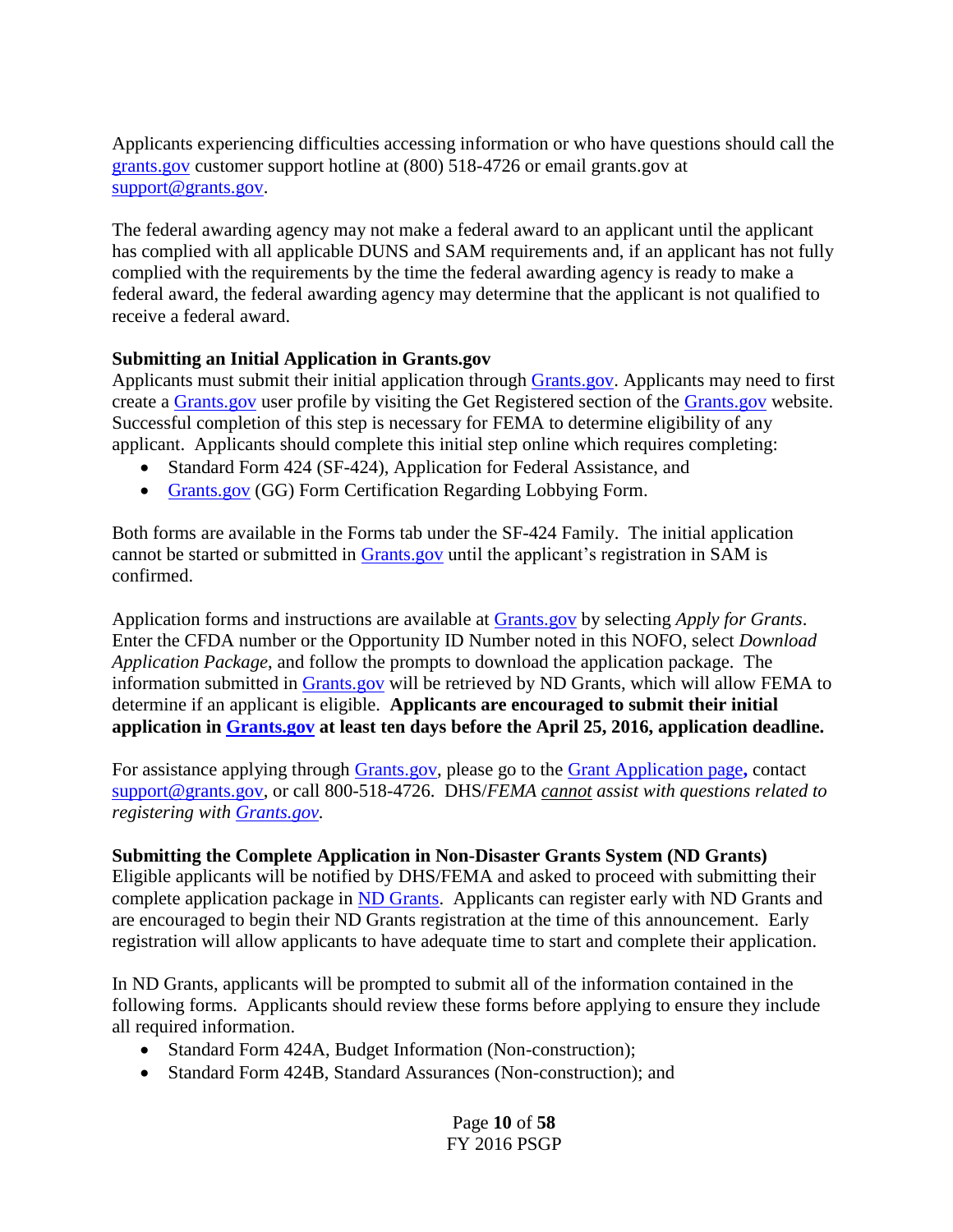Applicants experiencing difficulties accessing information or who have questions should call the grants.gov customer support hotline at (800) 518-4726 or email grants.gov at support@grants.gov.

The federal awarding agency may not make a federal award to an applicant until the applicant has complied with all applicable DUNS and SAM requirements and, if an applicant has not fully complied with the requirements by the time the federal awarding agency is ready to make a federal award, the federal awarding agency may determine that the applicant is not qualified to receive a federal award.

**Submitting an Initial Application in Grants.gov**

Applicants must submit their initial application through Grants.gov. Applicants may need to first create a Grants.gov user profile by visiting the Get Registered section of the Grants.gov website. Successful completion of this step is necessary for FEMA to determine eligibility of any applicant. Applicants should complete this initial step online which requires completing:

- Standard Form 424 (SF-424), Application for Federal Assistance, and
- Grants.gov (GG) Form Certification Regarding Lobbying Form.

Both forms are available in the Forms tab under the SF-424 Family. The initial application cannot be started or submitted in Grants.gov until the applicant's registration in SAM is confirmed.

Application forms and instructions are available at Grants.gov by selecting *Apply for Grants*. Enter the CFDA number or the Opportunity ID Number noted in this NOFO, select *Download Application Package*, and follow the prompts to download the application package. The information submitted in Grants.gov will be retrieved by ND Grants, which will allow FEMA to determine if an applicant is eligible. **Applicants are encouraged to submit their initial application in Grants.gov at least ten days before the April 25, 2016, application deadline.**

For assistance applying through Grants.gov, please go to the Grant Application page**,** contact support@grants.gov, or call 800-518-4726. DHS/*FEMA cannot assist with questions related to registering with Grants.gov.*

**Submitting the Complete Application in Non-Disaster Grants System (ND Grants)**

Eligible applicants will be notified by DHS/FEMA and asked to proceed with submitting their complete application package in ND Grants. Applicants can register early with ND Grants and are encouraged to begin their ND Grants registration at the time of this announcement. Early registration will allow applicants to have adequate time to start and complete their application.

In ND Grants, applicants will be prompted to submit all of the information contained in the following forms. Applicants should review these forms before applying to ensure they include all required information.

- Standard Form 424A, Budget Information (Non-construction);
- Standard Form 424B, Standard Assurances (Non-construction); and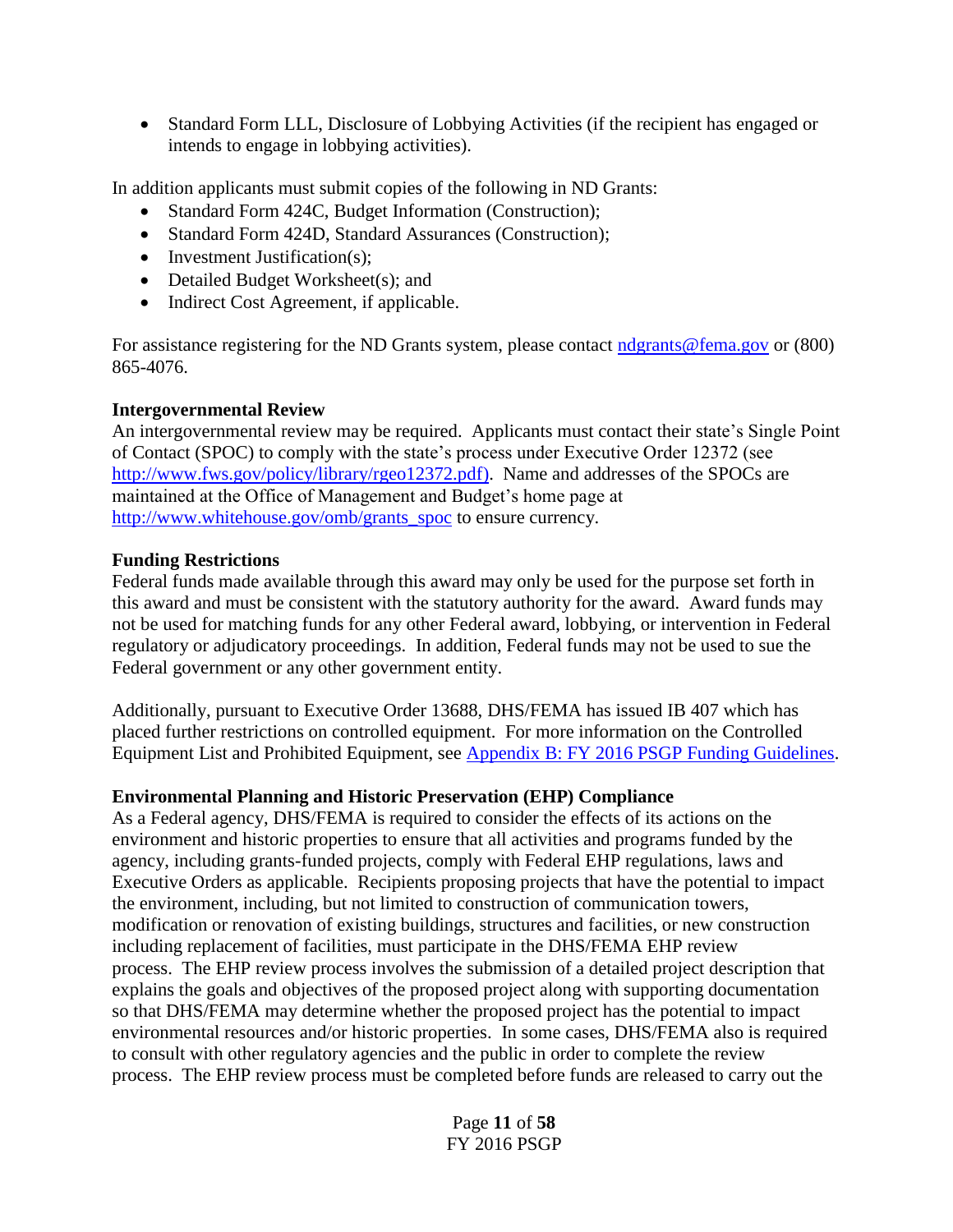- Standard Form LLL, Disclosure of Lobbying Activities (if the recipient has engaged or intends to engage in lobbying activities).

In addition applicants must submit copies of the following in ND Grants:

- Standard Form 424C, Budget Information (Construction);
- Standard Form 424D, Standard Assurances (Construction);
- Investment Justification(s);
- Detailed Budget Worksheet(s); and
- Indirect Cost Agreement, if applicable.

For assistance registering for the ND Grants system, please contact [ndgrants@fema.gov](mailto:ndgrants@fema.gov) or (800) 865-4076.

**Intergovernmental Review**
An intergovernmental review may be required. Applicants must contact their state's Single Point of Contact (SPOC) to comply with the state's process under Executive Order 12372 (see [http://www.fws.gov/policy/library/rgeo12372.pdf)](http://www.fws.gov/policy/library/rgeo12372.pdf). Name and addresses of the SPOCs are maintained at the Office of Management and Budget's home page at [http://www.whitehouse.gov/omb/grants_spoc](http://www.whitehouse.gov/omb/grants_spoc) to ensure currency.

**Funding Restrictions**
Federal funds made available through this award may only be used for the purpose set forth in this award and must be consistent with the statutory authority for the award. Award funds may not be used for matching funds for any other Federal award, lobbying, or intervention in Federal regulatory or adjudicatory proceedings. In addition, Federal funds may not be used to sue the Federal government or any other government entity.

Additionally, pursuant to Executive Order 13688, DHS/FEMA has issued IB 407 which has placed further restrictions on controlled equipment. For more information on the Controlled Equipment List and Prohibited Equipment, see Appendix B: FY 2016 PSGP Funding Guidelines.

**Environmental Planning and Historic Preservation (EHP) Compliance**
As a Federal agency, DHS/FEMA is required to consider the effects of its actions on the environment and historic properties to ensure that all activities and programs funded by the agency, including grants-funded projects, comply with Federal EHP regulations, laws and Executive Orders as applicable. Recipients proposing projects that have the potential to impact the environment, including, but not limited to construction of communication towers, modification or renovation of existing buildings, structures and facilities, or new construction including replacement of facilities, must participate in the DHS/FEMA EHP review process. The EHP review process involves the submission of a detailed project description that explains the goals and objectives of the proposed project along with supporting documentation so that DHS/FEMA may determine whether the proposed project has the potential to impact environmental resources and/or historic properties. In some cases, DHS/FEMA also is required to consult with other regulatory agencies and the public in order to complete the review process. The EHP review process must be completed before funds are released to carry out the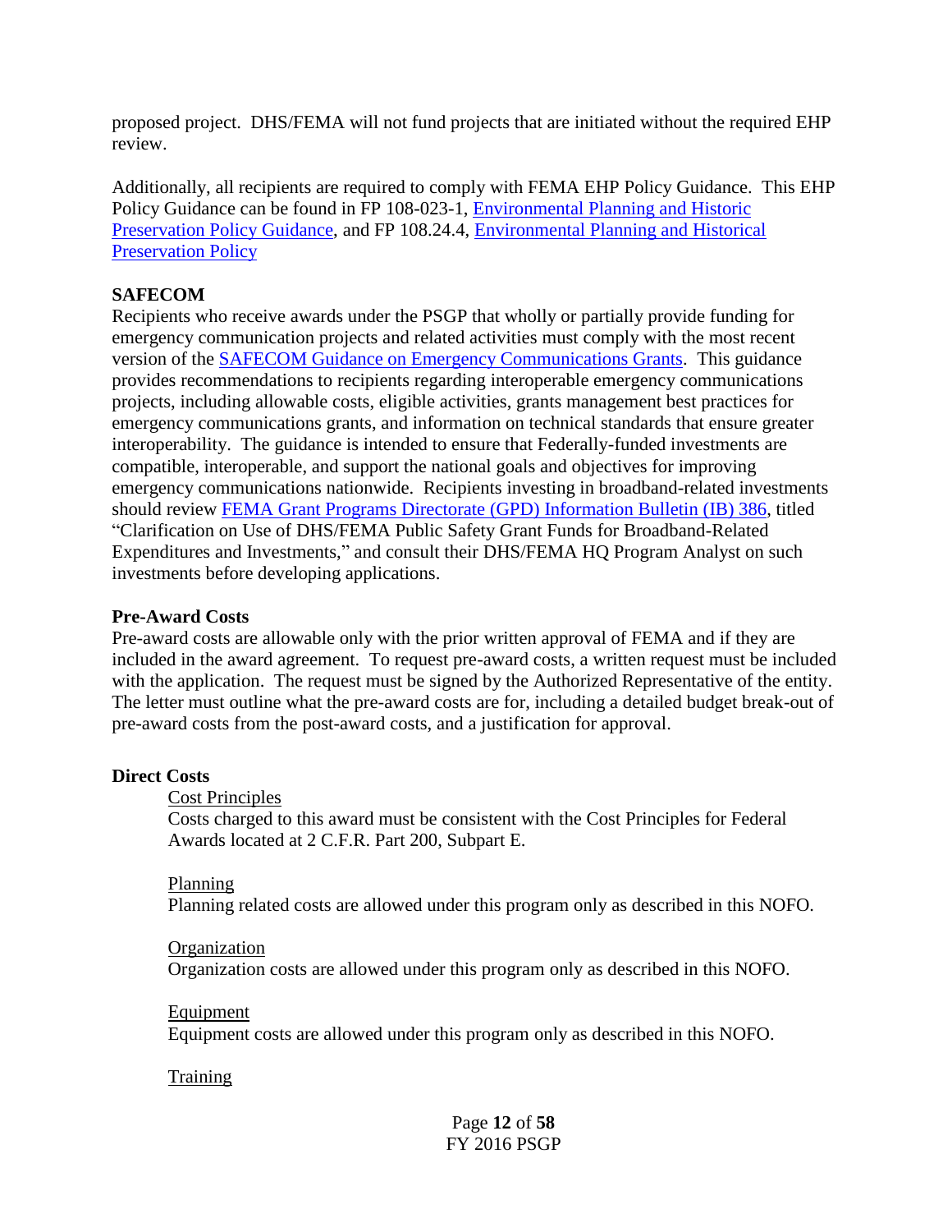proposed project. DHS/FEMA will not fund projects that are initiated without the required EHP review.

Additionally, all recipients are required to comply with FEMA EHP Policy Guidance. This EHP Policy Guidance can be found in FP 108-023-1, [Environmental Planning and Historic Preservation Policy Guidance](), and FP 108.24.4, [Environmental Planning and Historical Preservation Policy]()

**SAFECOM**

Recipients who receive awards under the PSGP that wholly or partially provide funding for emergency communication projects and related activities must comply with the most recent version of the [SAFECOM Guidance on Emergency Communications Grants](). This guidance provides recommendations to recipients regarding interoperable emergency communications projects, including allowable costs, eligible activities, grants management best practices for emergency communications grants, and information on technical standards that ensure greater interoperability. The guidance is intended to ensure that Federally-funded investments are compatible, interoperable, and support the national goals and objectives for improving emergency communications nationwide. Recipients investing in broadband-related investments should review [FEMA Grant Programs Directorate (GPD) Information Bulletin (IB) 386](), titled "Clarification on Use of DHS/FEMA Public Safety Grant Funds for Broadband-Related Expenditures and Investments," and consult their DHS/FEMA HQ Program Analyst on such investments before developing applications.

**Pre-Award Costs**

Pre-award costs are allowable only with the prior written approval of FEMA and if they are included in the award agreement. To request pre-award costs, a written request must be included with the application. The request must be signed by the Authorized Representative of the entity. The letter must outline what the pre-award costs are for, including a detailed budget break-out of pre-award costs from the post-award costs, and a justification for approval.

**Direct Costs**

Cost Principles

Costs charged to this award must be consistent with the Cost Principles for Federal Awards located at 2 C.F.R. Part 200, Subpart E.

Planning

Planning related costs are allowed under this program only as described in this NOFO.

Organization

Organization costs are allowed under this program only as described in this NOFO.

Equipment

Equipment costs are allowed under this program only as described in this NOFO.

Training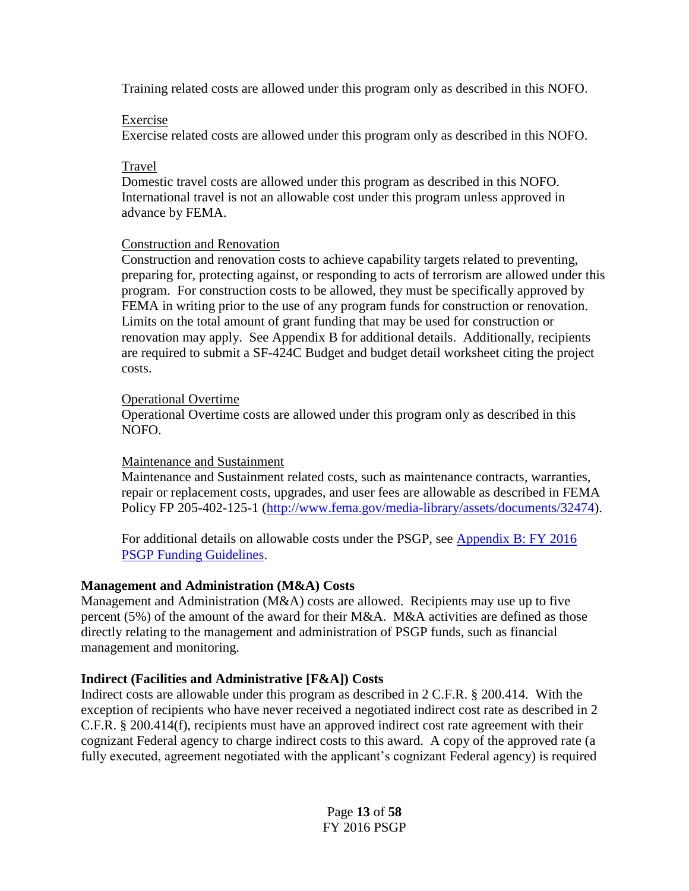Training related costs are allowed under this program only as described in this NOFO.

Exercise

Exercise related costs are allowed under this program only as described in this NOFO.

Travel

Domestic travel costs are allowed under this program as described in this NOFO. International travel is not an allowable cost under this program unless approved in advance by FEMA.

Construction and Renovation

Construction and renovation costs to achieve capability targets related to preventing, preparing for, protecting against, or responding to acts of terrorism are allowed under this program. For construction costs to be allowed, they must be specifically approved by FEMA in writing prior to the use of any program funds for construction or renovation. Limits on the total amount of grant funding that may be used for construction or renovation may apply. See Appendix B for additional details. Additionally, recipients are required to submit a SF-424C Budget and budget detail worksheet citing the project costs.

Operational Overtime

Operational Overtime costs are allowed under this program only as described in this NOFO.

Maintenance and Sustainment

Maintenance and Sustainment related costs, such as maintenance contracts, warranties, repair or replacement costs, upgrades, and user fees are allowable as described in FEMA Policy FP 205-402-125-1 (http://www.fema.gov/media-library/assets/documents/32474).

For additional details on allowable costs under the PSGP, see Appendix B: FY 2016 PSGP Funding Guidelines.

**Management and Administration (M&A) Costs**

Management and Administration (M&A) costs are allowed. Recipients may use up to five percent (5%) of the amount of the award for their M&A. M&A activities are defined as those directly relating to the management and administration of PSGP funds, such as financial management and monitoring.

**Indirect (Facilities and Administrative [F&A]) Costs**

Indirect costs are allowable under this program as described in 2 C.F.R. § 200.414. With the exception of recipients who have never received a negotiated indirect cost rate as described in 2 C.F.R. § 200.414(f), recipients must have an approved indirect cost rate agreement with their cognizant Federal agency to charge indirect costs to this award. A copy of the approved rate (a fully executed, agreement negotiated with the applicant's cognizant Federal agency) is required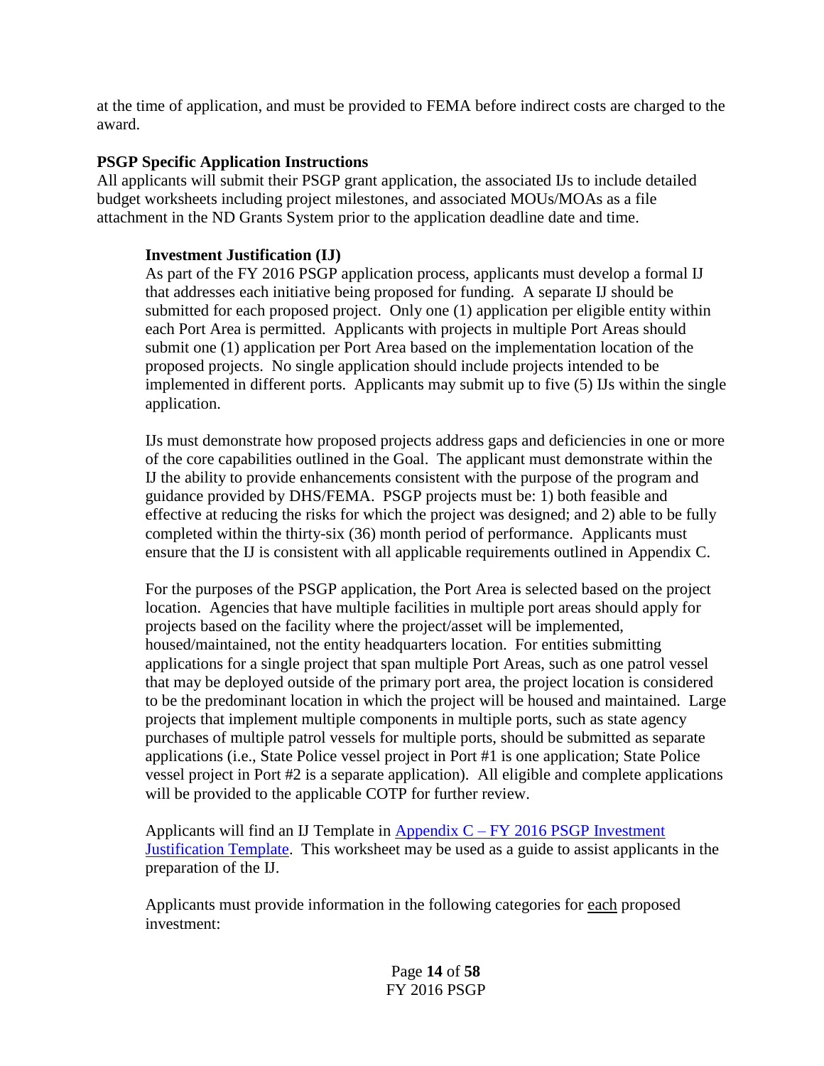at the time of application, and must be provided to FEMA before indirect costs are charged to the award.

**PSGP Specific Application Instructions**

All applicants will submit their PSGP grant application, the associated IJs to include detailed budget worksheets including project milestones, and associated MOUs/MOAs as a file attachment in the ND Grants System prior to the application deadline date and time.

**Investment Justification (IJ)**

As part of the FY 2016 PSGP application process, applicants must develop a formal IJ that addresses each initiative being proposed for funding. A separate IJ should be submitted for each proposed project. Only one (1) application per eligible entity within each Port Area is permitted. Applicants with projects in multiple Port Areas should submit one (1) application per Port Area based on the implementation location of the proposed projects. No single application should include projects intended to be implemented in different ports. Applicants may submit up to five (5) IJs within the single application.

IJs must demonstrate how proposed projects address gaps and deficiencies in one or more of the core capabilities outlined in the Goal. The applicant must demonstrate within the IJ the ability to provide enhancements consistent with the purpose of the program and guidance provided by DHS/FEMA. PSGP projects must be: 1) both feasible and effective at reducing the risks for which the project was designed; and 2) able to be fully completed within the thirty-six (36) month period of performance. Applicants must ensure that the IJ is consistent with all applicable requirements outlined in Appendix C.

For the purposes of the PSGP application, the Port Area is selected based on the project location. Agencies that have multiple facilities in multiple port areas should apply for projects based on the facility where the project/asset will be implemented, housed/maintained, not the entity headquarters location. For entities submitting applications for a single project that span multiple Port Areas, such as one patrol vessel that may be deployed outside of the primary port area, the project location is considered to be the predominant location in which the project will be housed and maintained. Large projects that implement multiple components in multiple ports, such as state agency purchases of multiple patrol vessels for multiple ports, should be submitted as separate applications (i.e., State Police vessel project in Port #1 is one application; State Police vessel project in Port #2 is a separate application). All eligible and complete applications will be provided to the applicable COTP for further review.

Applicants will find an IJ Template in Appendix C – FY 2016 PSGP Investment Justification Template. This worksheet may be used as a guide to assist applicants in the preparation of the IJ.

Applicants must provide information in the following categories for each proposed investment: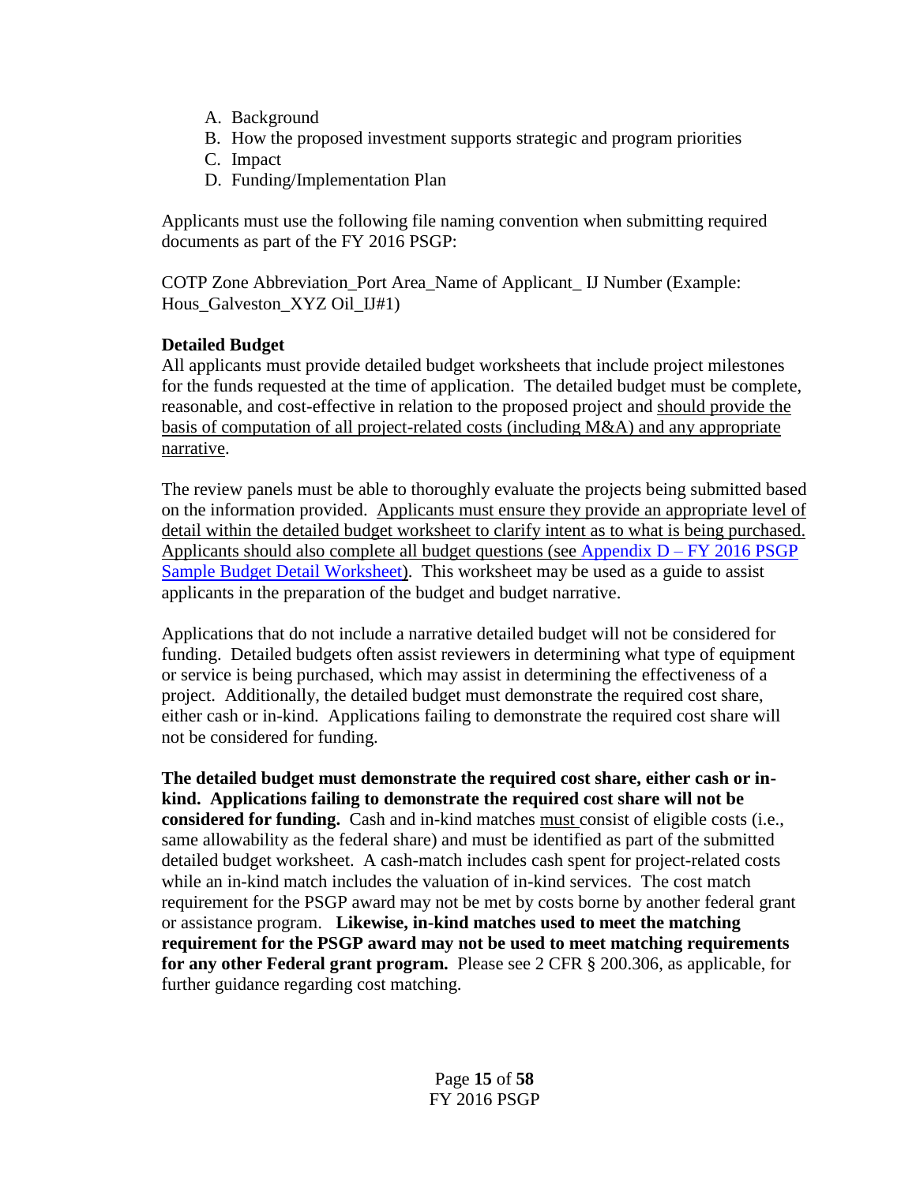A. Background
B. How the proposed investment supports strategic and program priorities
C. Impact
D. Funding/Implementation Plan

Applicants must use the following file naming convention when submitting required documents as part of the FY 2016 PSGP:

COTP Zone Abbreviation_Port Area_Name of Applicant_ IJ Number (Example: Hous_Galveston_XYZ Oil_IJ#1)

**Detailed Budget**

All applicants must provide detailed budget worksheets that include project milestones for the funds requested at the time of application. The detailed budget must be complete, reasonable, and cost-effective in relation to the proposed project and should provide the basis of computation of all project-related costs (including M&A) and any appropriate narrative.

The review panels must be able to thoroughly evaluate the projects being submitted based on the information provided. Applicants must ensure they provide an appropriate level of detail within the detailed budget worksheet to clarify intent as to what is being purchased. Applicants should also complete all budget questions (see Appendix D – FY 2016 PSGP Sample Budget Detail Worksheet). This worksheet may be used as a guide to assist applicants in the preparation of the budget and budget narrative.

Applications that do not include a narrative detailed budget will not be considered for funding. Detailed budgets often assist reviewers in determining what type of equipment or service is being purchased, which may assist in determining the effectiveness of a project. Additionally, the detailed budget must demonstrate the required cost share, either cash or in-kind. Applications failing to demonstrate the required cost share will not be considered for funding.

**The detailed budget must demonstrate the required cost share, either cash or in-kind. Applications failing to demonstrate the required cost share will not be considered for funding.** Cash and in-kind matches must consist of eligible costs (i.e., same allowability as the federal share) and must be identified as part of the submitted detailed budget worksheet. A cash-match includes cash spent for project-related costs while an in-kind match includes the valuation of in-kind services. The cost match requirement for the PSGP award may not be met by costs borne by another federal grant or assistance program. **Likewise, in-kind matches used to meet the matching requirement for the PSGP award may not be used to meet matching requirements for any other Federal grant program.** Please see 2 CFR § 200.306, as applicable, for further guidance regarding cost matching.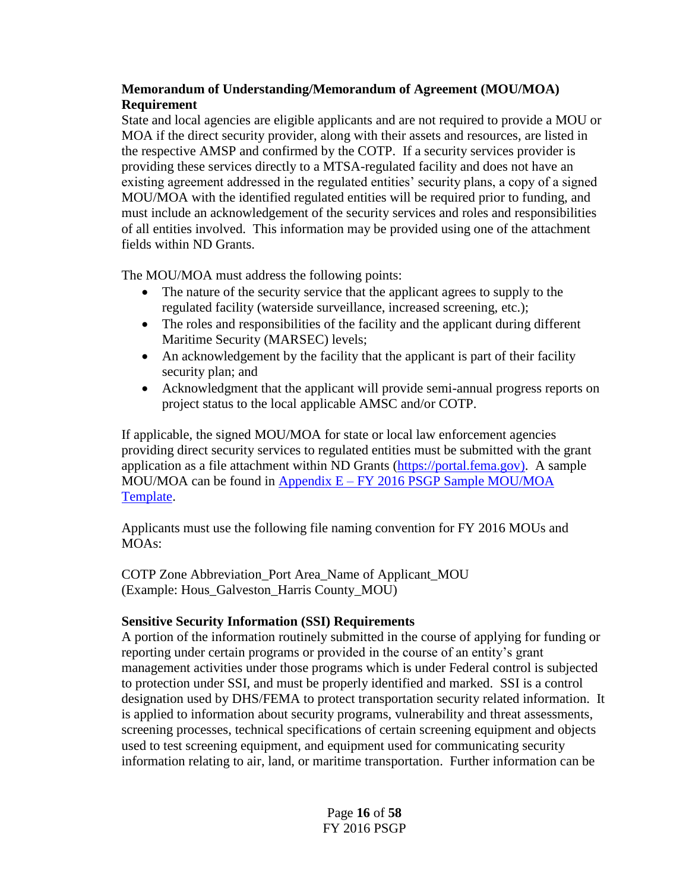**Memorandum of Understanding/Memorandum of Agreement (MOU/MOA) Requirement**

State and local agencies are eligible applicants and are not required to provide a MOU or MOA if the direct security provider, along with their assets and resources, are listed in the respective AMSP and confirmed by the COTP. If a security services provider is providing these services directly to a MTSA-regulated facility and does not have an existing agreement addressed in the regulated entities' security plans, a copy of a signed MOU/MOA with the identified regulated entities will be required prior to funding, and must include an acknowledgement of the security services and roles and responsibilities of all entities involved. This information may be provided using one of the attachment fields within ND Grants.

The MOU/MOA must address the following points:

- The nature of the security service that the applicant agrees to supply to the regulated facility (waterside surveillance, increased screening, etc.);
- The roles and responsibilities of the facility and the applicant during different Maritime Security (MARSEC) levels;
- An acknowledgement by the facility that the applicant is part of their facility security plan; and
- Acknowledgment that the applicant will provide semi-annual progress reports on project status to the local applicable AMSC and/or COTP.

If applicable, the signed MOU/MOA for state or local law enforcement agencies providing direct security services to regulated entities must be submitted with the grant application as a file attachment within ND Grants (https://portal.fema.gov). A sample MOU/MOA can be found in Appendix E – FY 2016 PSGP Sample MOU/MOA Template.

Applicants must use the following file naming convention for FY 2016 MOUs and MOAs:

COTP Zone Abbreviation_Port Area_Name of Applicant_MOU
(Example: Hous_Galveston_Harris County_MOU)

**Sensitive Security Information (SSI) Requirements**

A portion of the information routinely submitted in the course of applying for funding or reporting under certain programs or provided in the course of an entity's grant management activities under those programs which is under Federal control is subjected to protection under SSI, and must be properly identified and marked. SSI is a control designation used by DHS/FEMA to protect transportation security related information. It is applied to information about security programs, vulnerability and threat assessments, screening processes, technical specifications of certain screening equipment and objects used to test screening equipment, and equipment used for communicating security information relating to air, land, or maritime transportation. Further information can be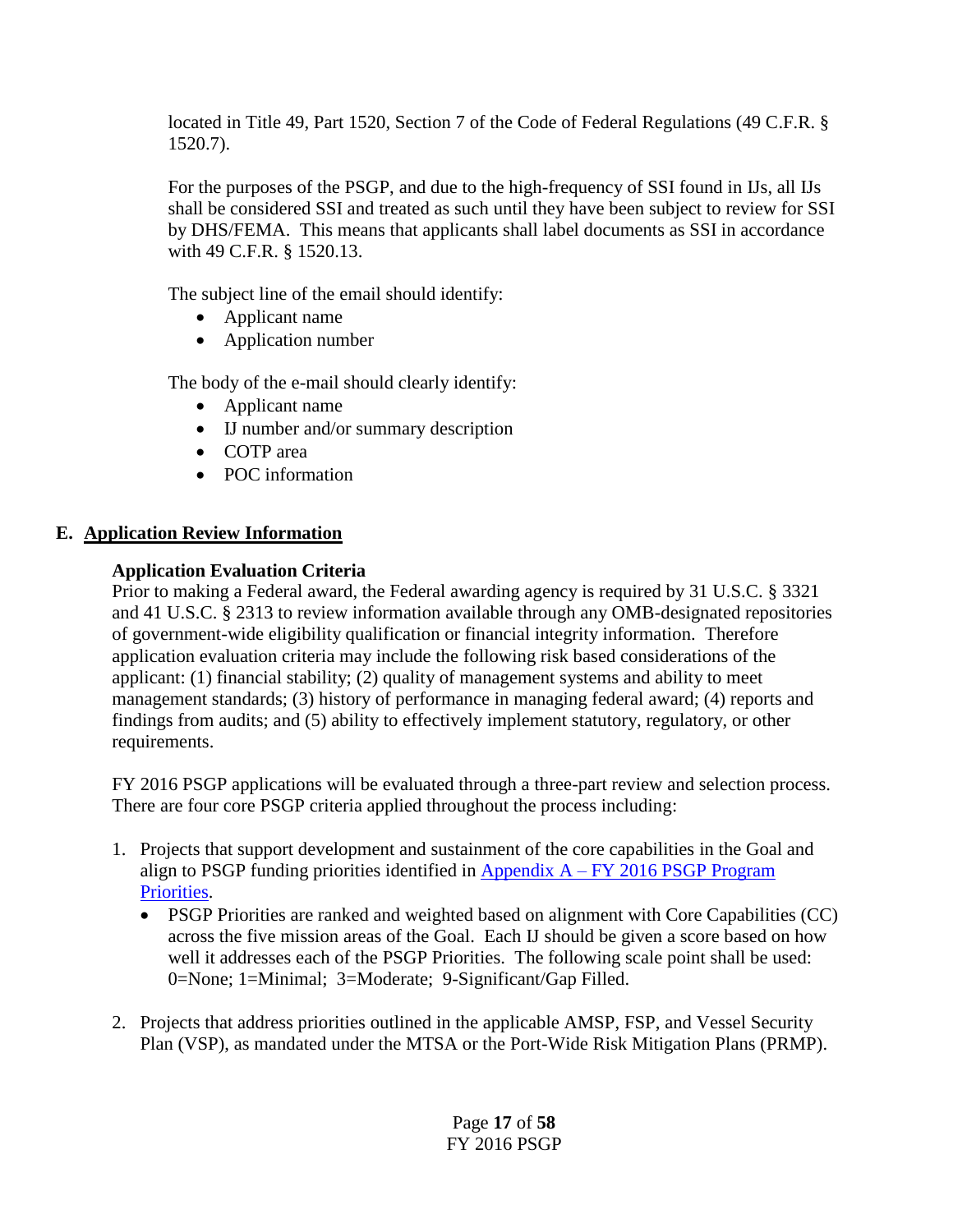located in Title 49, Part 1520, Section 7 of the Code of Federal Regulations (49 C.F.R. § 1520.7).

For the purposes of the PSGP, and due to the high-frequency of SSI found in IJs, all IJs shall be considered SSI and treated as such until they have been subject to review for SSI by DHS/FEMA. This means that applicants shall label documents as SSI in accordance with 49 C.F.R. § 1520.13.

The subject line of the email should identify:

- Applicant name
- Application number

The body of the e-mail should clearly identify:

- Applicant name
- IJ number and/or summary description
- COTP area
- POC information

## E. Application Review Information

### Application Evaluation Criteria

Prior to making a Federal award, the Federal awarding agency is required by 31 U.S.C. § 3321 and 41 U.S.C. § 2313 to review information available through any OMB-designated repositories of government-wide eligibility qualification or financial integrity information. Therefore application evaluation criteria may include the following risk based considerations of the applicant: (1) financial stability; (2) quality of management systems and ability to meet management standards; (3) history of performance in managing federal award; (4) reports and findings from audits; and (5) ability to effectively implement statutory, regulatory, or other requirements.

FY 2016 PSGP applications will be evaluated through a three-part review and selection process. There are four core PSGP criteria applied throughout the process including:

1. Projects that support development and sustainment of the core capabilities in the Goal and align to PSGP funding priorities identified in Appendix A – FY 2016 PSGP Program Priorities.
   - PSGP Priorities are ranked and weighted based on alignment with Core Capabilities (CC) across the five mission areas of the Goal. Each IJ should be given a score based on how well it addresses each of the PSGP Priorities. The following scale point shall be used: 0=None; 1=Minimal; 3=Moderate; 9-Significant/Gap Filled.

2. Projects that address priorities outlined in the applicable AMSP, FSP, and Vessel Security Plan (VSP), as mandated under the MTSA or the Port-Wide Risk Mitigation Plans (PRMP).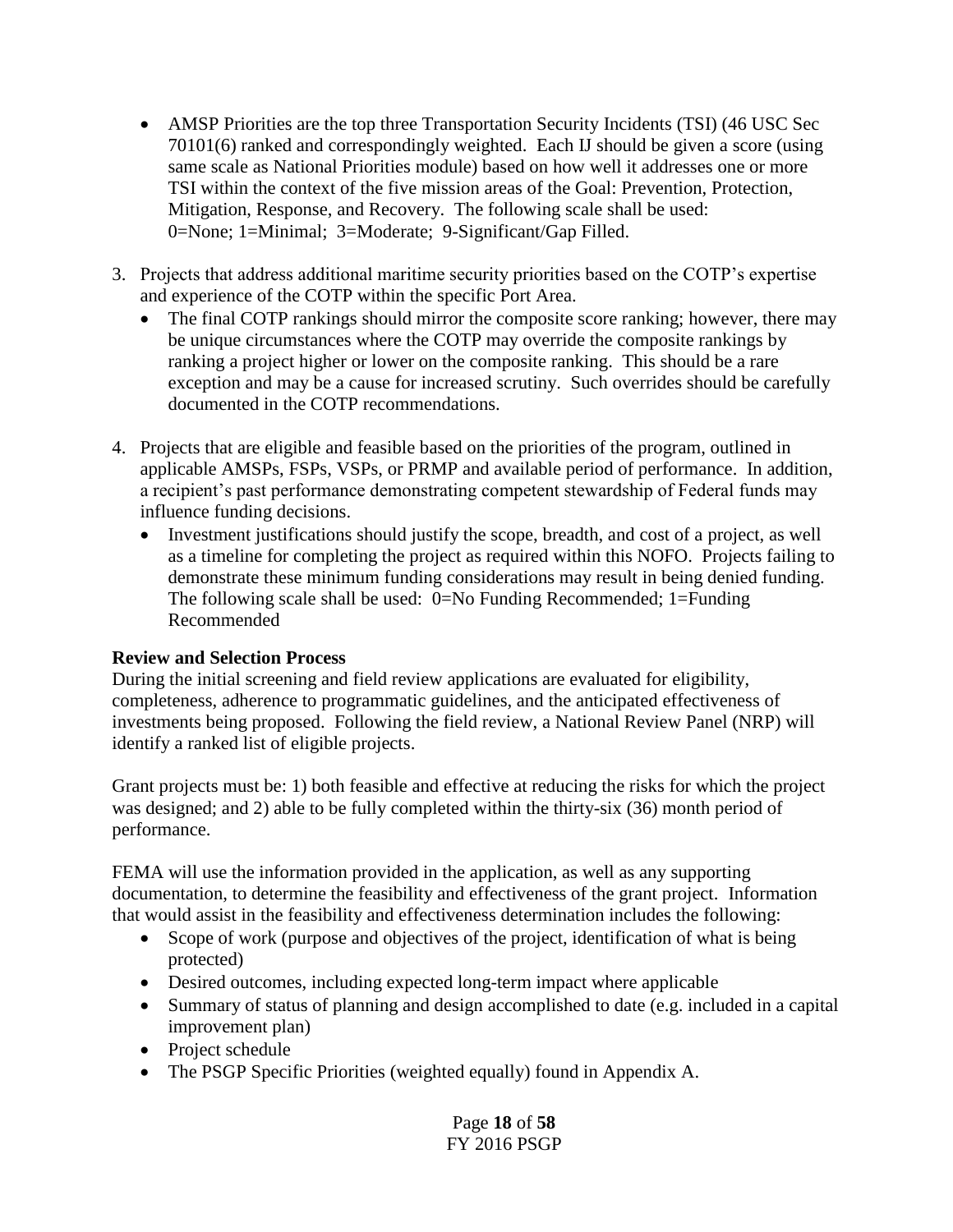- AMSP Priorities are the top three Transportation Security Incidents (TSI) (46 USC Sec 70101(6) ranked and correspondingly weighted. Each IJ should be given a score (using same scale as National Priorities module) based on how well it addresses one or more TSI within the context of the five mission areas of the Goal: Prevention, Protection, Mitigation, Response, and Recovery. The following scale shall be used: 0=None; 1=Minimal; 3=Moderate; 9-Significant/Gap Filled.

3. Projects that address additional maritime security priorities based on the COTP's expertise and experience of the COTP within the specific Port Area.
   - The final COTP rankings should mirror the composite score ranking; however, there may be unique circumstances where the COTP may override the composite rankings by ranking a project higher or lower on the composite ranking. This should be a rare exception and may be a cause for increased scrutiny. Such overrides should be carefully documented in the COTP recommendations.

4. Projects that are eligible and feasible based on the priorities of the program, outlined in applicable AMSPs, FSPs, VSPs, or PRMP and available period of performance. In addition, a recipient's past performance demonstrating competent stewardship of Federal funds may influence funding decisions.
   - Investment justifications should justify the scope, breadth, and cost of a project, as well as a timeline for completing the project as required within this NOFO. Projects failing to demonstrate these minimum funding considerations may result in being denied funding. The following scale shall be used: 0=No Funding Recommended; 1=Funding Recommended

**Review and Selection Process**

During the initial screening and field review applications are evaluated for eligibility, completeness, adherence to programmatic guidelines, and the anticipated effectiveness of investments being proposed. Following the field review, a National Review Panel (NRP) will identify a ranked list of eligible projects.

Grant projects must be: 1) both feasible and effective at reducing the risks for which the project was designed; and 2) able to be fully completed within the thirty-six (36) month period of performance.

FEMA will use the information provided in the application, as well as any supporting documentation, to determine the feasibility and effectiveness of the grant project. Information that would assist in the feasibility and effectiveness determination includes the following:

- Scope of work (purpose and objectives of the project, identification of what is being protected)
- Desired outcomes, including expected long-term impact where applicable
- Summary of status of planning and design accomplished to date (e.g. included in a capital improvement plan)
- Project schedule
- The PSGP Specific Priorities (weighted equally) found in Appendix A.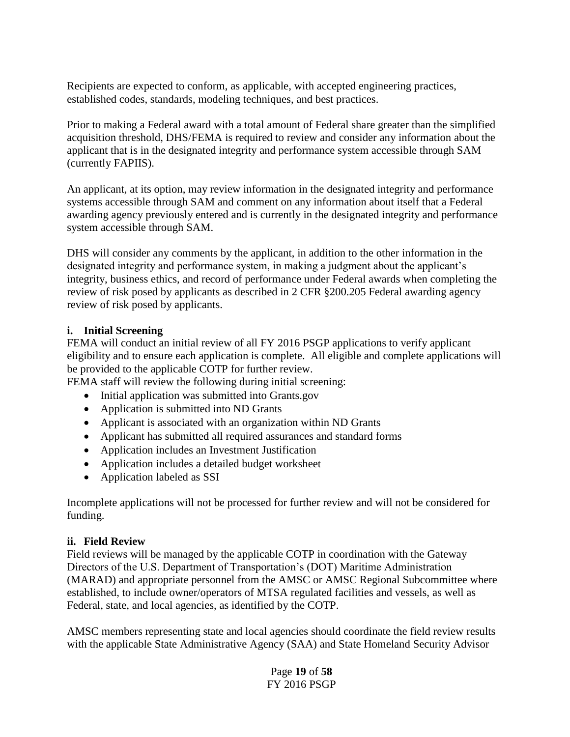Recipients are expected to conform, as applicable, with accepted engineering practices, established codes, standards, modeling techniques, and best practices.

Prior to making a Federal award with a total amount of Federal share greater than the simplified acquisition threshold, DHS/FEMA is required to review and consider any information about the applicant that is in the designated integrity and performance system accessible through SAM (currently FAPIIS).

An applicant, at its option, may review information in the designated integrity and performance systems accessible through SAM and comment on any information about itself that a Federal awarding agency previously entered and is currently in the designated integrity and performance system accessible through SAM.

DHS will consider any comments by the applicant, in addition to the other information in the designated integrity and performance system, in making a judgment about the applicant's integrity, business ethics, and record of performance under Federal awards when completing the review of risk posed by applicants as described in 2 CFR §200.205 Federal awarding agency review of risk posed by applicants.

**i. Initial Screening**

FEMA will conduct an initial review of all FY 2016 PSGP applications to verify applicant eligibility and to ensure each application is complete. All eligible and complete applications will be provided to the applicable COTP for further review.

FEMA staff will review the following during initial screening:

- Initial application was submitted into Grants.gov
- Application is submitted into ND Grants
- Applicant is associated with an organization within ND Grants
- Applicant has submitted all required assurances and standard forms
- Application includes an Investment Justification
- Application includes a detailed budget worksheet
- Application labeled as SSI

Incomplete applications will not be processed for further review and will not be considered for funding.

**ii. Field Review**

Field reviews will be managed by the applicable COTP in coordination with the Gateway Directors of the U.S. Department of Transportation's (DOT) Maritime Administration (MARAD) and appropriate personnel from the AMSC or AMSC Regional Subcommittee where established, to include owner/operators of MTSA regulated facilities and vessels, as well as Federal, state, and local agencies, as identified by the COTP.

AMSC members representing state and local agencies should coordinate the field review results with the applicable State Administrative Agency (SAA) and State Homeland Security Advisor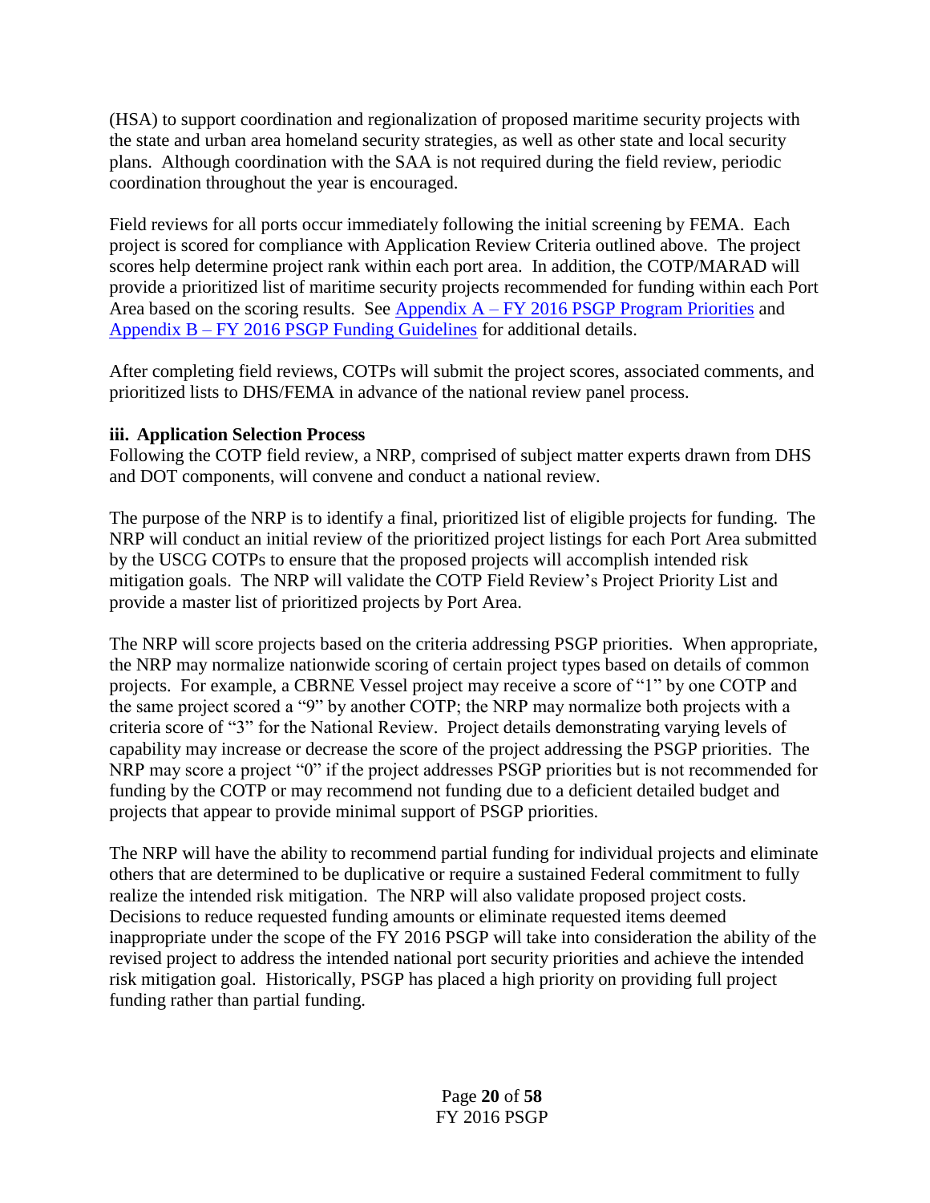(HSA) to support coordination and regionalization of proposed maritime security projects with the state and urban area homeland security strategies, as well as other state and local security plans. Although coordination with the SAA is not required during the field review, periodic coordination throughout the year is encouraged.

Field reviews for all ports occur immediately following the initial screening by FEMA. Each project is scored for compliance with Application Review Criteria outlined above. The project scores help determine project rank within each port area. In addition, the COTP/MARAD will provide a prioritized list of maritime security projects recommended for funding within each Port Area based on the scoring results. See [Appendix A – FY 2016 PSGP Program Priorities] and [Appendix B – FY 2016 PSGP Funding Guidelines] for additional details.

After completing field reviews, COTPs will submit the project scores, associated comments, and prioritized lists to DHS/FEMA in advance of the national review panel process.

**iii. Application Selection Process**

Following the COTP field review, a NRP, comprised of subject matter experts drawn from DHS and DOT components, will convene and conduct a national review.

The purpose of the NRP is to identify a final, prioritized list of eligible projects for funding. The NRP will conduct an initial review of the prioritized project listings for each Port Area submitted by the USCG COTPs to ensure that the proposed projects will accomplish intended risk mitigation goals. The NRP will validate the COTP Field Review's Project Priority List and provide a master list of prioritized projects by Port Area.

The NRP will score projects based on the criteria addressing PSGP priorities. When appropriate, the NRP may normalize nationwide scoring of certain project types based on details of common projects. For example, a CBRNE Vessel project may receive a score of "1" by one COTP and the same project scored a "9" by another COTP; the NRP may normalize both projects with a criteria score of "3" for the National Review. Project details demonstrating varying levels of capability may increase or decrease the score of the project addressing the PSGP priorities. The NRP may score a project "0" if the project addresses PSGP priorities but is not recommended for funding by the COTP or may recommend not funding due to a deficient detailed budget and projects that appear to provide minimal support of PSGP priorities.

The NRP will have the ability to recommend partial funding for individual projects and eliminate others that are determined to be duplicative or require a sustained Federal commitment to fully realize the intended risk mitigation. The NRP will also validate proposed project costs. Decisions to reduce requested funding amounts or eliminate requested items deemed inappropriate under the scope of the FY 2016 PSGP will take into consideration the ability of the revised project to address the intended national port security priorities and achieve the intended risk mitigation goal. Historically, PSGP has placed a high priority on providing full project funding rather than partial funding.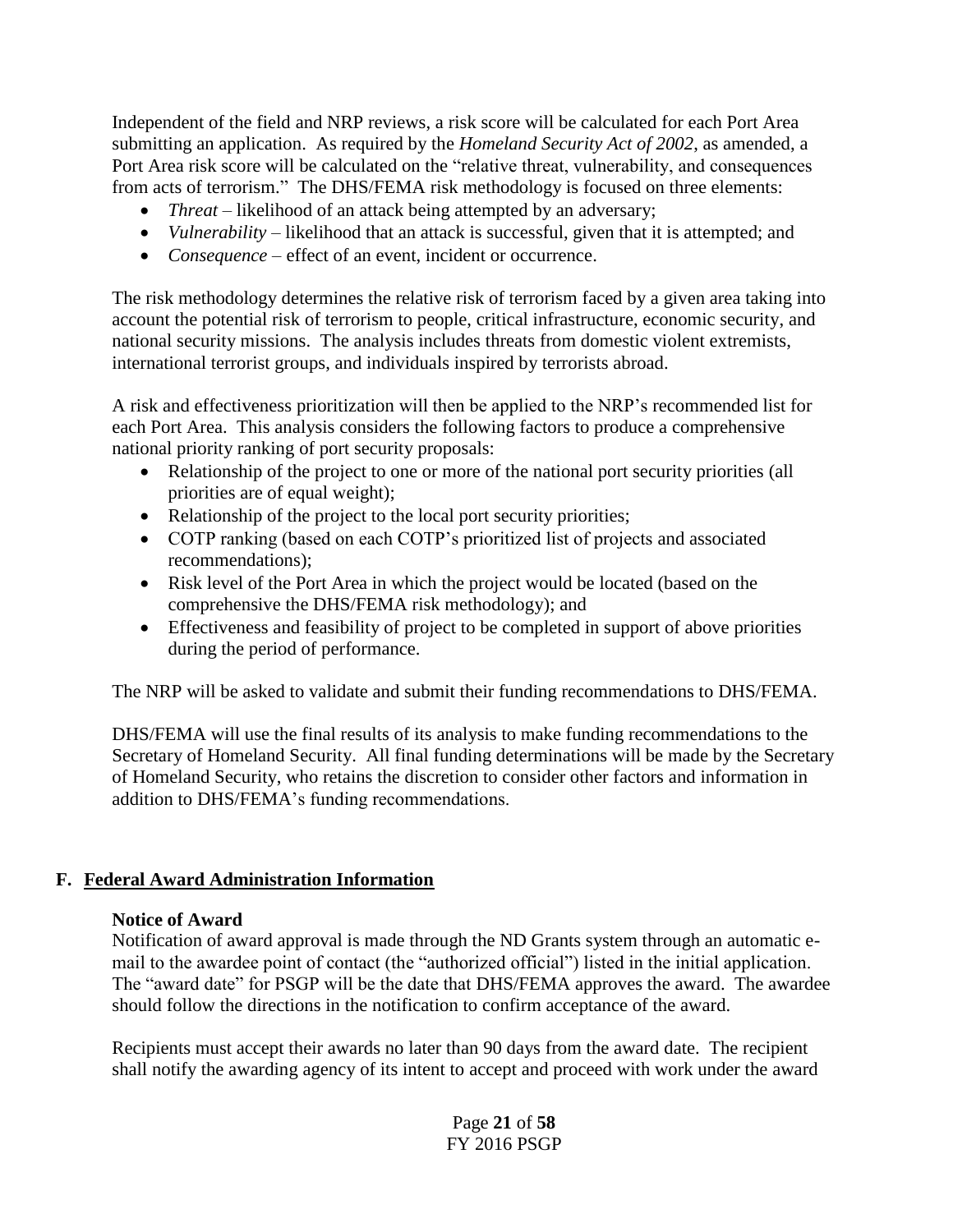Independent of the field and NRP reviews, a risk score will be calculated for each Port Area submitting an application. As required by the *Homeland Security Act of 2002,* as amended, a Port Area risk score will be calculated on the "relative threat, vulnerability, and consequences from acts of terrorism." The DHS/FEMA risk methodology is focused on three elements:

- *Threat* – likelihood of an attack being attempted by an adversary;
- *Vulnerability* – likelihood that an attack is successful, given that it is attempted; and
- *Consequence* – effect of an event, incident or occurrence.

The risk methodology determines the relative risk of terrorism faced by a given area taking into account the potential risk of terrorism to people, critical infrastructure, economic security, and national security missions. The analysis includes threats from domestic violent extremists, international terrorist groups, and individuals inspired by terrorists abroad.

A risk and effectiveness prioritization will then be applied to the NRP's recommended list for each Port Area. This analysis considers the following factors to produce a comprehensive national priority ranking of port security proposals:

- Relationship of the project to one or more of the national port security priorities (all priorities are of equal weight);
- Relationship of the project to the local port security priorities;
- COTP ranking (based on each COTP's prioritized list of projects and associated recommendations);
- Risk level of the Port Area in which the project would be located (based on the comprehensive the DHS/FEMA risk methodology); and
- Effectiveness and feasibility of project to be completed in support of above priorities during the period of performance.

The NRP will be asked to validate and submit their funding recommendations to DHS/FEMA.

DHS/FEMA will use the final results of its analysis to make funding recommendations to the Secretary of Homeland Security. All final funding determinations will be made by the Secretary of Homeland Security, who retains the discretion to consider other factors and information in addition to DHS/FEMA's funding recommendations.

## F. Federal Award Administration Information

**Notice of Award**

Notification of award approval is made through the ND Grants system through an automatic e-mail to the awardee point of contact (the "authorized official") listed in the initial application. The "award date" for PSGP will be the date that DHS/FEMA approves the award. The awardee should follow the directions in the notification to confirm acceptance of the award.

Recipients must accept their awards no later than 90 days from the award date. The recipient shall notify the awarding agency of its intent to accept and proceed with work under the award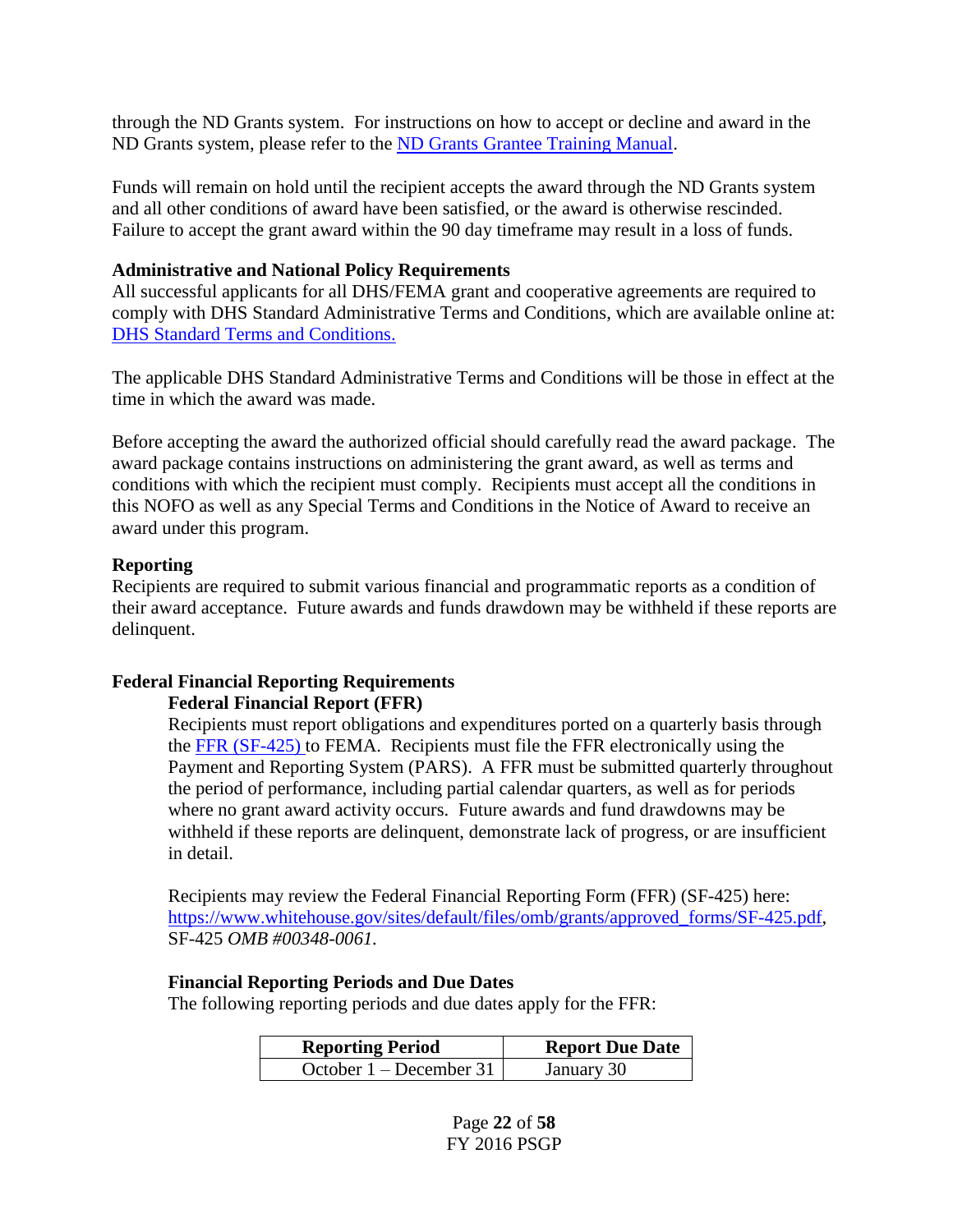through the ND Grants system. For instructions on how to accept or decline and award in the ND Grants system, please refer to the [ND Grants Grantee Training Manual](#).

Funds will remain on hold until the recipient accepts the award through the ND Grants system and all other conditions of award have been satisfied, or the award is otherwise rescinded. Failure to accept the grant award within the 90 day timeframe may result in a loss of funds.

**Administrative and National Policy Requirements**

All successful applicants for all DHS/FEMA grant and cooperative agreements are required to comply with DHS Standard Administrative Terms and Conditions, which are available online at: [DHS Standard Terms and Conditions.](#)

The applicable DHS Standard Administrative Terms and Conditions will be those in effect at the time in which the award was made.

Before accepting the award the authorized official should carefully read the award package. The award package contains instructions on administering the grant award, as well as terms and conditions with which the recipient must comply. Recipients must accept all the conditions in this NOFO as well as any Special Terms and Conditions in the Notice of Award to receive an award under this program.

**Reporting**

Recipients are required to submit various financial and programmatic reports as a condition of their award acceptance. Future awards and funds drawdown may be withheld if these reports are delinquent.

**Federal Financial Reporting Requirements**

**Federal Financial Report (FFR)**

Recipients must report obligations and expenditures ported on a quarterly basis through the [FFR (SF-425)](#) to FEMA. Recipients must file the FFR electronically using the Payment and Reporting System (PARS). A FFR must be submitted quarterly throughout the period of performance, including partial calendar quarters, as well as for periods where no grant award activity occurs. Future awards and fund drawdowns may be withheld if these reports are delinquent, demonstrate lack of progress, or are insufficient in detail.

Recipients may review the Federal Financial Reporting Form (FFR) (SF-425) here: https://www.whitehouse.gov/sites/default/files/omb/grants/approved_forms/SF-425.pdf, SF-425 *OMB #00348-0061.*

**Financial Reporting Periods and Due Dates**

The following reporting periods and due dates apply for the FFR:

| Reporting Period | Report Due Date |
|---|---|
| October 1 – December 31 | January 30 |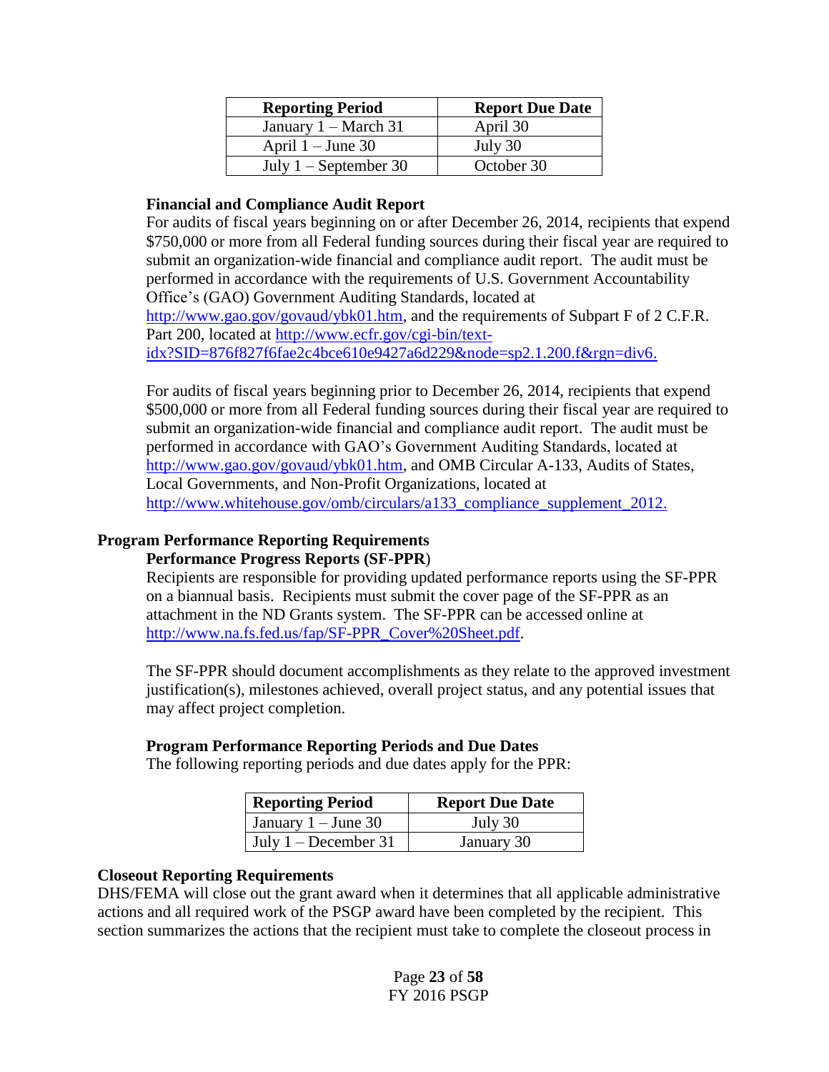| Reporting Period | Report Due Date |
| --- | --- |
| January 1 – March 31 | April 30 |
| April 1 – June 30 | July 30 |
| July 1 – September 30 | October 30 |

**Financial and Compliance Audit Report**

For audits of fiscal years beginning on or after December 26, 2014, recipients that expend $750,000 or more from all Federal funding sources during their fiscal year are required to submit an organization-wide financial and compliance audit report. The audit must be performed in accordance with the requirements of U.S. Government Accountability Office's (GAO) Government Auditing Standards, located at http://www.gao.gov/govaud/ybk01.htm, and the requirements of Subpart F of 2 C.F.R. Part 200, located at http://www.ecfr.gov/cgi-bin/text-idx?SID=876f827f6fae2c4bce610e9427a6d229&node=sp2.1.200.f&rgn=div6.

For audits of fiscal years beginning prior to December 26, 2014, recipients that expend $500,000 or more from all Federal funding sources during their fiscal year are required to submit an organization-wide financial and compliance audit report. The audit must be performed in accordance with GAO's Government Auditing Standards, located at http://www.gao.gov/govaud/ybk01.htm, and OMB Circular A-133, Audits of States, Local Governments, and Non-Profit Organizations, located at http://www.whitehouse.gov/omb/circulars/a133_compliance_supplement_2012.

## Program Performance Reporting Requirements

**Performance Progress Reports (SF-PPR)**

Recipients are responsible for providing updated performance reports using the SF-PPR on a biannual basis. Recipients must submit the cover page of the SF-PPR as an attachment in the ND Grants system. The SF-PPR can be accessed online at http://www.na.fs.fed.us/fap/SF-PPR_Cover%20Sheet.pdf.

The SF-PPR should document accomplishments as they relate to the approved investment justification(s), milestones achieved, overall project status, and any potential issues that may affect project completion.

**Program Performance Reporting Periods and Due Dates**

The following reporting periods and due dates apply for the PPR:

| Reporting Period | Report Due Date |
| --- | --- |
| January 1 – June 30 | July 30 |
| July 1 – December 31 | January 30 |

## Closeout Reporting Requirements

DHS/FEMA will close out the grant award when it determines that all applicable administrative actions and all required work of the PSGP award have been completed by the recipient. This section summarizes the actions that the recipient must take to complete the closeout process in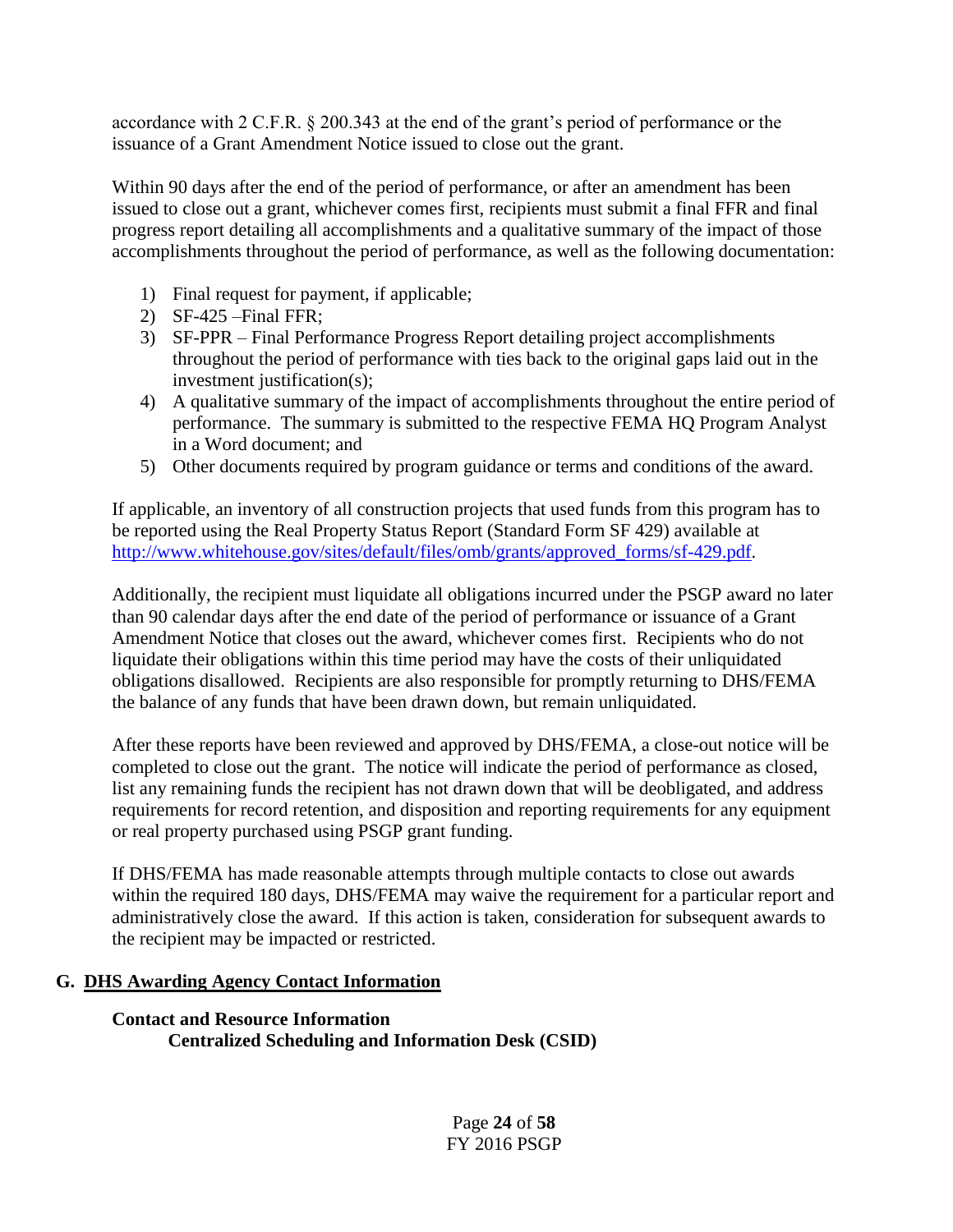accordance with 2 C.F.R. § 200.343 at the end of the grant's period of performance or the issuance of a Grant Amendment Notice issued to close out the grant.

Within 90 days after the end of the period of performance, or after an amendment has been issued to close out a grant, whichever comes first, recipients must submit a final FFR and final progress report detailing all accomplishments and a qualitative summary of the impact of those accomplishments throughout the period of performance, as well as the following documentation:

1) Final request for payment, if applicable;
2) SF-425 –Final FFR;
3) SF-PPR – Final Performance Progress Report detailing project accomplishments throughout the period of performance with ties back to the original gaps laid out in the investment justification(s);
4) A qualitative summary of the impact of accomplishments throughout the entire period of performance. The summary is submitted to the respective FEMA HQ Program Analyst in a Word document; and
5) Other documents required by program guidance or terms and conditions of the award.

If applicable, an inventory of all construction projects that used funds from this program has to be reported using the Real Property Status Report (Standard Form SF 429) available at [http://www.whitehouse.gov/sites/default/files/omb/grants/approved_forms/sf-429.pdf](http://www.whitehouse.gov/sites/default/files/omb/grants/approved_forms/sf-429.pdf).

Additionally, the recipient must liquidate all obligations incurred under the PSGP award no later than 90 calendar days after the end date of the period of performance or issuance of a Grant Amendment Notice that closes out the award, whichever comes first. Recipients who do not liquidate their obligations within this time period may have the costs of their unliquidated obligations disallowed. Recipients are also responsible for promptly returning to DHS/FEMA the balance of any funds that have been drawn down, but remain unliquidated.

After these reports have been reviewed and approved by DHS/FEMA, a close-out notice will be completed to close out the grant. The notice will indicate the period of performance as closed, list any remaining funds the recipient has not drawn down that will be deobligated, and address requirements for record retention, and disposition and reporting requirements for any equipment or real property purchased using PSGP grant funding.

If DHS/FEMA has made reasonable attempts through multiple contacts to close out awards within the required 180 days, DHS/FEMA may waive the requirement for a particular report and administratively close the award. If this action is taken, consideration for subsequent awards to the recipient may be impacted or restricted.

## G. DHS Awarding Agency Contact Information

### Contact and Resource Information

#### Centralized Scheduling and Information Desk (CSID)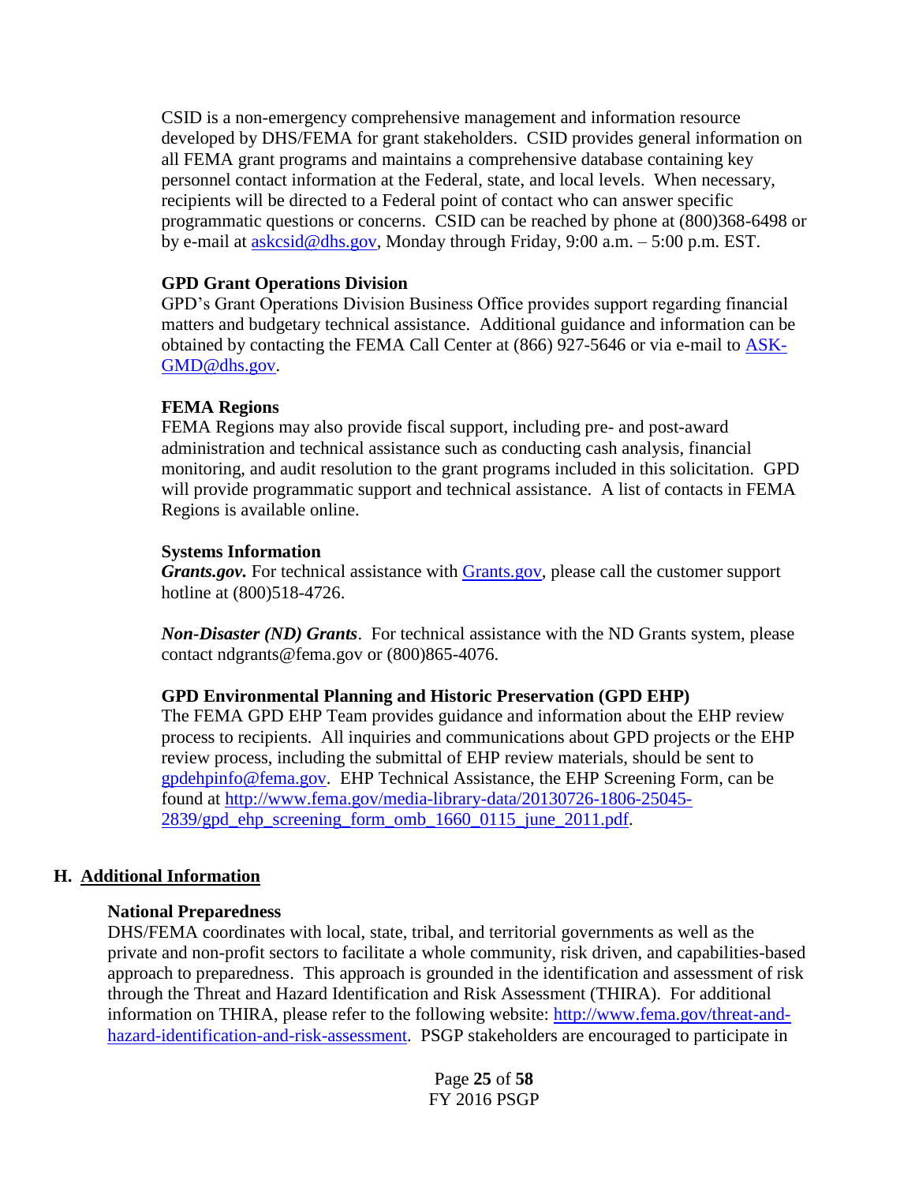CSID is a non-emergency comprehensive management and information resource developed by DHS/FEMA for grant stakeholders. CSID provides general information on all FEMA grant programs and maintains a comprehensive database containing key personnel contact information at the Federal, state, and local levels. When necessary, recipients will be directed to a Federal point of contact who can answer specific programmatic questions or concerns. CSID can be reached by phone at (800)368-6498 or by e-mail at [askcsid@dhs.gov](mailto:askcsid@dhs.gov), Monday through Friday, 9:00 a.m. – 5:00 p.m. EST.

**GPD Grant Operations Division**

GPD's Grant Operations Division Business Office provides support regarding financial matters and budgetary technical assistance. Additional guidance and information can be obtained by contacting the FEMA Call Center at (866) 927-5646 or via e-mail to [ASK-GMD@dhs.gov](mailto:ASK-GMD@dhs.gov).

**FEMA Regions**

FEMA Regions may also provide fiscal support, including pre- and post-award administration and technical assistance such as conducting cash analysis, financial monitoring, and audit resolution to the grant programs included in this solicitation. GPD will provide programmatic support and technical assistance. A list of contacts in FEMA Regions is available online.

**Systems Information**

***Grants.gov.*** For technical assistance with [Grants.gov](http://www.grants.gov), please call the customer support hotline at (800)518-4726.

***Non-Disaster (ND) Grants***. For technical assistance with the ND Grants system, please contact ndgrants@fema.gov or (800)865-4076.

**GPD Environmental Planning and Historic Preservation (GPD EHP)**

The FEMA GPD EHP Team provides guidance and information about the EHP review process to recipients. All inquiries and communications about GPD projects or the EHP review process, including the submittal of EHP review materials, should be sent to [gpdehpinfo@fema.gov](mailto:gpdehpinfo@fema.gov). EHP Technical Assistance, the EHP Screening Form, can be found at [http://www.fema.gov/media-library-data/20130726-1806-25045-2839/gpd_ehp_screening_form_omb_1660_0115_june_2011.pdf](http://www.fema.gov/media-library-data/20130726-1806-25045-2839/gpd_ehp_screening_form_omb_1660_0115_june_2011.pdf).

## H. Additional Information

**National Preparedness**

DHS/FEMA coordinates with local, state, tribal, and territorial governments as well as the private and non-profit sectors to facilitate a whole community, risk driven, and capabilities-based approach to preparedness. This approach is grounded in the identification and assessment of risk through the Threat and Hazard Identification and Risk Assessment (THIRA). For additional information on THIRA, please refer to the following website: [http://www.fema.gov/threat-and-hazard-identification-and-risk-assessment](http://www.fema.gov/threat-and-hazard-identification-and-risk-assessment). PSGP stakeholders are encouraged to participate in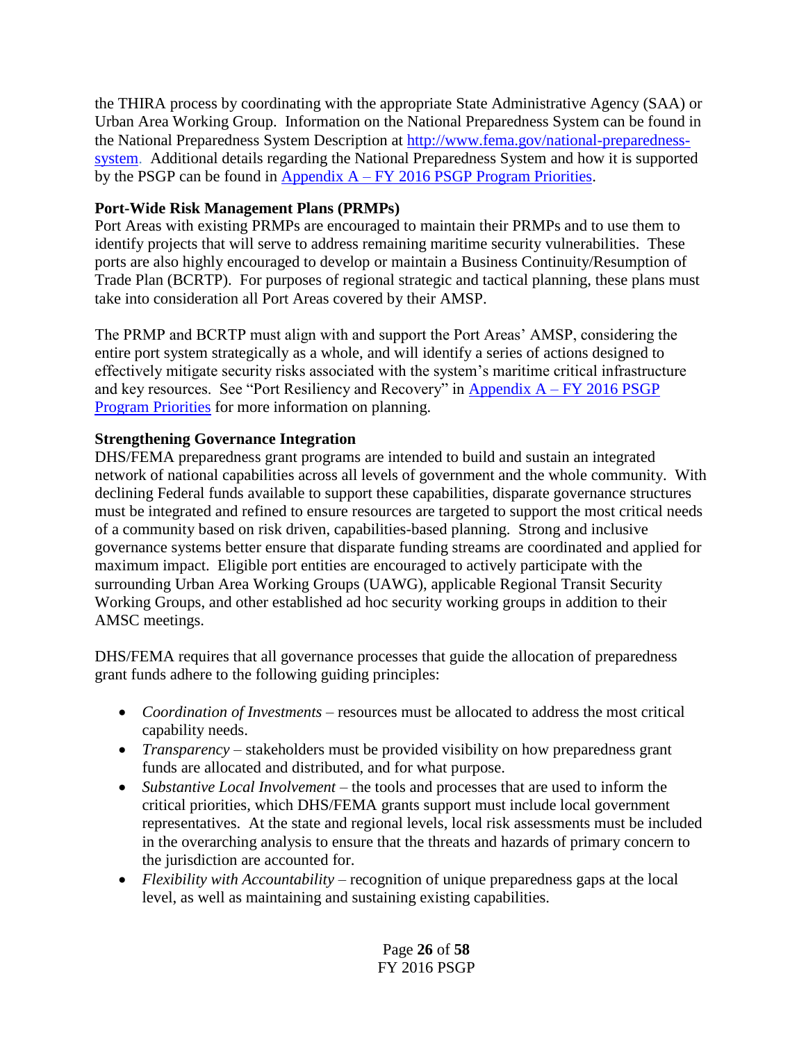the THIRA process by coordinating with the appropriate State Administrative Agency (SAA) or Urban Area Working Group. Information on the National Preparedness System can be found in the National Preparedness System Description at [http://www.fema.gov/national-preparedness-system](http://www.fema.gov/national-preparedness-system). Additional details regarding the National Preparedness System and how it is supported by the PSGP can be found in [Appendix A – FY 2016 PSGP Program Priorities](#).

**Port-Wide Risk Management Plans (PRMPs)**
Port Areas with existing PRMPs are encouraged to maintain their PRMPs and to use them to identify projects that will serve to address remaining maritime security vulnerabilities. These ports are also highly encouraged to develop or maintain a Business Continuity/Resumption of Trade Plan (BCRTP). For purposes of regional strategic and tactical planning, these plans must take into consideration all Port Areas covered by their AMSP.

The PRMP and BCRTP must align with and support the Port Areas' AMSP, considering the entire port system strategically as a whole, and will identify a series of actions designed to effectively mitigate security risks associated with the system's maritime critical infrastructure and key resources. See "Port Resiliency and Recovery" in [Appendix A – FY 2016 PSGP Program Priorities](#) for more information on planning.

**Strengthening Governance Integration**
DHS/FEMA preparedness grant programs are intended to build and sustain an integrated network of national capabilities across all levels of government and the whole community. With declining Federal funds available to support these capabilities, disparate governance structures must be integrated and refined to ensure resources are targeted to support the most critical needs of a community based on risk driven, capabilities-based planning. Strong and inclusive governance systems better ensure that disparate funding streams are coordinated and applied for maximum impact. Eligible port entities are encouraged to actively participate with the surrounding Urban Area Working Groups (UAWG), applicable Regional Transit Security Working Groups, and other established ad hoc security working groups in addition to their AMSC meetings.

DHS/FEMA requires that all governance processes that guide the allocation of preparedness grant funds adhere to the following guiding principles:

- *Coordination of Investments* – resources must be allocated to address the most critical capability needs.
- *Transparency* – stakeholders must be provided visibility on how preparedness grant funds are allocated and distributed, and for what purpose.
- *Substantive Local Involvement* – the tools and processes that are used to inform the critical priorities, which DHS/FEMA grants support must include local government representatives. At the state and regional levels, local risk assessments must be included in the overarching analysis to ensure that the threats and hazards of primary concern to the jurisdiction are accounted for.
- *Flexibility with Accountability* – recognition of unique preparedness gaps at the local level, as well as maintaining and sustaining existing capabilities.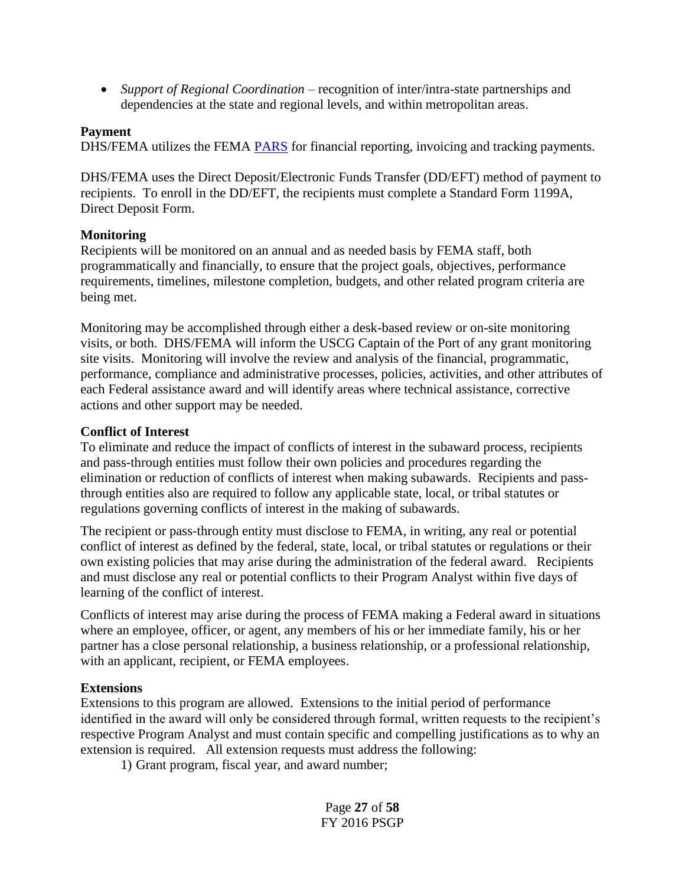- *Support of Regional Coordination* – recognition of inter/intra-state partnerships and dependencies at the state and regional levels, and within metropolitan areas.

**Payment**

DHS/FEMA utilizes the FEMA [PARS](PARS) for financial reporting, invoicing and tracking payments.

DHS/FEMA uses the Direct Deposit/Electronic Funds Transfer (DD/EFT) method of payment to recipients. To enroll in the DD/EFT, the recipients must complete a Standard Form 1199A, Direct Deposit Form.

**Monitoring**

Recipients will be monitored on an annual and as needed basis by FEMA staff, both programmatically and financially, to ensure that the project goals, objectives, performance requirements, timelines, milestone completion, budgets, and other related program criteria are being met.

Monitoring may be accomplished through either a desk-based review or on-site monitoring visits, or both. DHS/FEMA will inform the USCG Captain of the Port of any grant monitoring site visits. Monitoring will involve the review and analysis of the financial, programmatic, performance, compliance and administrative processes, policies, activities, and other attributes of each Federal assistance award and will identify areas where technical assistance, corrective actions and other support may be needed.

**Conflict of Interest**

To eliminate and reduce the impact of conflicts of interest in the subaward process, recipients and pass-through entities must follow their own policies and procedures regarding the elimination or reduction of conflicts of interest when making subawards. Recipients and pass-through entities also are required to follow any applicable state, local, or tribal statutes or regulations governing conflicts of interest in the making of subawards.

The recipient or pass-through entity must disclose to FEMA, in writing, any real or potential conflict of interest as defined by the federal, state, local, or tribal statutes or regulations or their own existing policies that may arise during the administration of the federal award. Recipients and must disclose any real or potential conflicts to their Program Analyst within five days of learning of the conflict of interest.

Conflicts of interest may arise during the process of FEMA making a Federal award in situations where an employee, officer, or agent, any members of his or her immediate family, his or her partner has a close personal relationship, a business relationship, or a professional relationship, with an applicant, recipient, or FEMA employees.

**Extensions**

Extensions to this program are allowed. Extensions to the initial period of performance identified in the award will only be considered through formal, written requests to the recipient's respective Program Analyst and must contain specific and compelling justifications as to why an extension is required. All extension requests must address the following:

1) Grant program, fiscal year, and award number;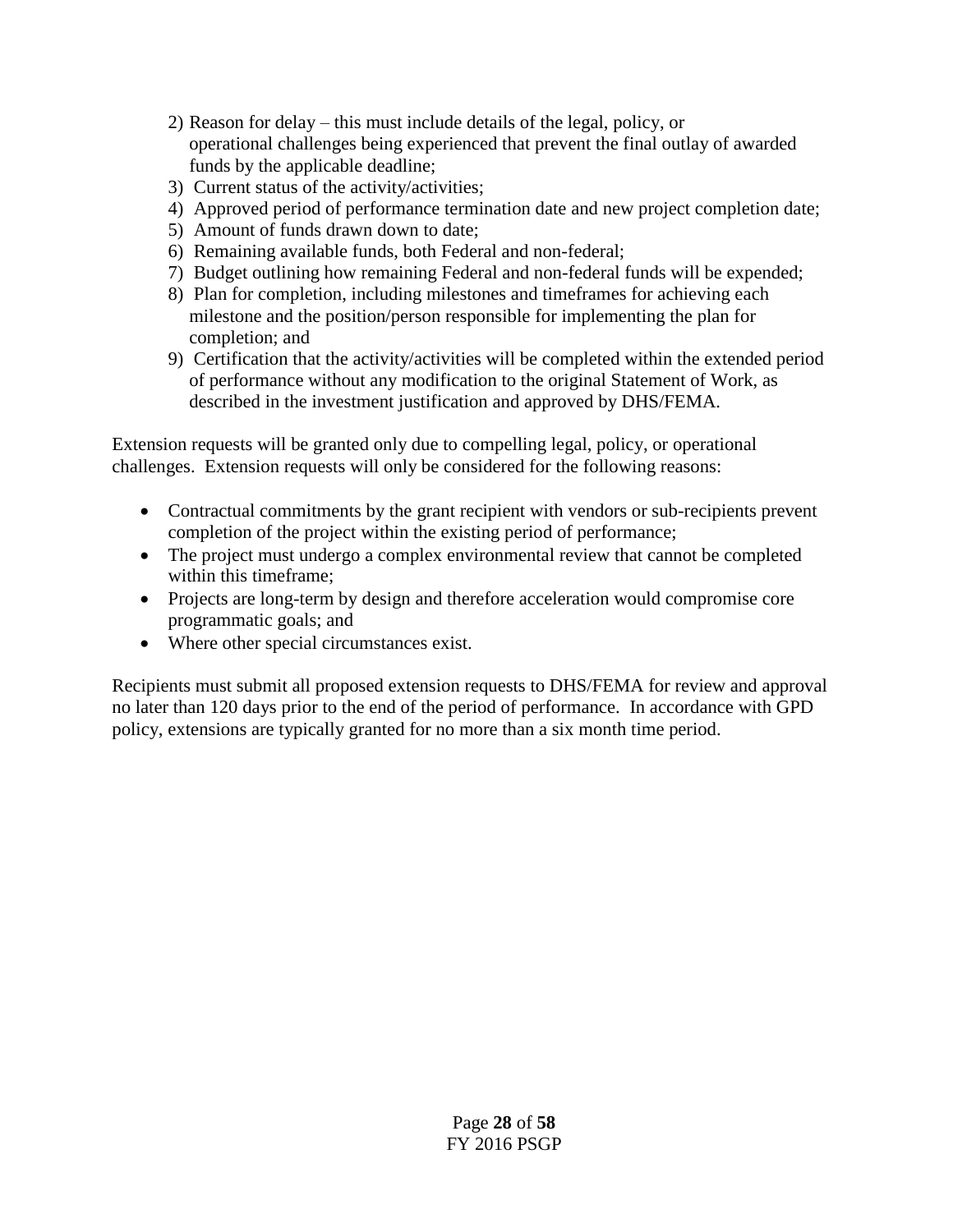2) Reason for delay – this must include details of the legal, policy, or operational challenges being experienced that prevent the final outlay of awarded funds by the applicable deadline;
3) Current status of the activity/activities;
4) Approved period of performance termination date and new project completion date;
5) Amount of funds drawn down to date;
6) Remaining available funds, both Federal and non-federal;
7) Budget outlining how remaining Federal and non-federal funds will be expended;
8) Plan for completion, including milestones and timeframes for achieving each milestone and the position/person responsible for implementing the plan for completion; and
9) Certification that the activity/activities will be completed within the extended period of performance without any modification to the original Statement of Work, as described in the investment justification and approved by DHS/FEMA.

Extension requests will be granted only due to compelling legal, policy, or operational challenges. Extension requests will only be considered for the following reasons:

- Contractual commitments by the grant recipient with vendors or sub-recipients prevent completion of the project within the existing period of performance;
- The project must undergo a complex environmental review that cannot be completed within this timeframe;
- Projects are long-term by design and therefore acceleration would compromise core programmatic goals; and
- Where other special circumstances exist.

Recipients must submit all proposed extension requests to DHS/FEMA for review and approval no later than 120 days prior to the end of the period of performance. In accordance with GPD policy, extensions are typically granted for no more than a six month time period.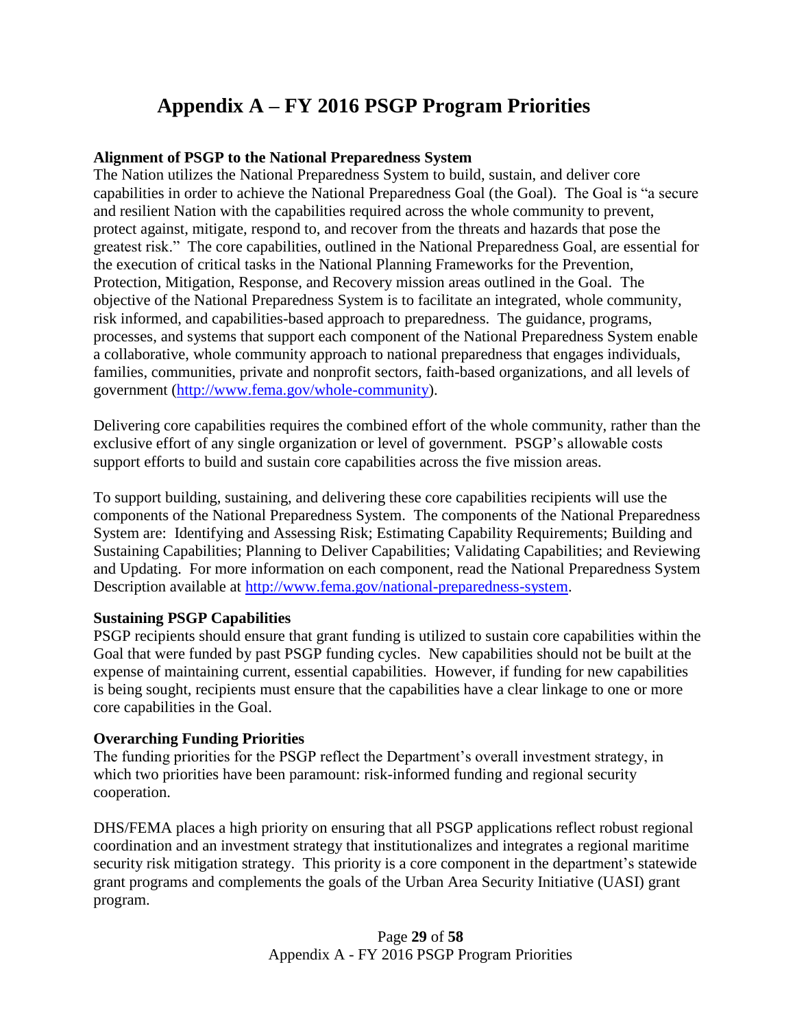# Appendix A – FY 2016 PSGP Program Priorities

**Alignment of PSGP to the National Preparedness System**

The Nation utilizes the National Preparedness System to build, sustain, and deliver core capabilities in order to achieve the National Preparedness Goal (the Goal). The Goal is "a secure and resilient Nation with the capabilities required across the whole community to prevent, protect against, mitigate, respond to, and recover from the threats and hazards that pose the greatest risk." The core capabilities, outlined in the National Preparedness Goal, are essential for the execution of critical tasks in the National Planning Frameworks for the Prevention, Protection, Mitigation, Response, and Recovery mission areas outlined in the Goal. The objective of the National Preparedness System is to facilitate an integrated, whole community, risk informed, and capabilities-based approach to preparedness. The guidance, programs, processes, and systems that support each component of the National Preparedness System enable a collaborative, whole community approach to national preparedness that engages individuals, families, communities, private and nonprofit sectors, faith-based organizations, and all levels of government (http://www.fema.gov/whole-community).

Delivering core capabilities requires the combined effort of the whole community, rather than the exclusive effort of any single organization or level of government. PSGP's allowable costs support efforts to build and sustain core capabilities across the five mission areas.

To support building, sustaining, and delivering these core capabilities recipients will use the components of the National Preparedness System. The components of the National Preparedness System are: Identifying and Assessing Risk; Estimating Capability Requirements; Building and Sustaining Capabilities; Planning to Deliver Capabilities; Validating Capabilities; and Reviewing and Updating. For more information on each component, read the National Preparedness System Description available at http://www.fema.gov/national-preparedness-system.

**Sustaining PSGP Capabilities**

PSGP recipients should ensure that grant funding is utilized to sustain core capabilities within the Goal that were funded by past PSGP funding cycles. New capabilities should not be built at the expense of maintaining current, essential capabilities. However, if funding for new capabilities is being sought, recipients must ensure that the capabilities have a clear linkage to one or more core capabilities in the Goal.

**Overarching Funding Priorities**

The funding priorities for the PSGP reflect the Department's overall investment strategy, in which two priorities have been paramount: risk-informed funding and regional security cooperation.

DHS/FEMA places a high priority on ensuring that all PSGP applications reflect robust regional coordination and an investment strategy that institutionalizes and integrates a regional maritime security risk mitigation strategy. This priority is a core component in the department's statewide grant programs and complements the goals of the Urban Area Security Initiative (UASI) grant program.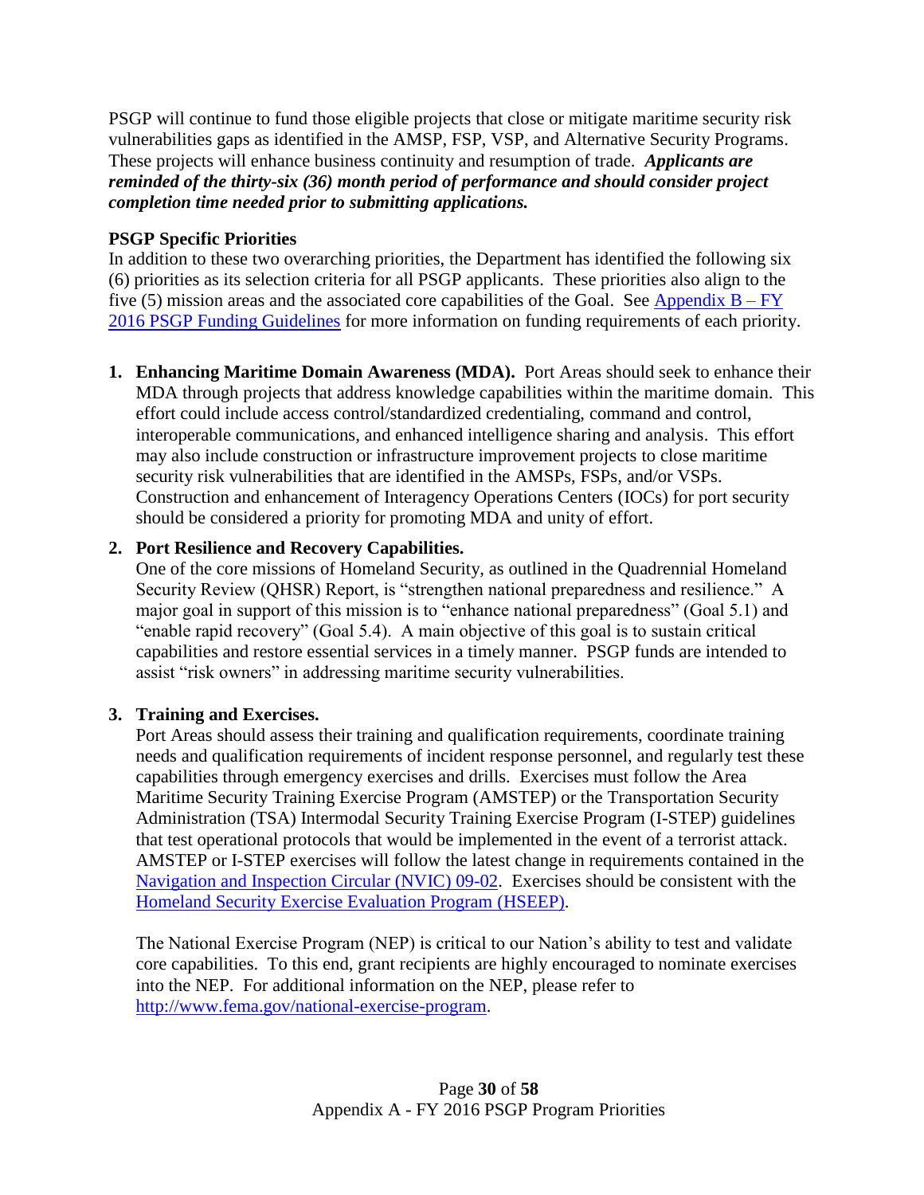PSGP will continue to fund those eligible projects that close or mitigate maritime security risk vulnerabilities gaps as identified in the AMSP, FSP, VSP, and Alternative Security Programs. These projects will enhance business continuity and resumption of trade. ***Applicants are reminded of the thirty-six (36) month period of performance and should consider project completion time needed prior to submitting applications.***

**PSGP Specific Priorities**

In addition to these two overarching priorities, the Department has identified the following six (6) priorities as its selection criteria for all PSGP applicants. These priorities also align to the five (5) mission areas and the associated core capabilities of the Goal. See [Appendix B – FY 2016 PSGP Funding Guidelines]() for more information on funding requirements of each priority.

1. **Enhancing Maritime Domain Awareness (MDA).** Port Areas should seek to enhance their MDA through projects that address knowledge capabilities within the maritime domain. This effort could include access control/standardized credentialing, command and control, interoperable communications, and enhanced intelligence sharing and analysis. This effort may also include construction or infrastructure improvement projects to close maritime security risk vulnerabilities that are identified in the AMSPs, FSPs, and/or VSPs. Construction and enhancement of Interagency Operations Centers (IOCs) for port security should be considered a priority for promoting MDA and unity of effort.

2. **Port Resilience and Recovery Capabilities.**
   One of the core missions of Homeland Security, as outlined in the Quadrennial Homeland Security Review (QHSR) Report, is "strengthen national preparedness and resilience." A major goal in support of this mission is to "enhance national preparedness" (Goal 5.1) and "enable rapid recovery" (Goal 5.4). A main objective of this goal is to sustain critical capabilities and restore essential services in a timely manner. PSGP funds are intended to assist "risk owners" in addressing maritime security vulnerabilities.

3. **Training and Exercises.**
   Port Areas should assess their training and qualification requirements, coordinate training needs and qualification requirements of incident response personnel, and regularly test these capabilities through emergency exercises and drills. Exercises must follow the Area Maritime Security Training Exercise Program (AMSTEP) or the Transportation Security Administration (TSA) Intermodal Security Training Exercise Program (I-STEP) guidelines that test operational protocols that would be implemented in the event of a terrorist attack. AMSTEP or I-STEP exercises will follow the latest change in requirements contained in the [Navigation and Inspection Circular (NVIC) 09-02](). Exercises should be consistent with the [Homeland Security Exercise Evaluation Program (HSEEP)]().

   The National Exercise Program (NEP) is critical to our Nation's ability to test and validate core capabilities. To this end, grant recipients are highly encouraged to nominate exercises into the NEP. For additional information on the NEP, please refer to [http://www.fema.gov/national-exercise-program](http://www.fema.gov/national-exercise-program).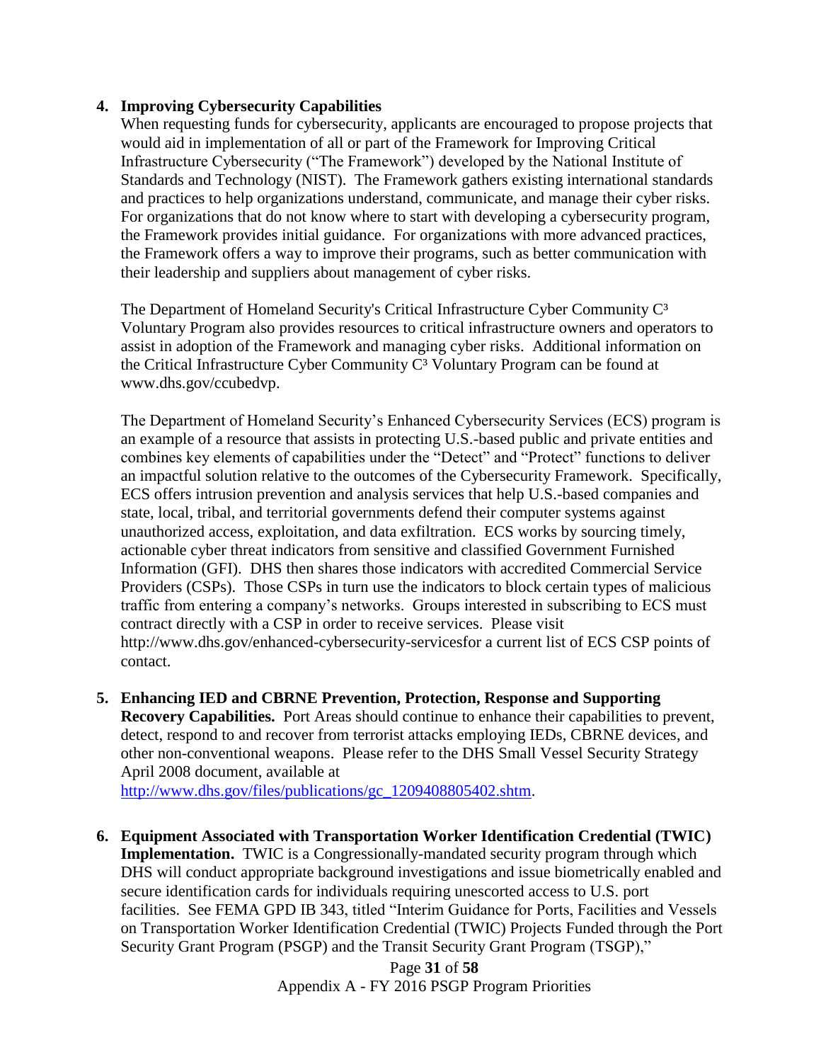4. **Improving Cybersecurity Capabilities**
   When requesting funds for cybersecurity, applicants are encouraged to propose projects that would aid in implementation of all or part of the Framework for Improving Critical Infrastructure Cybersecurity ("The Framework") developed by the National Institute of Standards and Technology (NIST). The Framework gathers existing international standards and practices to help organizations understand, communicate, and manage their cyber risks. For organizations that do not know where to start with developing a cybersecurity program, the Framework provides initial guidance. For organizations with more advanced practices, the Framework offers a way to improve their programs, such as better communication with their leadership and suppliers about management of cyber risks.

   The Department of Homeland Security's Critical Infrastructure Cyber Community C³ Voluntary Program also provides resources to critical infrastructure owners and operators to assist in adoption of the Framework and managing cyber risks. Additional information on the Critical Infrastructure Cyber Community C³ Voluntary Program can be found at www.dhs.gov/ccubedvp.

   The Department of Homeland Security's Enhanced Cybersecurity Services (ECS) program is an example of a resource that assists in protecting U.S.-based public and private entities and combines key elements of capabilities under the "Detect" and "Protect" functions to deliver an impactful solution relative to the outcomes of the Cybersecurity Framework. Specifically, ECS offers intrusion prevention and analysis services that help U.S.-based companies and state, local, tribal, and territorial governments defend their computer systems against unauthorized access, exploitation, and data exfiltration. ECS works by sourcing timely, actionable cyber threat indicators from sensitive and classified Government Furnished Information (GFI). DHS then shares those indicators with accredited Commercial Service Providers (CSPs). Those CSPs in turn use the indicators to block certain types of malicious traffic from entering a company's networks. Groups interested in subscribing to ECS must contract directly with a CSP in order to receive services. Please visit http://www.dhs.gov/enhanced-cybersecurity-servicesfor a current list of ECS CSP points of contact.

5. **Enhancing IED and CBRNE Prevention, Protection, Response and Supporting Recovery Capabilities.** Port Areas should continue to enhance their capabilities to prevent, detect, respond to and recover from terrorist attacks employing IEDs, CBRNE devices, and other non-conventional weapons. Please refer to the DHS Small Vessel Security Strategy April 2008 document, available at http://www.dhs.gov/files/publications/gc_1209408805402.shtm.

6. **Equipment Associated with Transportation Worker Identification Credential (TWIC) Implementation.** TWIC is a Congressionally-mandated security program through which DHS will conduct appropriate background investigations and issue biometrically enabled and secure identification cards for individuals requiring unescorted access to U.S. port facilities. See FEMA GPD IB 343, titled "Interim Guidance for Ports, Facilities and Vessels on Transportation Worker Identification Credential (TWIC) Projects Funded through the Port Security Grant Program (PSGP) and the Transit Security Grant Program (TSGP),"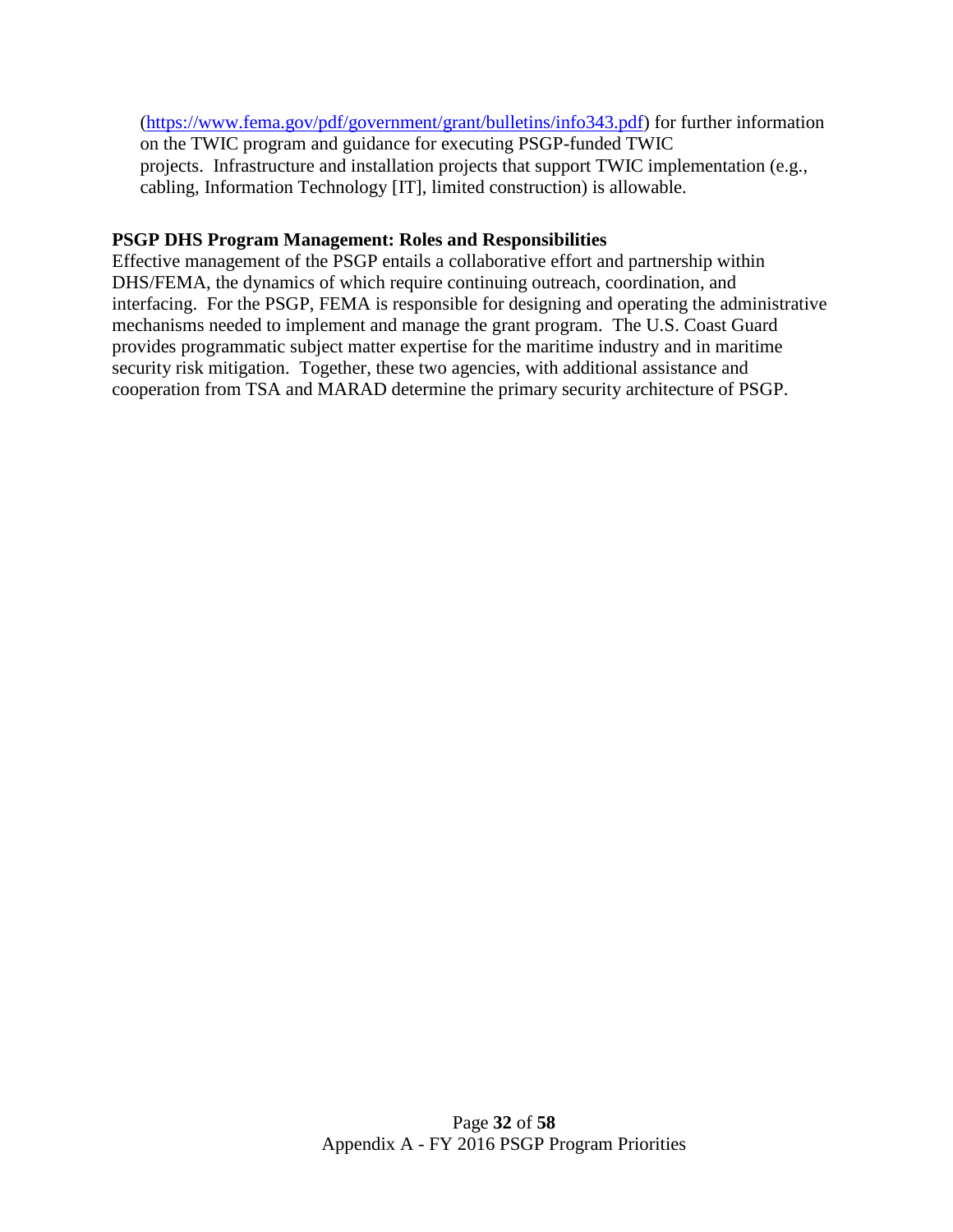(https://www.fema.gov/pdf/government/grant/bulletins/info343.pdf) for further information on the TWIC program and guidance for executing PSGP-funded TWIC projects. Infrastructure and installation projects that support TWIC implementation (e.g., cabling, Information Technology [IT], limited construction) is allowable.

**PSGP DHS Program Management: Roles and Responsibilities**

Effective management of the PSGP entails a collaborative effort and partnership within DHS/FEMA, the dynamics of which require continuing outreach, coordination, and interfacing. For the PSGP, FEMA is responsible for designing and operating the administrative mechanisms needed to implement and manage the grant program. The U.S. Coast Guard provides programmatic subject matter expertise for the maritime industry and in maritime security risk mitigation. Together, these two agencies, with additional assistance and cooperation from TSA and MARAD determine the primary security architecture of PSGP.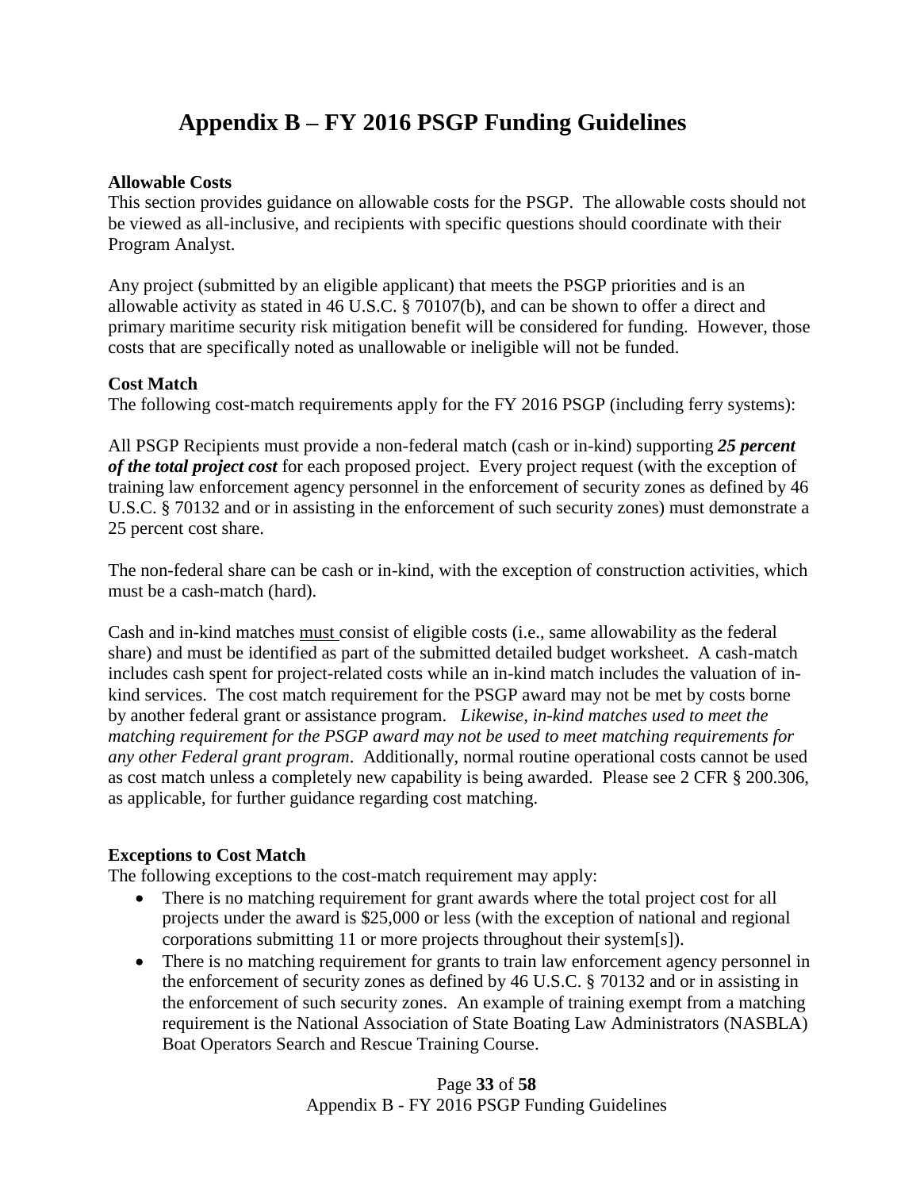# Appendix B – FY 2016 PSGP Funding Guidelines

**Allowable Costs**

This section provides guidance on allowable costs for the PSGP. The allowable costs should not be viewed as all-inclusive, and recipients with specific questions should coordinate with their Program Analyst.

Any project (submitted by an eligible applicant) that meets the PSGP priorities and is an allowable activity as stated in 46 U.S.C. § 70107(b), and can be shown to offer a direct and primary maritime security risk mitigation benefit will be considered for funding. However, those costs that are specifically noted as unallowable or ineligible will not be funded.

**Cost Match**

The following cost-match requirements apply for the FY 2016 PSGP (including ferry systems):

All PSGP Recipients must provide a non-federal match (cash or in-kind) supporting ***25 percent of the total project cost*** for each proposed project. Every project request (with the exception of training law enforcement agency personnel in the enforcement of security zones as defined by 46 U.S.C. § 70132 and or in assisting in the enforcement of such security zones) must demonstrate a 25 percent cost share.

The non-federal share can be cash or in-kind, with the exception of construction activities, which must be a cash-match (hard).

Cash and in-kind matches <u>must</u> consist of eligible costs (i.e., same allowability as the federal share) and must be identified as part of the submitted detailed budget worksheet. A cash-match includes cash spent for project-related costs while an in-kind match includes the valuation of in-kind services. The cost match requirement for the PSGP award may not be met by costs borne by another federal grant or assistance program. *Likewise, in-kind matches used to meet the matching requirement for the PSGP award may not be used to meet matching requirements for any other Federal grant program*. Additionally, normal routine operational costs cannot be used as cost match unless a completely new capability is being awarded. Please see 2 CFR § 200.306, as applicable, for further guidance regarding cost matching.

**Exceptions to Cost Match**

The following exceptions to the cost-match requirement may apply:

- There is no matching requirement for grant awards where the total project cost for all projects under the award is $25,000 or less (with the exception of national and regional corporations submitting 11 or more projects throughout their system[s]).
- There is no matching requirement for grants to train law enforcement agency personnel in the enforcement of security zones as defined by 46 U.S.C. § 70132 and or in assisting in the enforcement of such security zones. An example of training exempt from a matching requirement is the National Association of State Boating Law Administrators (NASBLA) Boat Operators Search and Rescue Training Course.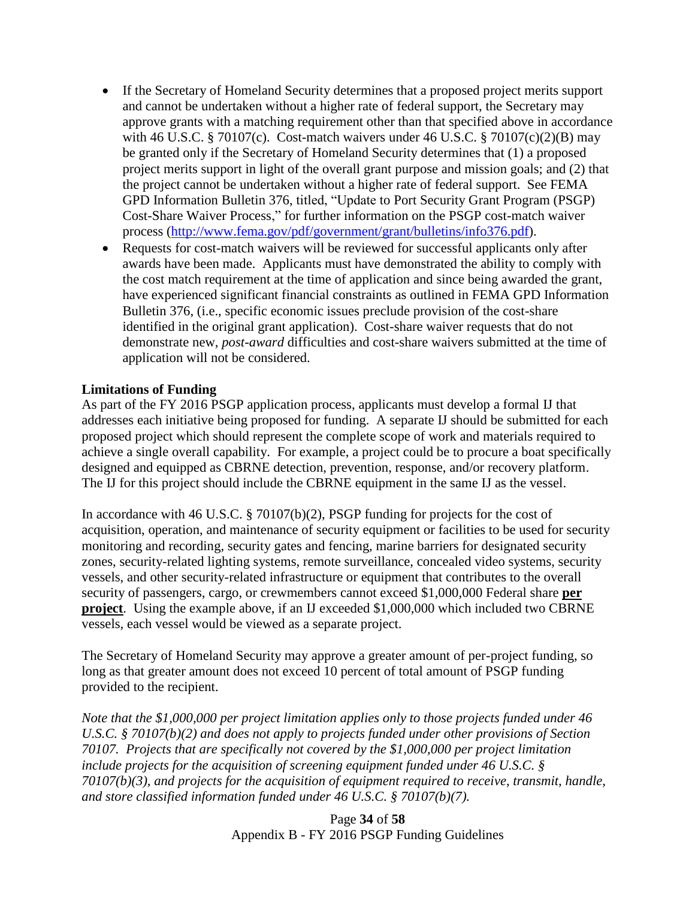- If the Secretary of Homeland Security determines that a proposed project merits support and cannot be undertaken without a higher rate of federal support, the Secretary may approve grants with a matching requirement other than that specified above in accordance with 46 U.S.C. § 70107(c). Cost-match waivers under 46 U.S.C. § 70107(c)(2)(B) may be granted only if the Secretary of Homeland Security determines that (1) a proposed project merits support in light of the overall grant purpose and mission goals; and (2) that the project cannot be undertaken without a higher rate of federal support. See FEMA GPD Information Bulletin 376, titled, "Update to Port Security Grant Program (PSGP) Cost-Share Waiver Process," for further information on the PSGP cost-match waiver process ([http://www.fema.gov/pdf/government/grant/bulletins/info376.pdf](http://www.fema.gov/pdf/government/grant/bulletins/info376.pdf)).
- Requests for cost-match waivers will be reviewed for successful applicants only after awards have been made. Applicants must have demonstrated the ability to comply with the cost match requirement at the time of application and since being awarded the grant, have experienced significant financial constraints as outlined in FEMA GPD Information Bulletin 376, (i.e., specific economic issues preclude provision of the cost-share identified in the original grant application). Cost-share waiver requests that do not demonstrate new, *post-award* difficulties and cost-share waivers submitted at the time of application will not be considered.

**Limitations of Funding**

As part of the FY 2016 PSGP application process, applicants must develop a formal IJ that addresses each initiative being proposed for funding. A separate IJ should be submitted for each proposed project which should represent the complete scope of work and materials required to achieve a single overall capability. For example, a project could be to procure a boat specifically designed and equipped as CBRNE detection, prevention, response, and/or recovery platform. The IJ for this project should include the CBRNE equipment in the same IJ as the vessel.

In accordance with 46 U.S.C. § 70107(b)(2), PSGP funding for projects for the cost of acquisition, operation, and maintenance of security equipment or facilities to be used for security monitoring and recording, security gates and fencing, marine barriers for designated security zones, security-related lighting systems, remote surveillance, concealed video systems, security vessels, and other security-related infrastructure or equipment that contributes to the overall security of passengers, cargo, or crewmembers cannot exceed $1,000,000 Federal share **<u>per project</u>**. Using the example above, if an IJ exceeded $1,000,000 which included two CBRNE vessels, each vessel would be viewed as a separate project.

The Secretary of Homeland Security may approve a greater amount of per-project funding, so long as that greater amount does not exceed 10 percent of total amount of PSGP funding provided to the recipient.

*Note that the $1,000,000 per project limitation applies only to those projects funded under 46 U.S.C. § 70107(b)(2) and does not apply to projects funded under other provisions of Section 70107. Projects that are specifically not covered by the $1,000,000 per project limitation include projects for the acquisition of screening equipment funded under 46 U.S.C. § 70107(b)(3), and projects for the acquisition of equipment required to receive, transmit, handle, and store classified information funded under 46 U.S.C. § 70107(b)(7).*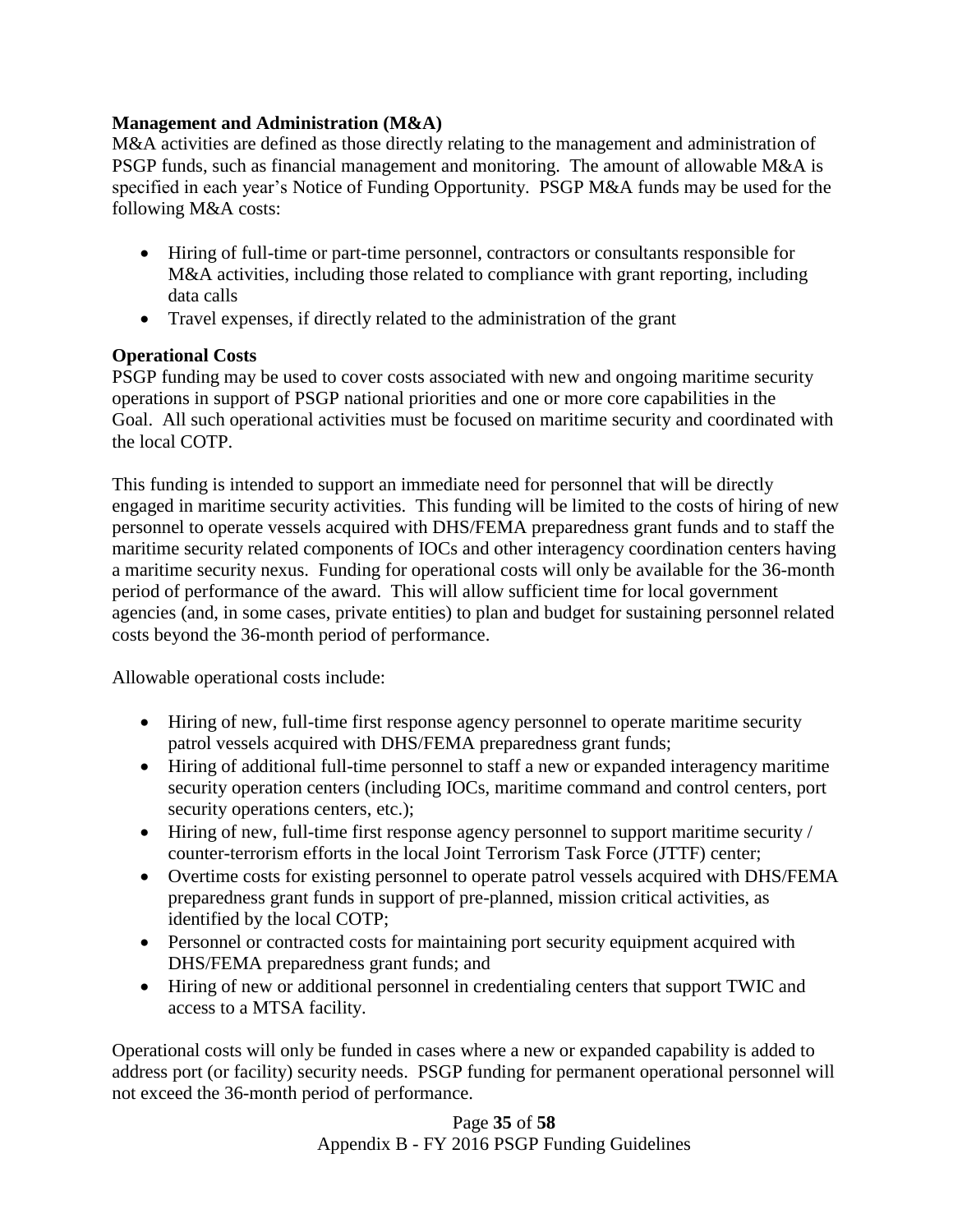**Management and Administration (M&A)**

M&A activities are defined as those directly relating to the management and administration of PSGP funds, such as financial management and monitoring. The amount of allowable M&A is specified in each year's Notice of Funding Opportunity. PSGP M&A funds may be used for the following M&A costs:

- Hiring of full-time or part-time personnel, contractors or consultants responsible for M&A activities, including those related to compliance with grant reporting, including data calls
- Travel expenses, if directly related to the administration of the grant

**Operational Costs**

PSGP funding may be used to cover costs associated with new and ongoing maritime security operations in support of PSGP national priorities and one or more core capabilities in the Goal. All such operational activities must be focused on maritime security and coordinated with the local COTP.

This funding is intended to support an immediate need for personnel that will be directly engaged in maritime security activities. This funding will be limited to the costs of hiring of new personnel to operate vessels acquired with DHS/FEMA preparedness grant funds and to staff the maritime security related components of IOCs and other interagency coordination centers having a maritime security nexus. Funding for operational costs will only be available for the 36-month period of performance of the award. This will allow sufficient time for local government agencies (and, in some cases, private entities) to plan and budget for sustaining personnel related costs beyond the 36-month period of performance.

Allowable operational costs include:

- Hiring of new, full-time first response agency personnel to operate maritime security patrol vessels acquired with DHS/FEMA preparedness grant funds;
- Hiring of additional full-time personnel to staff a new or expanded interagency maritime security operation centers (including IOCs, maritime command and control centers, port security operations centers, etc.);
- Hiring of new, full-time first response agency personnel to support maritime security / counter-terrorism efforts in the local Joint Terrorism Task Force (JTTF) center;
- Overtime costs for existing personnel to operate patrol vessels acquired with DHS/FEMA preparedness grant funds in support of pre-planned, mission critical activities, as identified by the local COTP;
- Personnel or contracted costs for maintaining port security equipment acquired with DHS/FEMA preparedness grant funds; and
- Hiring of new or additional personnel in credentialing centers that support TWIC and access to a MTSA facility.

Operational costs will only be funded in cases where a new or expanded capability is added to address port (or facility) security needs. PSGP funding for permanent operational personnel will not exceed the 36-month period of performance.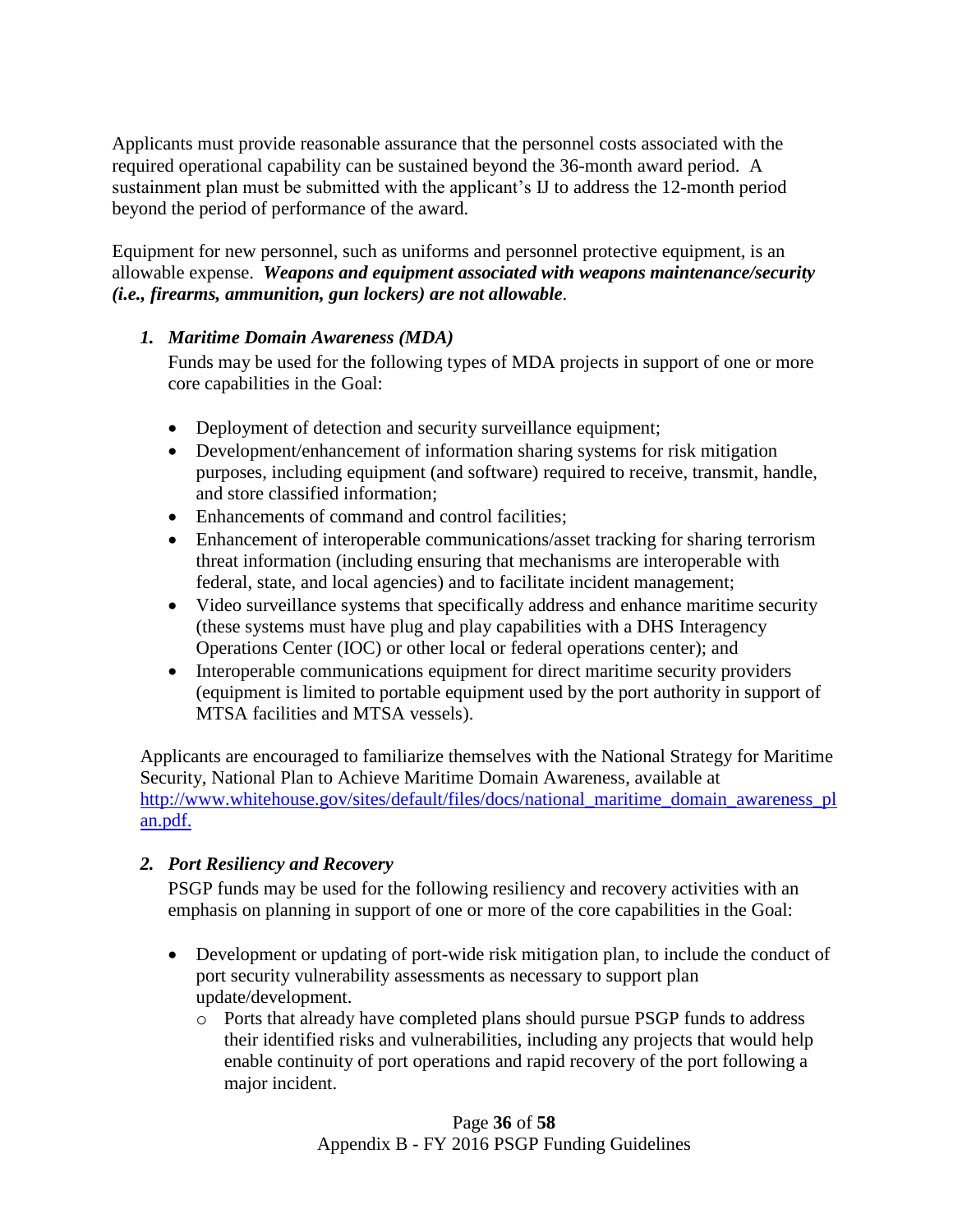Applicants must provide reasonable assurance that the personnel costs associated with the required operational capability can be sustained beyond the 36-month award period. A sustainment plan must be submitted with the applicant's IJ to address the 12-month period beyond the period of performance of the award.

Equipment for new personnel, such as uniforms and personnel protective equipment, is an allowable expense. ***Weapons and equipment associated with weapons maintenance/security (i.e., firearms, ammunition, gun lockers) are not allowable***.

### *1. Maritime Domain Awareness (MDA)*

Funds may be used for the following types of MDA projects in support of one or more core capabilities in the Goal:

- Deployment of detection and security surveillance equipment;
- Development/enhancement of information sharing systems for risk mitigation purposes, including equipment (and software) required to receive, transmit, handle, and store classified information;
- Enhancements of command and control facilities;
- Enhancement of interoperable communications/asset tracking for sharing terrorism threat information (including ensuring that mechanisms are interoperable with federal, state, and local agencies) and to facilitate incident management;
- Video surveillance systems that specifically address and enhance maritime security (these systems must have plug and play capabilities with a DHS Interagency Operations Center (IOC) or other local or federal operations center); and
- Interoperable communications equipment for direct maritime security providers (equipment is limited to portable equipment used by the port authority in support of MTSA facilities and MTSA vessels).

Applicants are encouraged to familiarize themselves with the National Strategy for Maritime Security, National Plan to Achieve Maritime Domain Awareness, available at [http://www.whitehouse.gov/sites/default/files/docs/national_maritime_domain_awareness_plan.pdf.](http://www.whitehouse.gov/sites/default/files/docs/national_maritime_domain_awareness_plan.pdf)

### *2. Port Resiliency and Recovery*

PSGP funds may be used for the following resiliency and recovery activities with an emphasis on planning in support of one or more of the core capabilities in the Goal:

- Development or updating of port-wide risk mitigation plan, to include the conduct of port security vulnerability assessments as necessary to support plan update/development.
  - Ports that already have completed plans should pursue PSGP funds to address their identified risks and vulnerabilities, including any projects that would help enable continuity of port operations and rapid recovery of the port following a major incident.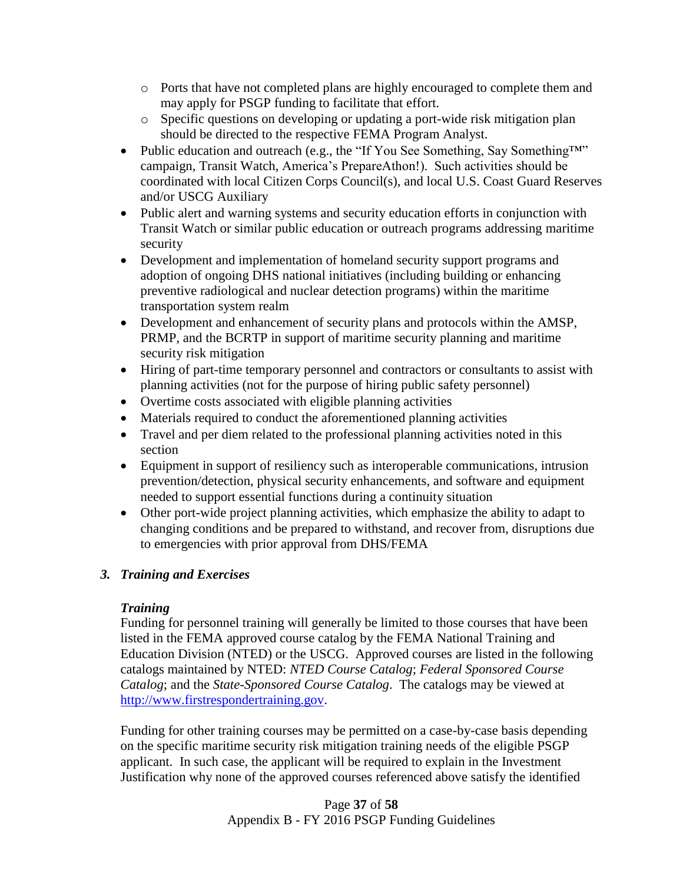- Ports that have not completed plans are highly encouraged to complete them and may apply for PSGP funding to facilitate that effort.
  - Specific questions on developing or updating a port-wide risk mitigation plan should be directed to the respective FEMA Program Analyst.
- Public education and outreach (e.g., the "If You See Something, Say Something™" campaign, Transit Watch, America's PrepareAthon!). Such activities should be coordinated with local Citizen Corps Council(s), and local U.S. Coast Guard Reserves and/or USCG Auxiliary
- Public alert and warning systems and security education efforts in conjunction with Transit Watch or similar public education or outreach programs addressing maritime security
- Development and implementation of homeland security support programs and adoption of ongoing DHS national initiatives (including building or enhancing preventive radiological and nuclear detection programs) within the maritime transportation system realm
- Development and enhancement of security plans and protocols within the AMSP, PRMP, and the BCRTP in support of maritime security planning and maritime security risk mitigation
- Hiring of part-time temporary personnel and contractors or consultants to assist with planning activities (not for the purpose of hiring public safety personnel)
- Overtime costs associated with eligible planning activities
- Materials required to conduct the aforementioned planning activities
- Travel and per diem related to the professional planning activities noted in this section
- Equipment in support of resiliency such as interoperable communications, intrusion prevention/detection, physical security enhancements, and software and equipment needed to support essential functions during a continuity situation
- Other port-wide project planning activities, which emphasize the ability to adapt to changing conditions and be prepared to withstand, and recover from, disruptions due to emergencies with prior approval from DHS/FEMA

### *3. Training and Exercises*

#### *Training*

Funding for personnel training will generally be limited to those courses that have been listed in the FEMA approved course catalog by the FEMA National Training and Education Division (NTED) or the USCG. Approved courses are listed in the following catalogs maintained by NTED: *NTED Course Catalog*; *Federal Sponsored Course Catalog*; and the *State-Sponsored Course Catalog*. The catalogs may be viewed at [http://www.firstrespondertraining.gov](http://www.firstrespondertraining.gov).

Funding for other training courses may be permitted on a case-by-case basis depending on the specific maritime security risk mitigation training needs of the eligible PSGP applicant. In such case, the applicant will be required to explain in the Investment Justification why none of the approved courses referenced above satisfy the identified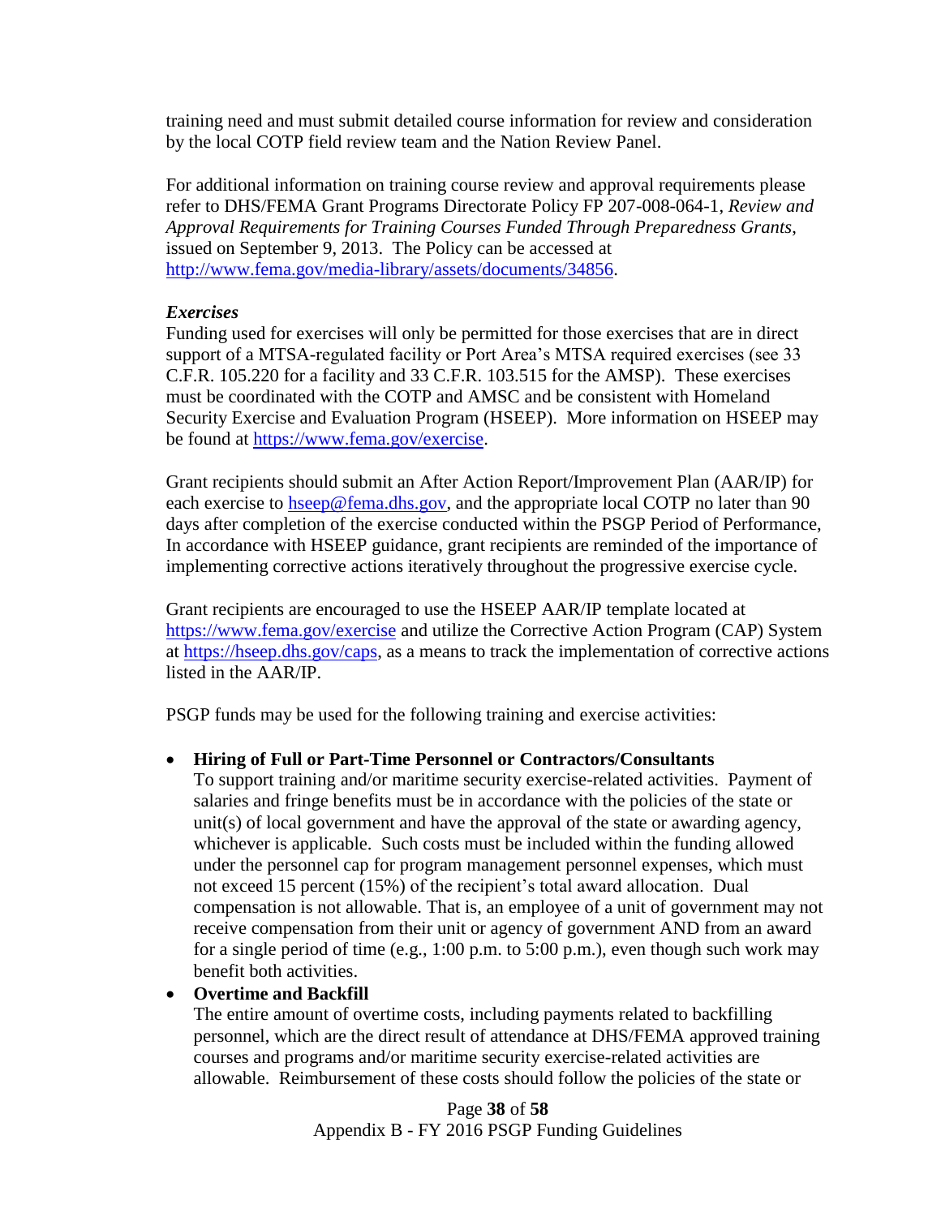training need and must submit detailed course information for review and consideration by the local COTP field review team and the Nation Review Panel.

For additional information on training course review and approval requirements please refer to DHS/FEMA Grant Programs Directorate Policy FP 207-008-064-1, *Review and Approval Requirements for Training Courses Funded Through Preparedness Grants*, issued on September 9, 2013. The Policy can be accessed at [http://www.fema.gov/media-library/assets/documents/34856](http://www.fema.gov/media-library/assets/documents/34856).

***Exercises***

Funding used for exercises will only be permitted for those exercises that are in direct support of a MTSA-regulated facility or Port Area's MTSA required exercises (see 33 C.F.R. 105.220 for a facility and 33 C.F.R. 103.515 for the AMSP). These exercises must be coordinated with the COTP and AMSC and be consistent with Homeland Security Exercise and Evaluation Program (HSEEP). More information on HSEEP may be found at [https://www.fema.gov/exercise](https://www.fema.gov/exercise).

Grant recipients should submit an After Action Report/Improvement Plan (AAR/IP) for each exercise to [hseep@fema.dhs.gov](mailto:hseep@fema.dhs.gov), and the appropriate local COTP no later than 90 days after completion of the exercise conducted within the PSGP Period of Performance, In accordance with HSEEP guidance, grant recipients are reminded of the importance of implementing corrective actions iteratively throughout the progressive exercise cycle.

Grant recipients are encouraged to use the HSEEP AAR/IP template located at [https://www.fema.gov/exercise](https://www.fema.gov/exercise) and utilize the Corrective Action Program (CAP) System at [https://hseep.dhs.gov/caps](https://hseep.dhs.gov/caps), as a means to track the implementation of corrective actions listed in the AAR/IP.

PSGP funds may be used for the following training and exercise activities:

- **Hiring of Full or Part-Time Personnel or Contractors/Consultants**
  To support training and/or maritime security exercise-related activities. Payment of salaries and fringe benefits must be in accordance with the policies of the state or unit(s) of local government and have the approval of the state or awarding agency, whichever is applicable. Such costs must be included within the funding allowed under the personnel cap for program management personnel expenses, which must not exceed 15 percent (15%) of the recipient's total award allocation. Dual compensation is not allowable. That is, an employee of a unit of government may not receive compensation from their unit or agency of government AND from an award for a single period of time (e.g., 1:00 p.m. to 5:00 p.m.), even though such work may benefit both activities.
- **Overtime and Backfill**
  The entire amount of overtime costs, including payments related to backfilling personnel, which are the direct result of attendance at DHS/FEMA approved training courses and programs and/or maritime security exercise-related activities are allowable. Reimbursement of these costs should follow the policies of the state or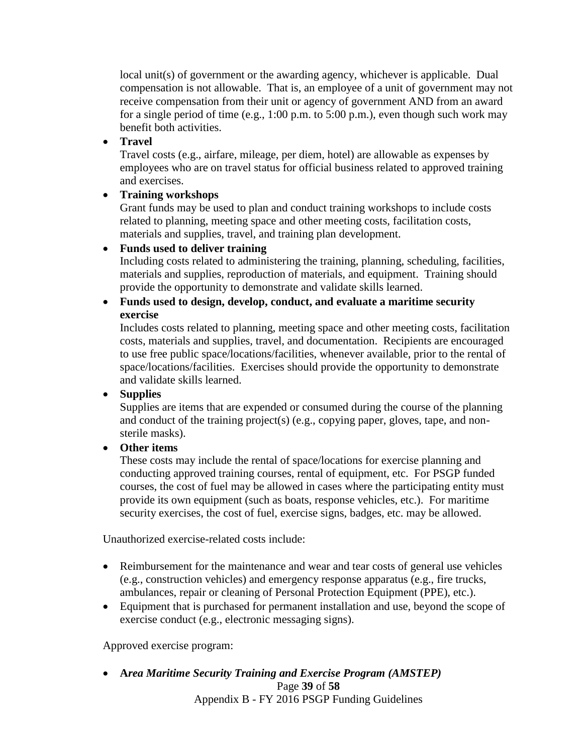local unit(s) of government or the awarding agency, whichever is applicable. Dual compensation is not allowable. That is, an employee of a unit of government may not receive compensation from their unit or agency of government AND from an award for a single period of time (e.g., 1:00 p.m. to 5:00 p.m.), even though such work may benefit both activities.

- **Travel**
  Travel costs (e.g., airfare, mileage, per diem, hotel) are allowable as expenses by employees who are on travel status for official business related to approved training and exercises.
- **Training workshops**
  Grant funds may be used to plan and conduct training workshops to include costs related to planning, meeting space and other meeting costs, facilitation costs, materials and supplies, travel, and training plan development.
- **Funds used to deliver training**
  Including costs related to administering the training, planning, scheduling, facilities, materials and supplies, reproduction of materials, and equipment. Training should provide the opportunity to demonstrate and validate skills learned.
- **Funds used to design, develop, conduct, and evaluate a maritime security exercise**
  Includes costs related to planning, meeting space and other meeting costs, facilitation costs, materials and supplies, travel, and documentation. Recipients are encouraged to use free public space/locations/facilities, whenever available, prior to the rental of space/locations/facilities. Exercises should provide the opportunity to demonstrate and validate skills learned.
- **Supplies**
  Supplies are items that are expended or consumed during the course of the planning and conduct of the training project(s) (e.g., copying paper, gloves, tape, and non-sterile masks).
- **Other items**
  These costs may include the rental of space/locations for exercise planning and conducting approved training courses, rental of equipment, etc. For PSGP funded courses, the cost of fuel may be allowed in cases where the participating entity must provide its own equipment (such as boats, response vehicles, etc.). For maritime security exercises, the cost of fuel, exercise signs, badges, etc. may be allowed.

Unauthorized exercise-related costs include:

- Reimbursement for the maintenance and wear and tear costs of general use vehicles (e.g., construction vehicles) and emergency response apparatus (e.g., fire trucks, ambulances, repair or cleaning of Personal Protection Equipment (PPE), etc.).
- Equipment that is purchased for permanent installation and use, beyond the scope of exercise conduct (e.g., electronic messaging signs).

Approved exercise program:

- ***Area Maritime Security Training and Exercise Program (AMSTEP)***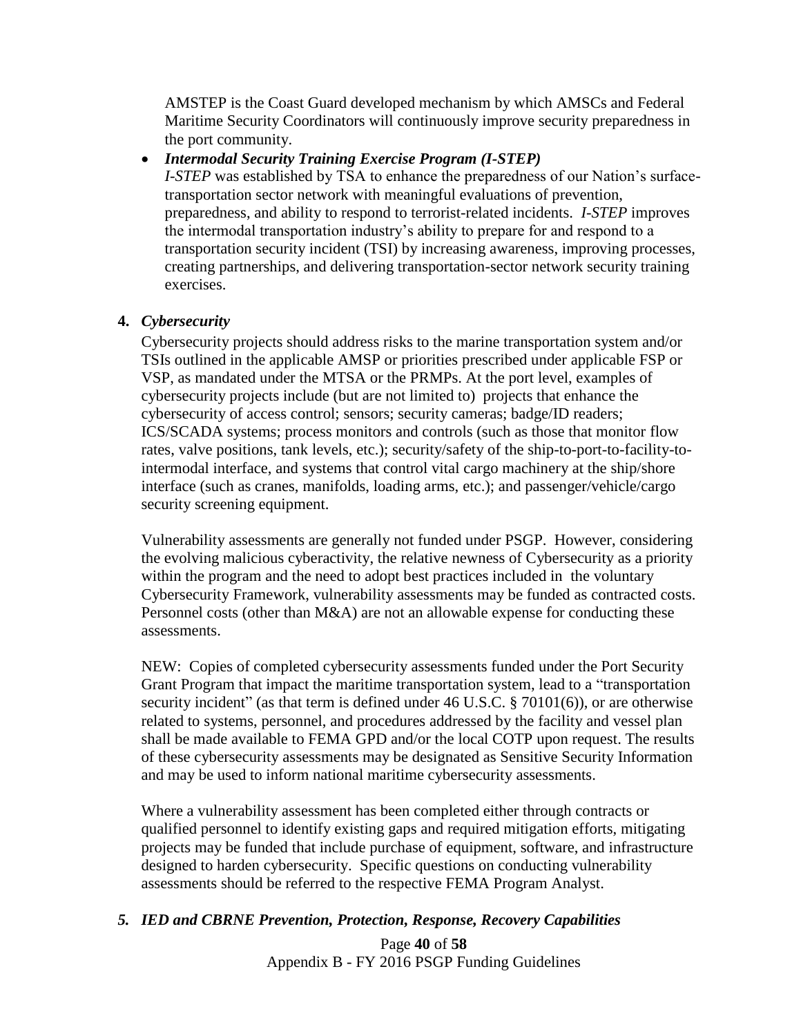AMSTEP is the Coast Guard developed mechanism by which AMSCs and Federal Maritime Security Coordinators will continuously improve security preparedness in the port community.

- ***Intermodal Security Training Exercise Program (I-STEP)***
  *I-STEP* was established by TSA to enhance the preparedness of our Nation's surface-transportation sector network with meaningful evaluations of prevention, preparedness, and ability to respond to terrorist-related incidents. *I-STEP* improves the intermodal transportation industry's ability to prepare for and respond to a transportation security incident (TSI) by increasing awareness, improving processes, creating partnerships, and delivering transportation-sector network security training exercises.

**4.** ***Cybersecurity***

Cybersecurity projects should address risks to the marine transportation system and/or TSIs outlined in the applicable AMSP or priorities prescribed under applicable FSP or VSP, as mandated under the MTSA or the PRMPs. At the port level, examples of cybersecurity projects include (but are not limited to) projects that enhance the cybersecurity of access control; sensors; security cameras; badge/ID readers; ICS/SCADA systems; process monitors and controls (such as those that monitor flow rates, valve positions, tank levels, etc.); security/safety of the ship-to-port-to-facility-to-intermodal interface, and systems that control vital cargo machinery at the ship/shore interface (such as cranes, manifolds, loading arms, etc.); and passenger/vehicle/cargo security screening equipment.

Vulnerability assessments are generally not funded under PSGP. However, considering the evolving malicious cyberactivity, the relative newness of Cybersecurity as a priority within the program and the need to adopt best practices included in the voluntary Cybersecurity Framework, vulnerability assessments may be funded as contracted costs. Personnel costs (other than M&A) are not an allowable expense for conducting these assessments.

NEW: Copies of completed cybersecurity assessments funded under the Port Security Grant Program that impact the maritime transportation system, lead to a "transportation security incident" (as that term is defined under 46 U.S.C. § 70101(6)), or are otherwise related to systems, personnel, and procedures addressed by the facility and vessel plan shall be made available to FEMA GPD and/or the local COTP upon request. The results of these cybersecurity assessments may be designated as Sensitive Security Information and may be used to inform national maritime cybersecurity assessments.

Where a vulnerability assessment has been completed either through contracts or qualified personnel to identify existing gaps and required mitigation efforts, mitigating projects may be funded that include purchase of equipment, software, and infrastructure designed to harden cybersecurity. Specific questions on conducting vulnerability assessments should be referred to the respective FEMA Program Analyst.

***5. IED and CBRNE Prevention, Protection, Response, Recovery Capabilities***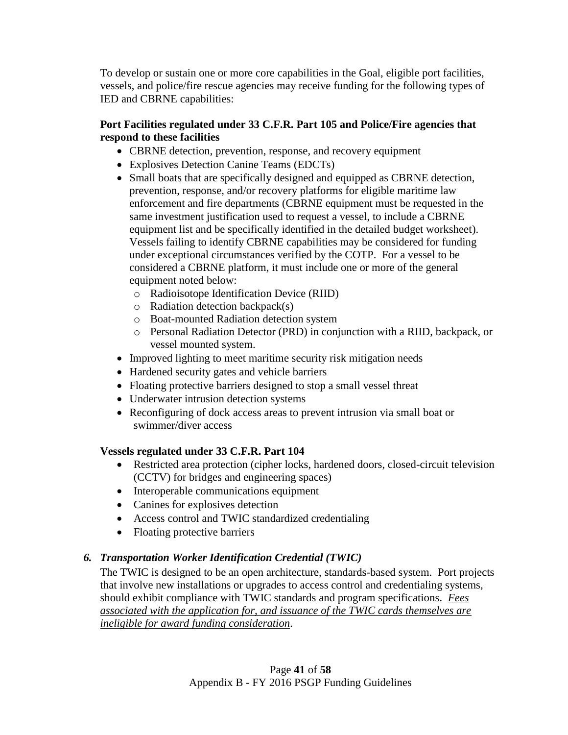To develop or sustain one or more core capabilities in the Goal, eligible port facilities, vessels, and police/fire rescue agencies may receive funding for the following types of IED and CBRNE capabilities:

**Port Facilities regulated under 33 C.F.R. Part 105 and Police/Fire agencies that respond to these facilities**

- CBRNE detection, prevention, response, and recovery equipment
- Explosives Detection Canine Teams (EDCTs)
- Small boats that are specifically designed and equipped as CBRNE detection, prevention, response, and/or recovery platforms for eligible maritime law enforcement and fire departments (CBRNE equipment must be requested in the same investment justification used to request a vessel, to include a CBRNE equipment list and be specifically identified in the detailed budget worksheet). Vessels failing to identify CBRNE capabilities may be considered for funding under exceptional circumstances verified by the COTP. For a vessel to be considered a CBRNE platform, it must include one or more of the general equipment noted below:
  - Radioisotope Identification Device (RIID)
  - Radiation detection backpack(s)
  - Boat-mounted Radiation detection system
  - Personal Radiation Detector (PRD) in conjunction with a RIID, backpack, or vessel mounted system.
- Improved lighting to meet maritime security risk mitigation needs
- Hardened security gates and vehicle barriers
- Floating protective barriers designed to stop a small vessel threat
- Underwater intrusion detection systems
- Reconfiguring of dock access areas to prevent intrusion via small boat or swimmer/diver access

**Vessels regulated under 33 C.F.R. Part 104**

- Restricted area protection (cipher locks, hardened doors, closed-circuit television (CCTV) for bridges and engineering spaces)
- Interoperable communications equipment
- Canines for explosives detection
- Access control and TWIC standardized credentialing
- Floating protective barriers

### *6. Transportation Worker Identification Credential (TWIC)*

The TWIC is designed to be an open architecture, standards-based system. Port projects that involve new installations or upgrades to access control and credentialing systems, should exhibit compliance with TWIC standards and program specifications. *Fees associated with the application for, and issuance of the TWIC cards themselves are ineligible for award funding consideration*.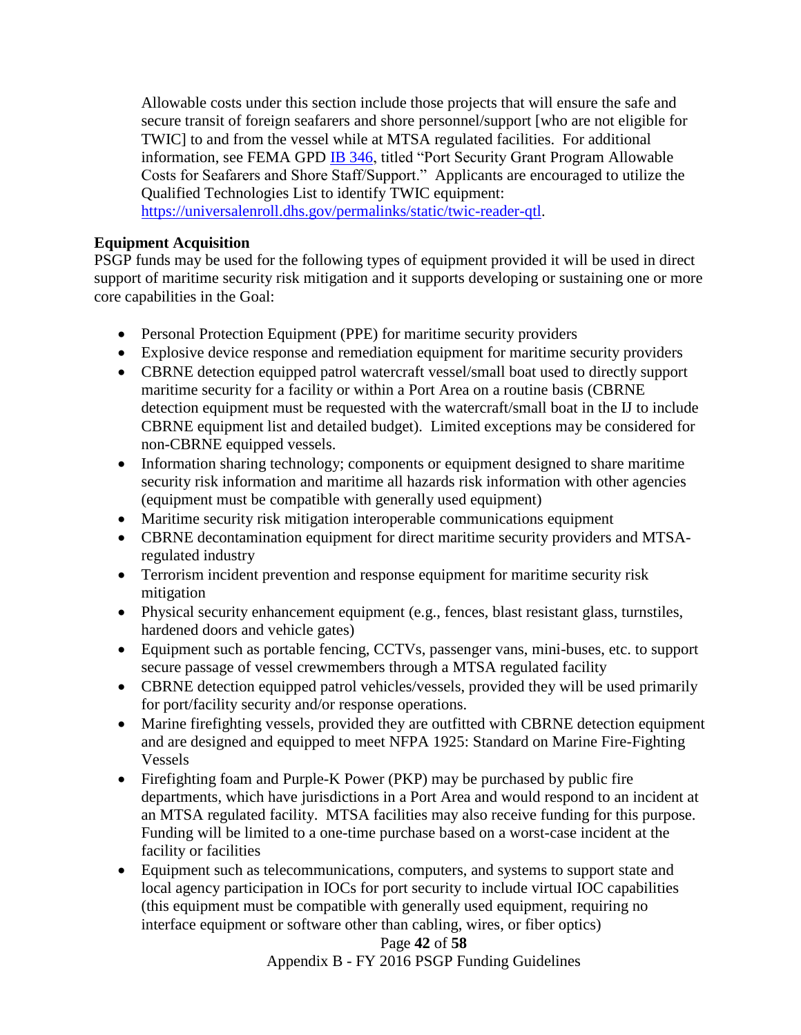Allowable costs under this section include those projects that will ensure the safe and secure transit of foreign seafarers and shore personnel/support [who are not eligible for TWIC] to and from the vessel while at MTSA regulated facilities. For additional information, see FEMA GPD [IB 346](IB 346), titled "Port Security Grant Program Allowable Costs for Seafarers and Shore Staff/Support." Applicants are encouraged to utilize the Qualified Technologies List to identify TWIC equipment: [https://universalenroll.dhs.gov/permalinks/static/twic-reader-qtl](https://universalenroll.dhs.gov/permalinks/static/twic-reader-qtl).

**Equipment Acquisition**

PSGP funds may be used for the following types of equipment provided it will be used in direct support of maritime security risk mitigation and it supports developing or sustaining one or more core capabilities in the Goal:

- Personal Protection Equipment (PPE) for maritime security providers
- Explosive device response and remediation equipment for maritime security providers
- CBRNE detection equipped patrol watercraft vessel/small boat used to directly support maritime security for a facility or within a Port Area on a routine basis (CBRNE detection equipment must be requested with the watercraft/small boat in the IJ to include CBRNE equipment list and detailed budget). Limited exceptions may be considered for non-CBRNE equipped vessels.
- Information sharing technology; components or equipment designed to share maritime security risk information and maritime all hazards risk information with other agencies (equipment must be compatible with generally used equipment)
- Maritime security risk mitigation interoperable communications equipment
- CBRNE decontamination equipment for direct maritime security providers and MTSA-regulated industry
- Terrorism incident prevention and response equipment for maritime security risk mitigation
- Physical security enhancement equipment (e.g., fences, blast resistant glass, turnstiles, hardened doors and vehicle gates)
- Equipment such as portable fencing, CCTVs, passenger vans, mini-buses, etc. to support secure passage of vessel crewmembers through a MTSA regulated facility
- CBRNE detection equipped patrol vehicles/vessels, provided they will be used primarily for port/facility security and/or response operations.
- Marine firefighting vessels, provided they are outfitted with CBRNE detection equipment and are designed and equipped to meet NFPA 1925: Standard on Marine Fire-Fighting Vessels
- Firefighting foam and Purple-K Power (PKP) may be purchased by public fire departments, which have jurisdictions in a Port Area and would respond to an incident at an MTSA regulated facility. MTSA facilities may also receive funding for this purpose. Funding will be limited to a one-time purchase based on a worst-case incident at the facility or facilities
- Equipment such as telecommunications, computers, and systems to support state and local agency participation in IOCs for port security to include virtual IOC capabilities (this equipment must be compatible with generally used equipment, requiring no interface equipment or software other than cabling, wires, or fiber optics)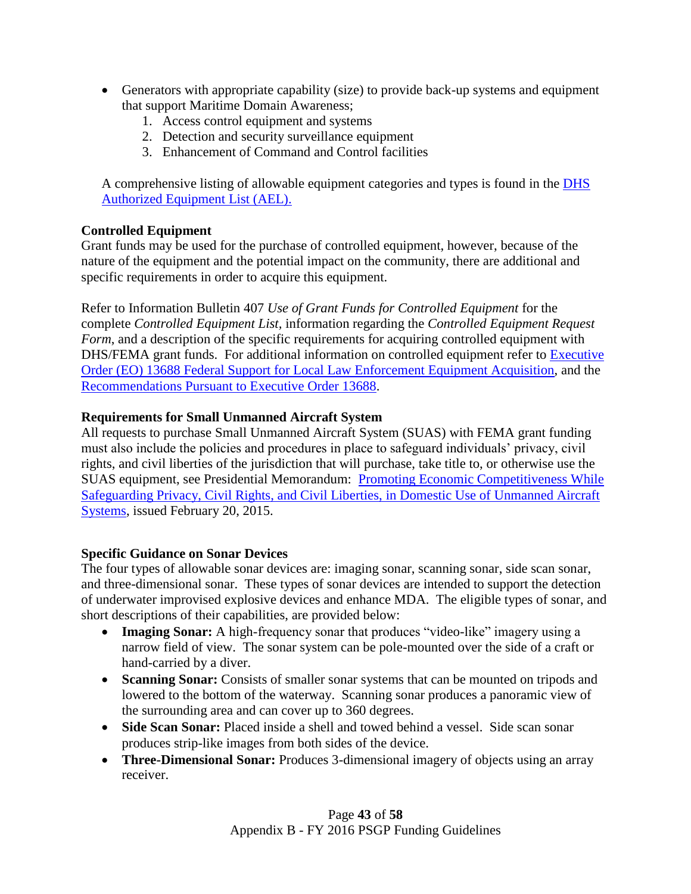- Generators with appropriate capability (size) to provide back-up systems and equipment that support Maritime Domain Awareness;
  1. Access control equipment and systems
  2. Detection and security surveillance equipment
  3. Enhancement of Command and Control facilities

  A comprehensive listing of allowable equipment categories and types is found in the [DHS Authorized Equipment List (AEL).]()

**Controlled Equipment**
Grant funds may be used for the purchase of controlled equipment, however, because of the nature of the equipment and the potential impact on the community, there are additional and specific requirements in order to acquire this equipment.

Refer to Information Bulletin 407 *Use of Grant Funds for Controlled Equipment* for the complete *Controlled Equipment List*, information regarding the *Controlled Equipment Request Form*, and a description of the specific requirements for acquiring controlled equipment with DHS/FEMA grant funds. For additional information on controlled equipment refer to [Executive Order (EO) 13688 Federal Support for Local Law Enforcement Equipment Acquisition](), and the [Recommendations Pursuant to Executive Order 13688]().

**Requirements for Small Unmanned Aircraft System**
All requests to purchase Small Unmanned Aircraft System (SUAS) with FEMA grant funding must also include the policies and procedures in place to safeguard individuals' privacy, civil rights, and civil liberties of the jurisdiction that will purchase, take title to, or otherwise use the SUAS equipment, see Presidential Memorandum: [Promoting Economic Competitiveness While Safeguarding Privacy, Civil Rights, and Civil Liberties, in Domestic Use of Unmanned Aircraft Systems](), issued February 20, 2015.

**Specific Guidance on Sonar Devices**
The four types of allowable sonar devices are: imaging sonar, scanning sonar, side scan sonar, and three-dimensional sonar. These types of sonar devices are intended to support the detection of underwater improvised explosive devices and enhance MDA. The eligible types of sonar, and short descriptions of their capabilities, are provided below:

- **Imaging Sonar:** A high-frequency sonar that produces "video-like" imagery using a narrow field of view. The sonar system can be pole-mounted over the side of a craft or hand-carried by a diver.
- **Scanning Sonar:** Consists of smaller sonar systems that can be mounted on tripods and lowered to the bottom of the waterway. Scanning sonar produces a panoramic view of the surrounding area and can cover up to 360 degrees.
- **Side Scan Sonar:** Placed inside a shell and towed behind a vessel. Side scan sonar produces strip-like images from both sides of the device.
- **Three-Dimensional Sonar:** Produces 3-dimensional imagery of objects using an array receiver.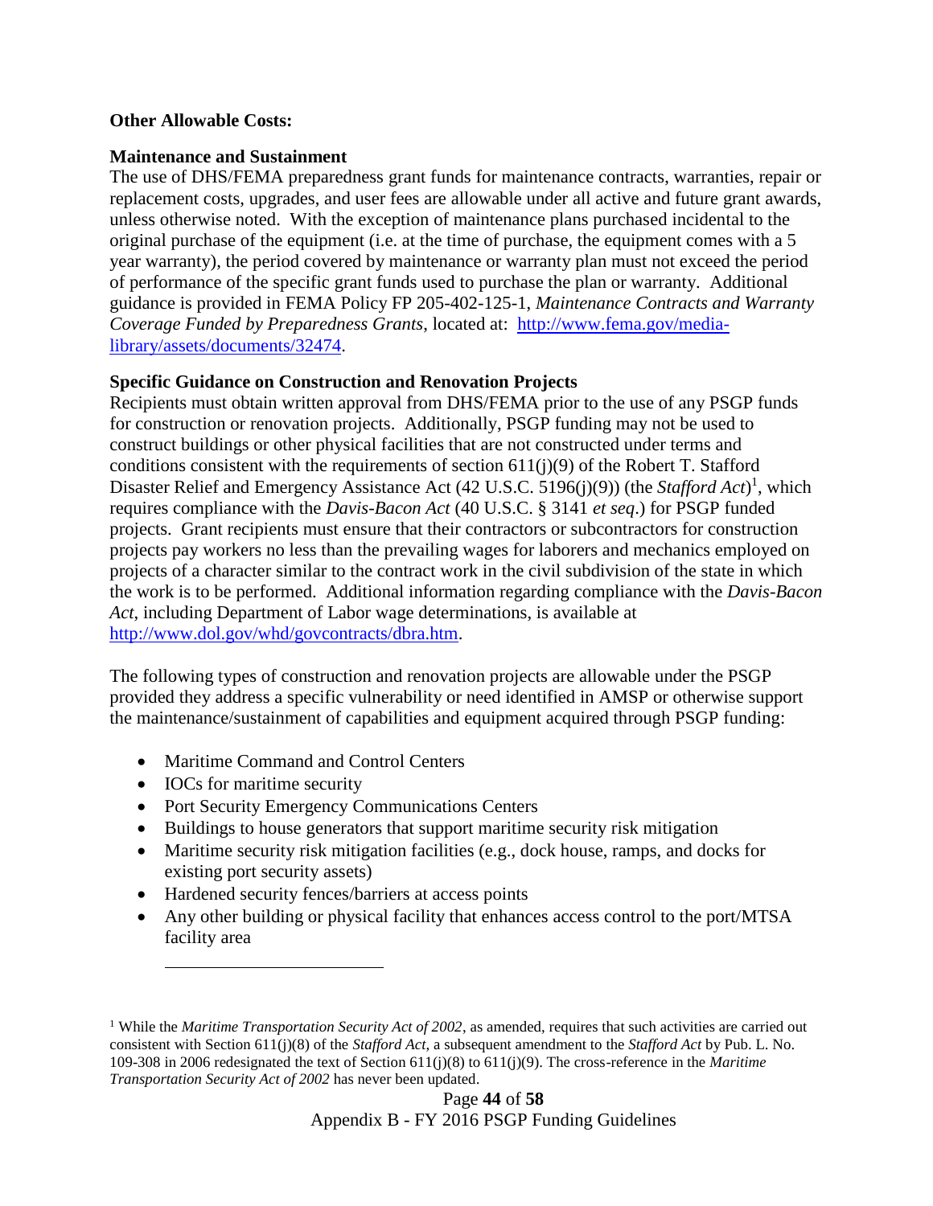**Other Allowable Costs:**

**Maintenance and Sustainment**

The use of DHS/FEMA preparedness grant funds for maintenance contracts, warranties, repair or replacement costs, upgrades, and user fees are allowable under all active and future grant awards, unless otherwise noted. With the exception of maintenance plans purchased incidental to the original purchase of the equipment (i.e. at the time of purchase, the equipment comes with a 5 year warranty), the period covered by maintenance or warranty plan must not exceed the period of performance of the specific grant funds used to purchase the plan or warranty. Additional guidance is provided in FEMA Policy FP 205-402-125-1, *Maintenance Contracts and Warranty Coverage Funded by Preparedness Grants*, located at: [http://www.fema.gov/media-library/assets/documents/32474](http://www.fema.gov/media-library/assets/documents/32474).

**Specific Guidance on Construction and Renovation Projects**

Recipients must obtain written approval from DHS/FEMA prior to the use of any PSGP funds for construction or renovation projects. Additionally, PSGP funding may not be used to construct buildings or other physical facilities that are not constructed under terms and conditions consistent with the requirements of section 611(j)(9) of the Robert T. Stafford Disaster Relief and Emergency Assistance Act (42 U.S.C. 5196(j)(9)) (the *Stafford Act*)[1], which requires compliance with the *Davis-Bacon Act* (40 U.S.C. § 3141 *et seq*.) for PSGP funded projects. Grant recipients must ensure that their contractors or subcontractors for construction projects pay workers no less than the prevailing wages for laborers and mechanics employed on projects of a character similar to the contract work in the civil subdivision of the state in which the work is to be performed. Additional information regarding compliance with the *Davis-Bacon Act*, including Department of Labor wage determinations, is available at [http://www.dol.gov/whd/govcontracts/dbra.htm](http://www.dol.gov/whd/govcontracts/dbra.htm).

The following types of construction and renovation projects are allowable under the PSGP provided they address a specific vulnerability or need identified in AMSP or otherwise support the maintenance/sustainment of capabilities and equipment acquired through PSGP funding:

- Maritime Command and Control Centers
- IOCs for maritime security
- Port Security Emergency Communications Centers
- Buildings to house generators that support maritime security risk mitigation
- Maritime security risk mitigation facilities (e.g., dock house, ramps, and docks for existing port security assets)
- Hardened security fences/barriers at access points
- Any other building or physical facility that enhances access control to the port/MTSA facility area

---

[1] While the *Maritime Transportation Security Act of 2002*, as amended, requires that such activities are carried out consistent with Section 611(j)(8) of the *Stafford Act*, a subsequent amendment to the *Stafford Act* by Pub. L. No. 109-308 in 2006 redesignated the text of Section 611(j)(8) to 611(j)(9). The cross-reference in the *Maritime Transportation Security Act of 2002* has never been updated.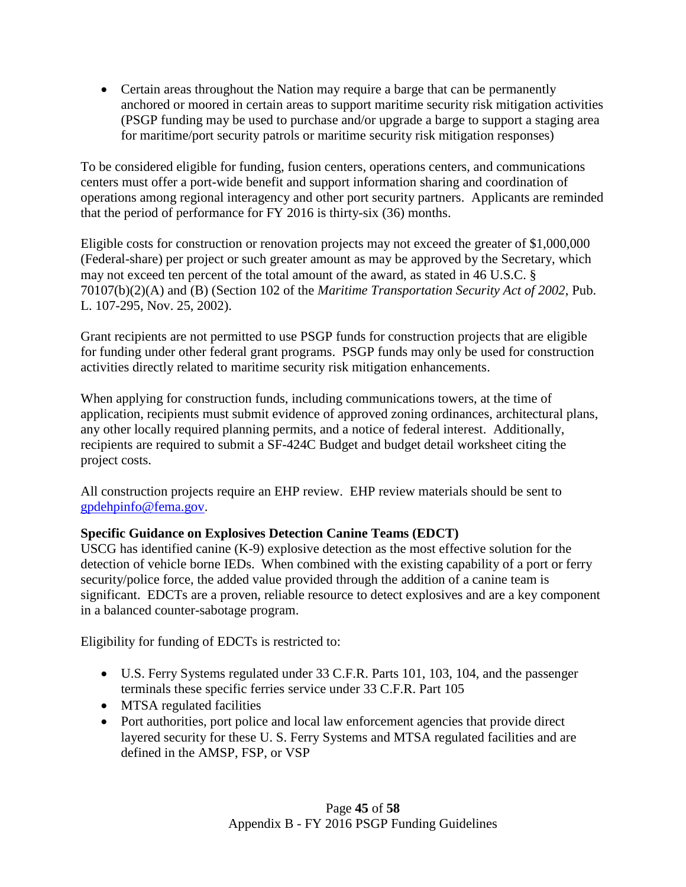- Certain areas throughout the Nation may require a barge that can be permanently anchored or moored in certain areas to support maritime security risk mitigation activities (PSGP funding may be used to purchase and/or upgrade a barge to support a staging area for maritime/port security patrols or maritime security risk mitigation responses)

To be considered eligible for funding, fusion centers, operations centers, and communications centers must offer a port-wide benefit and support information sharing and coordination of operations among regional interagency and other port security partners. Applicants are reminded that the period of performance for FY 2016 is thirty-six (36) months.

Eligible costs for construction or renovation projects may not exceed the greater of $1,000,000 (Federal-share) per project or such greater amount as may be approved by the Secretary, which may not exceed ten percent of the total amount of the award, as stated in 46 U.S.C. § 70107(b)(2)(A) and (B) (Section 102 of the *Maritime Transportation Security Act of 2002*, Pub. L. 107-295, Nov. 25, 2002).

Grant recipients are not permitted to use PSGP funds for construction projects that are eligible for funding under other federal grant programs. PSGP funds may only be used for construction activities directly related to maritime security risk mitigation enhancements.

When applying for construction funds, including communications towers, at the time of application, recipients must submit evidence of approved zoning ordinances, architectural plans, any other locally required planning permits, and a notice of federal interest. Additionally, recipients are required to submit a SF-424C Budget and budget detail worksheet citing the project costs.

All construction projects require an EHP review. EHP review materials should be sent to gpdehpinfo@fema.gov.

**Specific Guidance on Explosives Detection Canine Teams (EDCT)**
USCG has identified canine (K-9) explosive detection as the most effective solution for the detection of vehicle borne IEDs. When combined with the existing capability of a port or ferry security/police force, the added value provided through the addition of a canine team is significant. EDCTs are a proven, reliable resource to detect explosives and are a key component in a balanced counter-sabotage program.

Eligibility for funding of EDCTs is restricted to:

- U.S. Ferry Systems regulated under 33 C.F.R. Parts 101, 103, 104, and the passenger terminals these specific ferries service under 33 C.F.R. Part 105
- MTSA regulated facilities
- Port authorities, port police and local law enforcement agencies that provide direct layered security for these U. S. Ferry Systems and MTSA regulated facilities and are defined in the AMSP, FSP, or VSP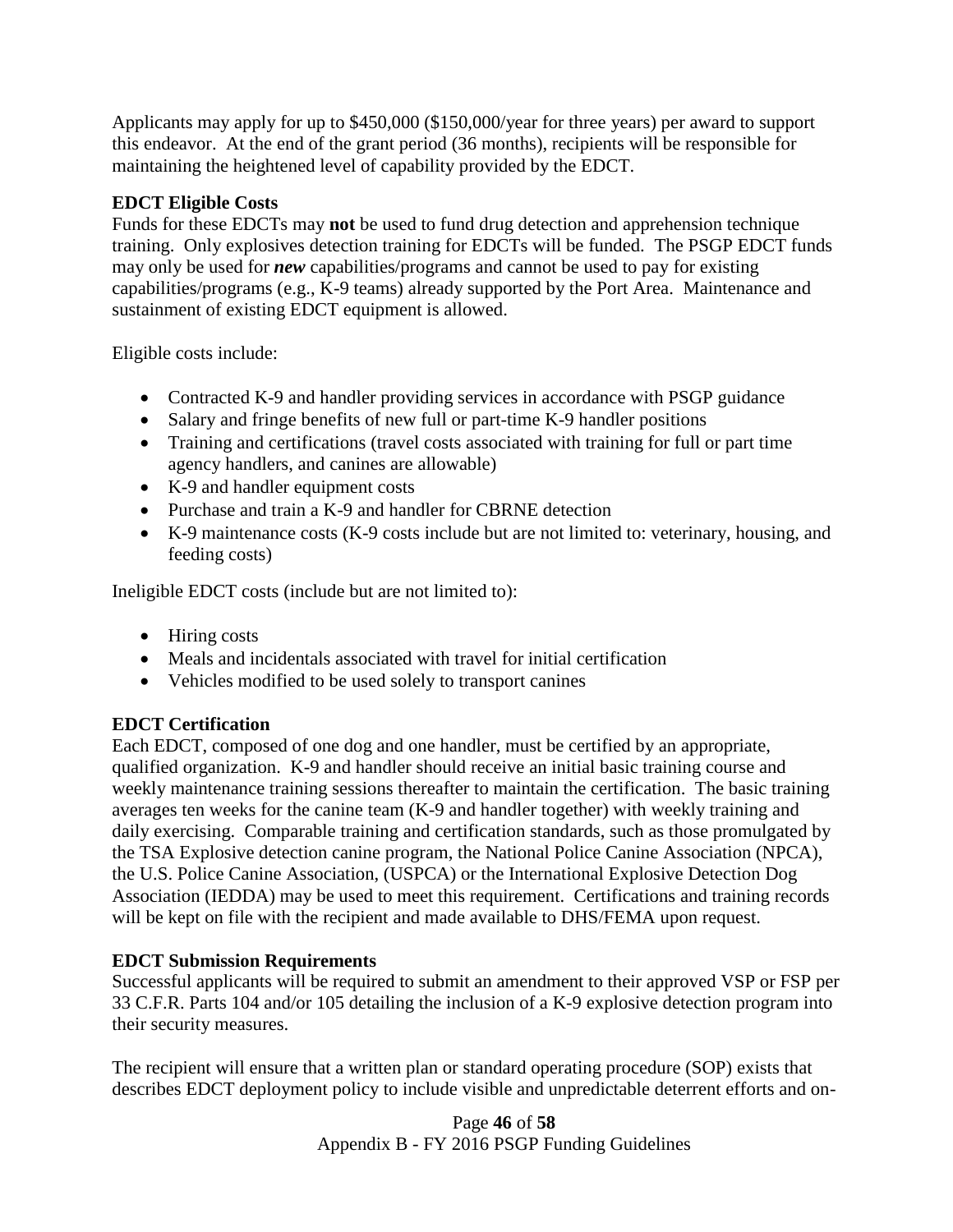Applicants may apply for up to $450,000 ($150,000/year for three years) per award to support this endeavor. At the end of the grant period (36 months), recipients will be responsible for maintaining the heightened level of capability provided by the EDCT.

**EDCT Eligible Costs**

Funds for these EDCTs may **not** be used to fund drug detection and apprehension technique training. Only explosives detection training for EDCTs will be funded. The PSGP EDCT funds may only be used for ***new*** capabilities/programs and cannot be used to pay for existing capabilities/programs (e.g., K-9 teams) already supported by the Port Area. Maintenance and sustainment of existing EDCT equipment is allowed.

Eligible costs include:

- Contracted K-9 and handler providing services in accordance with PSGP guidance
- Salary and fringe benefits of new full or part-time K-9 handler positions
- Training and certifications (travel costs associated with training for full or part time agency handlers, and canines are allowable)
- K-9 and handler equipment costs
- Purchase and train a K-9 and handler for CBRNE detection
- K-9 maintenance costs (K-9 costs include but are not limited to: veterinary, housing, and feeding costs)

Ineligible EDCT costs (include but are not limited to):

- Hiring costs
- Meals and incidentals associated with travel for initial certification
- Vehicles modified to be used solely to transport canines

**EDCT Certification**

Each EDCT, composed of one dog and one handler, must be certified by an appropriate, qualified organization. K-9 and handler should receive an initial basic training course and weekly maintenance training sessions thereafter to maintain the certification. The basic training averages ten weeks for the canine team (K-9 and handler together) with weekly training and daily exercising. Comparable training and certification standards, such as those promulgated by the TSA Explosive detection canine program, the National Police Canine Association (NPCA), the U.S. Police Canine Association, (USPCA) or the International Explosive Detection Dog Association (IEDDA) may be used to meet this requirement. Certifications and training records will be kept on file with the recipient and made available to DHS/FEMA upon request.

**EDCT Submission Requirements**

Successful applicants will be required to submit an amendment to their approved VSP or FSP per 33 C.F.R. Parts 104 and/or 105 detailing the inclusion of a K-9 explosive detection program into their security measures.

The recipient will ensure that a written plan or standard operating procedure (SOP) exists that describes EDCT deployment policy to include visible and unpredictable deterrent efforts and on-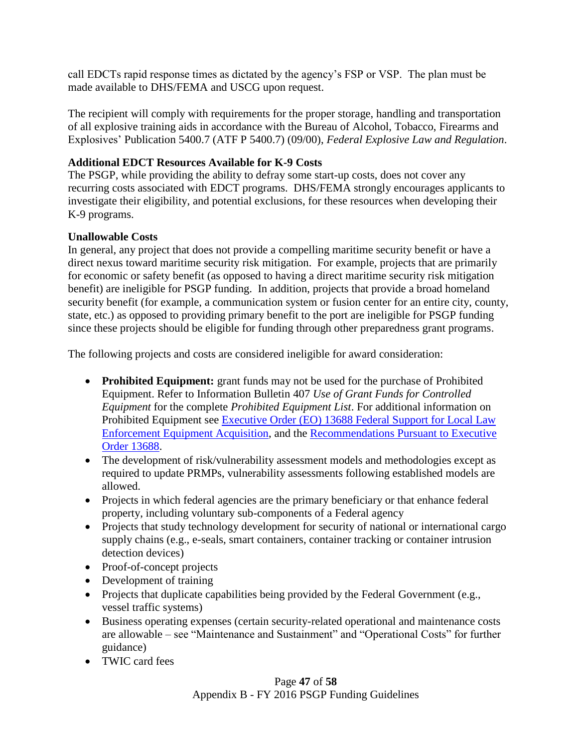call EDCTs rapid response times as dictated by the agency's FSP or VSP. The plan must be made available to DHS/FEMA and USCG upon request.

The recipient will comply with requirements for the proper storage, handling and transportation of all explosive training aids in accordance with the Bureau of Alcohol, Tobacco, Firearms and Explosives' Publication 5400.7 (ATF P 5400.7) (09/00), *Federal Explosive Law and Regulation*.

**Additional EDCT Resources Available for K-9 Costs**

The PSGP, while providing the ability to defray some start-up costs, does not cover any recurring costs associated with EDCT programs. DHS/FEMA strongly encourages applicants to investigate their eligibility, and potential exclusions, for these resources when developing their K-9 programs.

**Unallowable Costs**

In general, any project that does not provide a compelling maritime security benefit or have a direct nexus toward maritime security risk mitigation. For example, projects that are primarily for economic or safety benefit (as opposed to having a direct maritime security risk mitigation benefit) are ineligible for PSGP funding. In addition, projects that provide a broad homeland security benefit (for example, a communication system or fusion center for an entire city, county, state, etc.) as opposed to providing primary benefit to the port are ineligible for PSGP funding since these projects should be eligible for funding through other preparedness grant programs.

The following projects and costs are considered ineligible for award consideration:

- **Prohibited Equipment:** grant funds may not be used for the purchase of Prohibited Equipment. Refer to Information Bulletin 407 *Use of Grant Funds for Controlled Equipment* for the complete *Prohibited Equipment List*. For additional information on Prohibited Equipment see Executive Order (EO) 13688 Federal Support for Local Law Enforcement Equipment Acquisition, and the Recommendations Pursuant to Executive Order 13688.
- The development of risk/vulnerability assessment models and methodologies except as required to update PRMPs, vulnerability assessments following established models are allowed.
- Projects in which federal agencies are the primary beneficiary or that enhance federal property, including voluntary sub-components of a Federal agency
- Projects that study technology development for security of national or international cargo supply chains (e.g., e-seals, smart containers, container tracking or container intrusion detection devices)
- Proof-of-concept projects
- Development of training
- Projects that duplicate capabilities being provided by the Federal Government (e.g., vessel traffic systems)
- Business operating expenses (certain security-related operational and maintenance costs are allowable – see "Maintenance and Sustainment" and "Operational Costs" for further guidance)
- TWIC card fees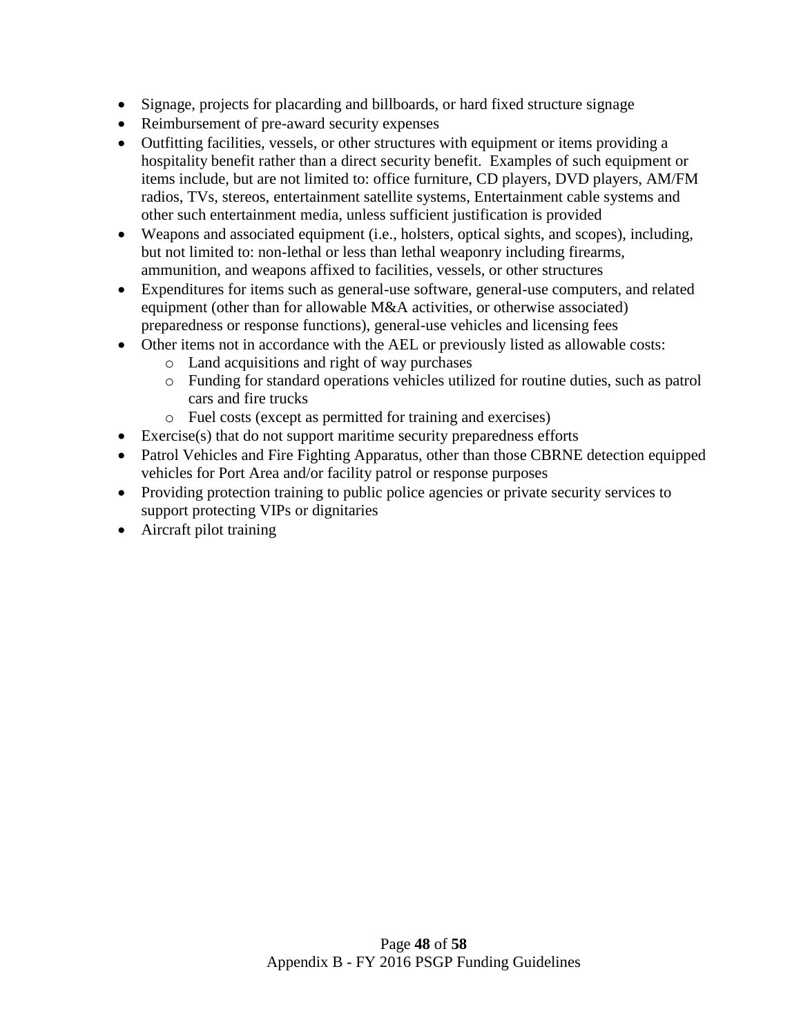- Signage, projects for placarding and billboards, or hard fixed structure signage
- Reimbursement of pre-award security expenses
- Outfitting facilities, vessels, or other structures with equipment or items providing a hospitality benefit rather than a direct security benefit. Examples of such equipment or items include, but are not limited to: office furniture, CD players, DVD players, AM/FM radios, TVs, stereos, entertainment satellite systems, Entertainment cable systems and other such entertainment media, unless sufficient justification is provided
- Weapons and associated equipment (i.e., holsters, optical sights, and scopes), including, but not limited to: non-lethal or less than lethal weaponry including firearms, ammunition, and weapons affixed to facilities, vessels, or other structures
- Expenditures for items such as general-use software, general-use computers, and related equipment (other than for allowable M&A activities, or otherwise associated) preparedness or response functions), general-use vehicles and licensing fees
- Other items not in accordance with the AEL or previously listed as allowable costs:
  - Land acquisitions and right of way purchases
  - Funding for standard operations vehicles utilized for routine duties, such as patrol cars and fire trucks
  - Fuel costs (except as permitted for training and exercises)
- Exercise(s) that do not support maritime security preparedness efforts
- Patrol Vehicles and Fire Fighting Apparatus, other than those CBRNE detection equipped vehicles for Port Area and/or facility patrol or response purposes
- Providing protection training to public police agencies or private security services to support protecting VIPs or dignitaries
- Aircraft pilot training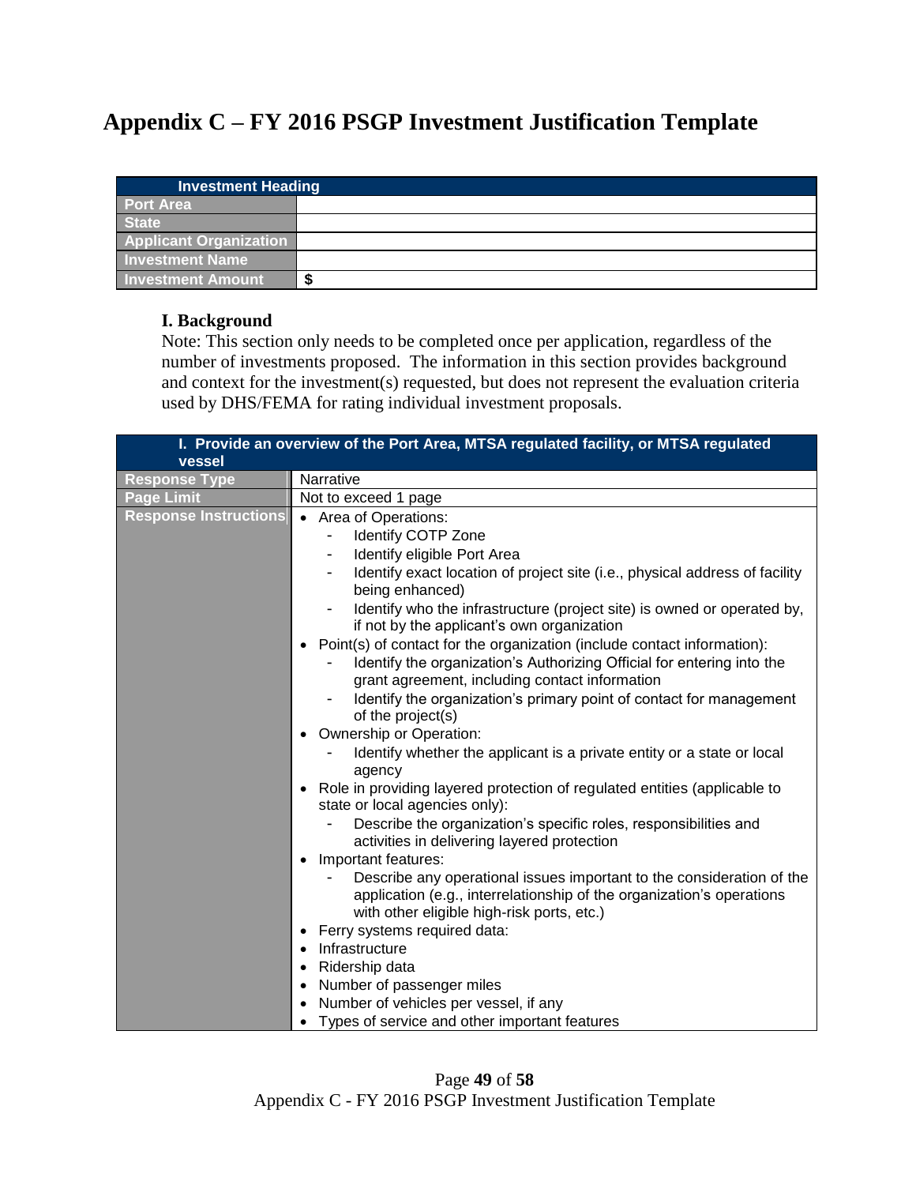# Appendix C – FY 2016 PSGP Investment Justification Template

| Investment Heading | |
|---|---|
| Port Area | |
| State | |
| Applicant Organization | |
| Investment Name | |
| Investment Amount | $ |

### I. Background

Note: This section only needs to be completed once per application, regardless of the number of investments proposed. The information in this section provides background and context for the investment(s) requested, but does not represent the evaluation criteria used by DHS/FEMA for rating individual investment proposals.

| I. Provide an overview of the Port Area, MTSA regulated facility, or MTSA regulated vessel | |
|---|---|
| Response Type | Narrative |
| Page Limit | Not to exceed 1 page |
| Response Instructions | • Area of Operations:<br>- Identify COTP Zone<br>- Identify eligible Port Area<br>- Identify exact location of project site (i.e., physical address of facility being enhanced)<br>- Identify who the infrastructure (project site) is owned or operated by, if not by the applicant's own organization<br>• Point(s) of contact for the organization (include contact information):<br>- Identify the organization's Authorizing Official for entering into the grant agreement, including contact information<br>- Identify the organization's primary point of contact for management of the project(s)<br>• Ownership or Operation:<br>- Identify whether the applicant is a private entity or a state or local agency<br>• Role in providing layered protection of regulated entities (applicable to state or local agencies only):<br>- Describe the organization's specific roles, responsibilities and activities in delivering layered protection<br>• Important features:<br>- Describe any operational issues important to the consideration of the application (e.g., interrelationship of the organization's operations with other eligible high-risk ports, etc.)<br>• Ferry systems required data:<br>• Infrastructure<br>• Ridership data<br>• Number of passenger miles<br>• Number of vehicles per vessel, if any<br>• Types of service and other important features |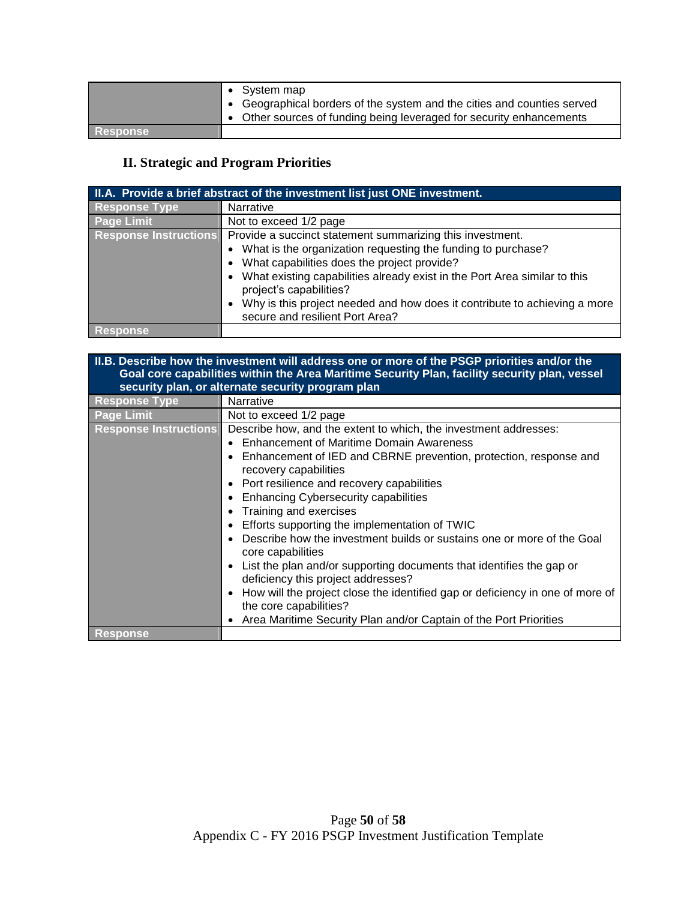| | |
|---|---|
| | • System map<br>• Geographical borders of the system and the cities and counties served<br>• Other sources of funding being leveraged for security enhancements |
| **Response** | |

## II. Strategic and Program Priorities

| **II.A. Provide a brief abstract of the investment list just ONE investment.** | |
|---|---|
| **Response Type** | Narrative |
| **Page Limit** | Not to exceed 1/2 page |
| **Response Instructions** | Provide a succinct statement summarizing this investment.<br>• What is the organization requesting the funding to purchase?<br>• What capabilities does the project provide?<br>• What existing capabilities already exist in the Port Area similar to this project's capabilities?<br>• Why is this project needed and how does it contribute to achieving a more secure and resilient Port Area? |
| **Response** | |

| **II.B. Describe how the investment will address one or more of the PSGP priorities and/or the Goal core capabilities within the Area Maritime Security Plan, facility security plan, vessel security plan, or alternate security program plan** | |
|---|---|
| **Response Type** | Narrative |
| **Page Limit** | Not to exceed 1/2 page |
| **Response Instructions** | Describe how, and the extent to which, the investment addresses:<br>• Enhancement of Maritime Domain Awareness<br>• Enhancement of IED and CBRNE prevention, protection, response and recovery capabilities<br>• Port resilience and recovery capabilities<br>• Enhancing Cybersecurity capabilities<br>• Training and exercises<br>• Efforts supporting the implementation of TWIC<br>• Describe how the investment builds or sustains one or more of the Goal core capabilities<br>• List the plan and/or supporting documents that identifies the gap or deficiency this project addresses?<br>• How will the project close the identified gap or deficiency in one of more of the core capabilities?<br>• Area Maritime Security Plan and/or Captain of the Port Priorities |
| **Response** | |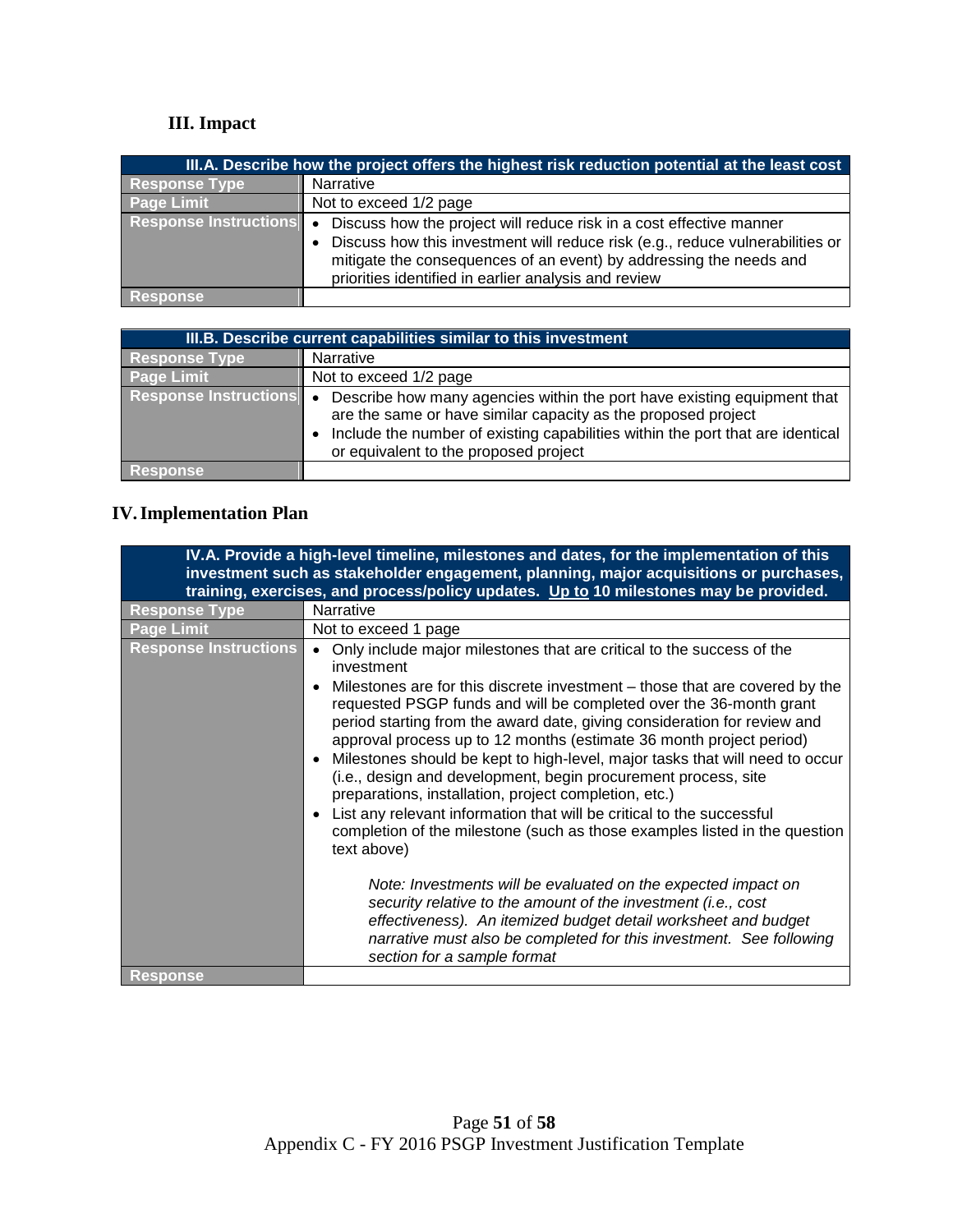## III. Impact

| III.A. Describe how the project offers the highest risk reduction potential at the least cost | |
|---|---|
| Response Type | Narrative |
| Page Limit | Not to exceed 1/2 page |
| Response Instructions | • Discuss how the project will reduce risk in a cost effective manner<br>• Discuss how this investment will reduce risk (e.g., reduce vulnerabilities or mitigate the consequences of an event) by addressing the needs and priorities identified in earlier analysis and review |
| Response | |

| III.B. Describe current capabilities similar to this investment | |
|---|---|
| Response Type | Narrative |
| Page Limit | Not to exceed 1/2 page |
| Response Instructions | • Describe how many agencies within the port have existing equipment that are the same or have similar capacity as the proposed project<br>• Include the number of existing capabilities within the port that are identical or equivalent to the proposed project |
| Response | |

## IV. Implementation Plan

| IV.A. Provide a high-level timeline, milestones and dates, for the implementation of this investment such as stakeholder engagement, planning, major acquisitions or purchases, training, exercises, and process/policy updates. Up to 10 milestones may be provided. | |
|---|---|
| Response Type | Narrative |
| Page Limit | Not to exceed 1 page |
| Response Instructions | • Only include major milestones that are critical to the success of the investment<br>• Milestones are for this discrete investment – those that are covered by the requested PSGP funds and will be completed over the 36-month grant period starting from the award date, giving consideration for review and approval process up to 12 months (estimate 36 month project period)<br>• Milestones should be kept to high-level, major tasks that will need to occur (i.e., design and development, begin procurement process, site preparations, installation, project completion, etc.)<br>• List any relevant information that will be critical to the successful completion of the milestone (such as those examples listed in the question text above)<br><br>*Note: Investments will be evaluated on the expected impact on security relative to the amount of the investment (i.e., cost effectiveness). An itemized budget detail worksheet and budget narrative must also be completed for this investment. See following section for a sample format* |
| Response | |

Appendix C - FY 2016 PSGP Investment Justification Template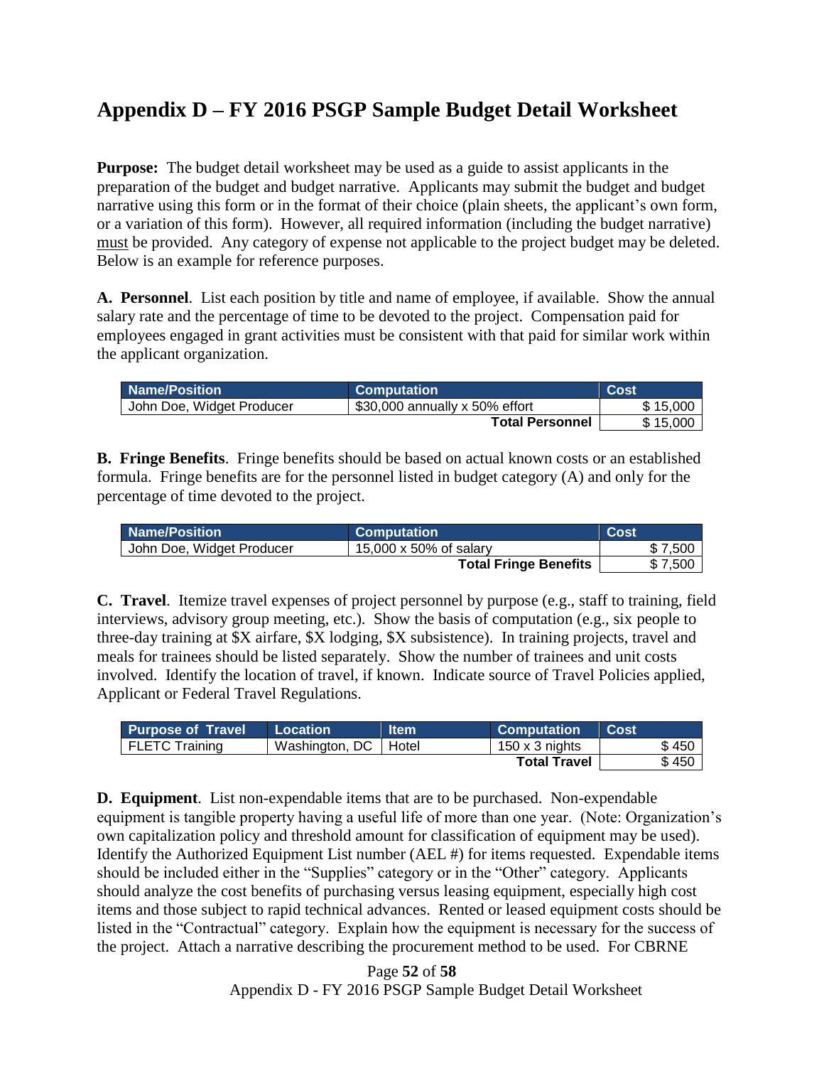# Appendix D – FY 2016 PSGP Sample Budget Detail Worksheet

**Purpose:** The budget detail worksheet may be used as a guide to assist applicants in the preparation of the budget and budget narrative. Applicants may submit the budget and budget narrative using this form or in the format of their choice (plain sheets, the applicant's own form, or a variation of this form). However, all required information (including the budget narrative) must be provided. Any category of expense not applicable to the project budget may be deleted. Below is an example for reference purposes.

**A. Personnel**. List each position by title and name of employee, if available. Show the annual salary rate and the percentage of time to be devoted to the project. Compensation paid for employees engaged in grant activities must be consistent with that paid for similar work within the applicant organization.

| Name/Position | Computation | Cost |
|---|---|---|
| John Doe, Widget Producer | $30,000 annually x 50% effort | $ 15,000 |
| | **Total Personnel** | $ 15,000 |

**B. Fringe Benefits**. Fringe benefits should be based on actual known costs or an established formula. Fringe benefits are for the personnel listed in budget category (A) and only for the percentage of time devoted to the project.

| Name/Position | Computation | Cost |
|---|---|---|
| John Doe, Widget Producer | 15,000 x 50% of salary | $ 7,500 |
| | **Total Fringe Benefits** | $ 7,500 |

**C. Travel**. Itemize travel expenses of project personnel by purpose (e.g., staff to training, field interviews, advisory group meeting, etc.). Show the basis of computation (e.g., six people to three-day training at $X airfare, $X lodging, $X subsistence). In training projects, travel and meals for trainees should be listed separately. Show the number of trainees and unit costs involved. Identify the location of travel, if known. Indicate source of Travel Policies applied, Applicant or Federal Travel Regulations.

| Purpose of Travel | Location | Item | Computation | Cost |
|---|---|---|---|---|
| FLETC Training | Washington, DC | Hotel | 150 x 3 nights | $ 450 |
| | | | **Total Travel** | $ 450 |

**D. Equipment**. List non-expendable items that are to be purchased. Non-expendable equipment is tangible property having a useful life of more than one year. (Note: Organization's own capitalization policy and threshold amount for classification of equipment may be used). Identify the Authorized Equipment List number (AEL #) for items requested. Expendable items should be included either in the "Supplies" category or in the "Other" category. Applicants should analyze the cost benefits of purchasing versus leasing equipment, especially high cost items and those subject to rapid technical advances. Rented or leased equipment costs should be listed in the "Contractual" category. Explain how the equipment is necessary for the success of the project. Attach a narrative describing the procurement method to be used. For CBRNE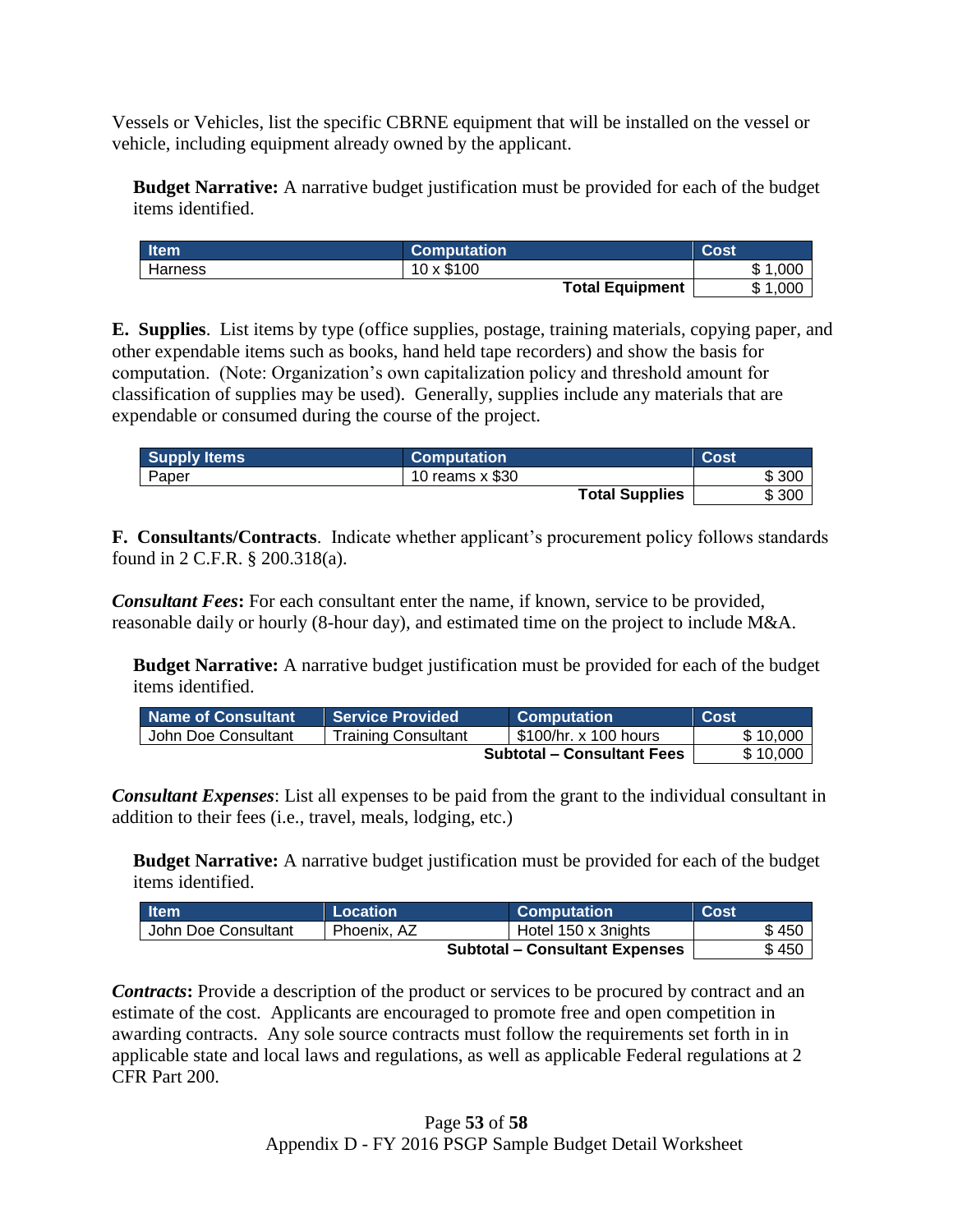Vessels or Vehicles, list the specific CBRNE equipment that will be installed on the vessel or vehicle, including equipment already owned by the applicant.

**Budget Narrative:** A narrative budget justification must be provided for each of the budget items identified.

| Item | Computation | Cost |
|---|---|---|
| Harness | 10 x $100 | $ 1,000 |
| | **Total Equipment** | $ 1,000 |

**E. Supplies**. List items by type (office supplies, postage, training materials, copying paper, and other expendable items such as books, hand held tape recorders) and show the basis for computation. (Note: Organization's own capitalization policy and threshold amount for classification of supplies may be used). Generally, supplies include any materials that are expendable or consumed during the course of the project.

| Supply Items | Computation | Cost |
|---|---|---|
| Paper | 10 reams x $30 | $ 300 |
| | **Total Supplies** | $ 300 |

**F. Consultants/Contracts**. Indicate whether applicant's procurement policy follows standards found in 2 C.F.R. § 200.318(a).

***Consultant Fees*:** For each consultant enter the name, if known, service to be provided, reasonable daily or hourly (8-hour day), and estimated time on the project to include M&A.

**Budget Narrative:** A narrative budget justification must be provided for each of the budget items identified.

| Name of Consultant | Service Provided | Computation | Cost |
|---|---|---|---|
| John Doe Consultant | Training Consultant | $100/hr. x 100 hours | $ 10,000 |
| | | **Subtotal – Consultant Fees** | $ 10,000 |

***Consultant Expenses***: List all expenses to be paid from the grant to the individual consultant in addition to their fees (i.e., travel, meals, lodging, etc.)

**Budget Narrative:** A narrative budget justification must be provided for each of the budget items identified.

| Item | Location | Computation | Cost |
|---|---|---|---|
| John Doe Consultant | Phoenix, AZ | Hotel 150 x 3nights | $ 450 |
| | | **Subtotal – Consultant Expenses** | $ 450 |

***Contracts*:** Provide a description of the product or services to be procured by contract and an estimate of the cost. Applicants are encouraged to promote free and open competition in awarding contracts. Any sole source contracts must follow the requirements set forth in in applicable state and local laws and regulations, as well as applicable Federal regulations at 2 CFR Part 200.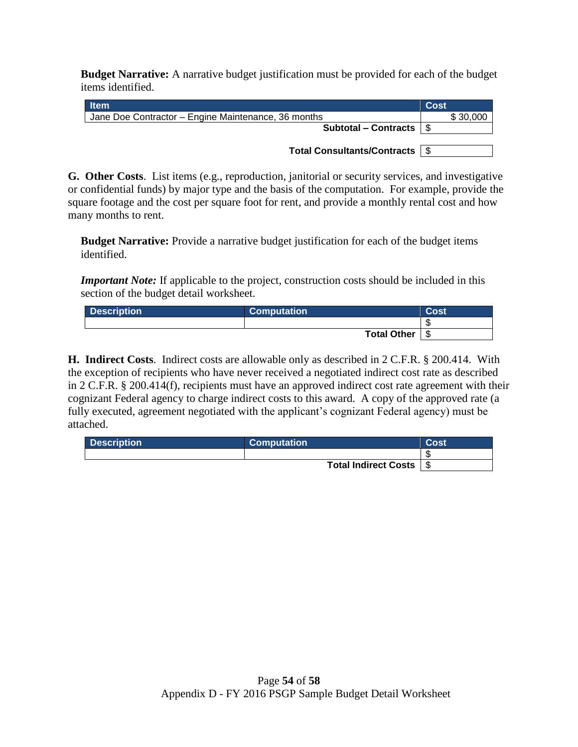**Budget Narrative:** A narrative budget justification must be provided for each of the budget items identified.

| Item | Cost |
|---|---|
| Jane Doe Contractor – Engine Maintenance, 36 months | $ 30,000 |
| **Subtotal – Contracts** | $ |
| | |
| **Total Consultants/Contracts** | $ |

**G. Other Costs**. List items (e.g., reproduction, janitorial or security services, and investigative or confidential funds) by major type and the basis of the computation. For example, provide the square footage and the cost per square foot for rent, and provide a monthly rental cost and how many months to rent.

**Budget Narrative:** Provide a narrative budget justification for each of the budget items identified.

***Important Note:*** If applicable to the project, construction costs should be included in this section of the budget detail worksheet.

| Description | Computation | Cost |
|---|---|---|
| | | $ |
| | **Total Other** | $ |

**H. Indirect Costs**. Indirect costs are allowable only as described in 2 C.F.R. § 200.414. With the exception of recipients who have never received a negotiated indirect cost rate as described in 2 C.F.R. § 200.414(f), recipients must have an approved indirect cost rate agreement with their cognizant Federal agency to charge indirect costs to this award. A copy of the approved rate (a fully executed, agreement negotiated with the applicant's cognizant Federal agency) must be attached.

| Description | Computation | Cost |
|---|---|---|
| | | $ |
| | **Total Indirect Costs** | $ |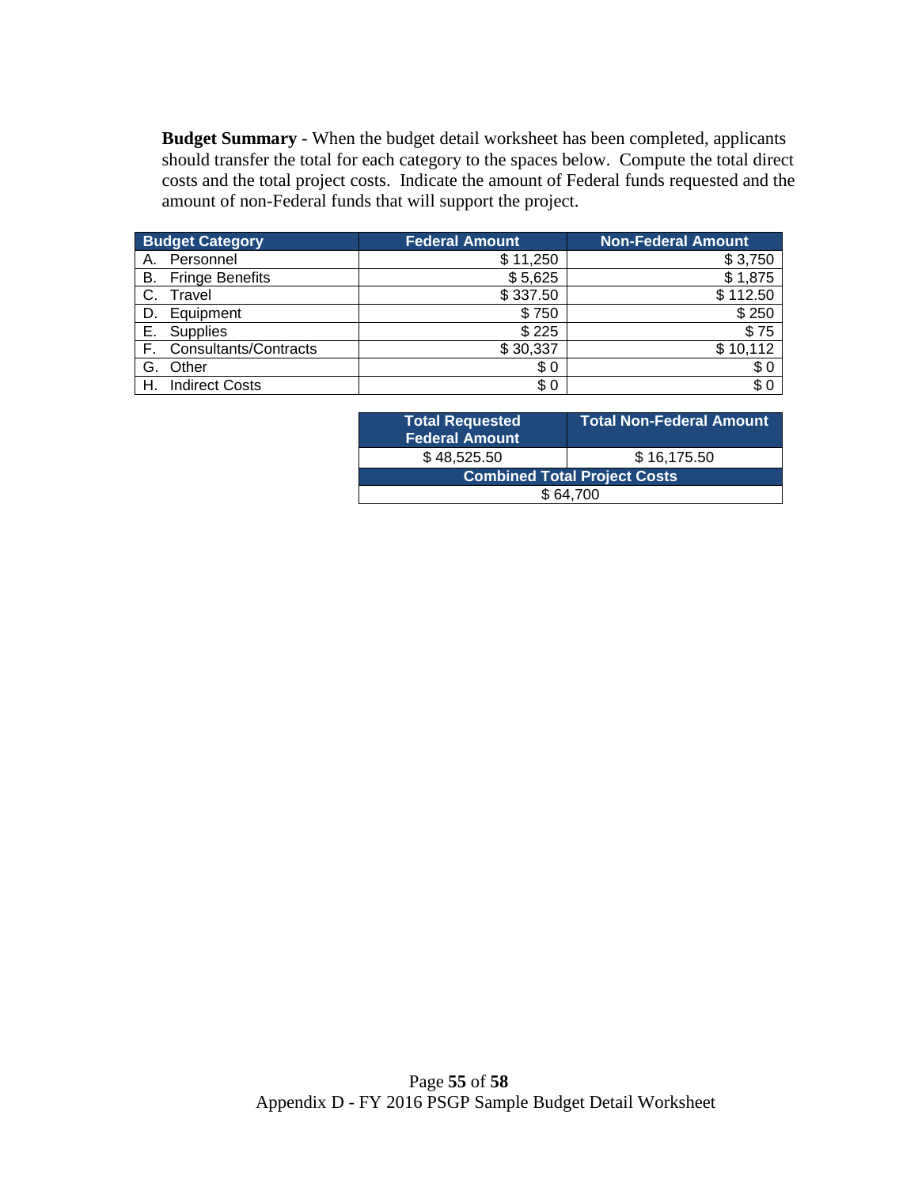**Budget Summary** - When the budget detail worksheet has been completed, applicants should transfer the total for each category to the spaces below. Compute the total direct costs and the total project costs. Indicate the amount of Federal funds requested and the amount of non-Federal funds that will support the project.

| Budget Category | Federal Amount | Non-Federal Amount |
|---|---|---|
| A. Personnel | $ 11,250 | $ 3,750 |
| B. Fringe Benefits | $ 5,625 | $ 1,875 |
| C. Travel | $ 337.50 | $ 112.50 |
| D. Equipment | $ 750 | $ 250 |
| E. Supplies | $ 225 | $ 75 |
| F. Consultants/Contracts | $ 30,337 | $ 10,112 |
| G. Other | $ 0 | $ 0 |
| H. Indirect Costs | $ 0 | $ 0 |

| Total Requested Federal Amount | Total Non-Federal Amount |
|---|---|
| $ 48,525.50 | $ 16,175.50 |
| **Combined Total Project Costs** | |
| $ 64,700 | |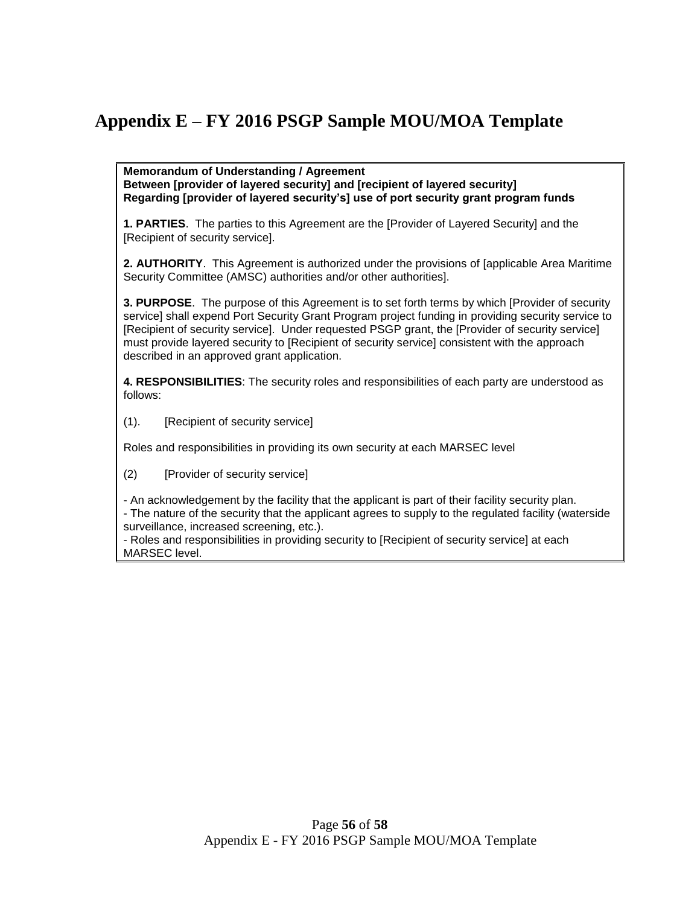# Appendix E – FY 2016 PSGP Sample MOU/MOA Template

**Memorandum of Understanding / Agreement**
**Between [provider of layered security] and [recipient of layered security]**
**Regarding [provider of layered security's] use of port security grant program funds**

**1. PARTIES**. The parties to this Agreement are the [Provider of Layered Security] and the [Recipient of security service].

**2. AUTHORITY**. This Agreement is authorized under the provisions of [applicable Area Maritime Security Committee (AMSC) authorities and/or other authorities].

**3. PURPOSE**. The purpose of this Agreement is to set forth terms by which [Provider of security service] shall expend Port Security Grant Program project funding in providing security service to [Recipient of security service]. Under requested PSGP grant, the [Provider of security service] must provide layered security to [Recipient of security service] consistent with the approach described in an approved grant application.

**4. RESPONSIBILITIES**: The security roles and responsibilities of each party are understood as follows:

(1). [Recipient of security service]

Roles and responsibilities in providing its own security at each MARSEC level

(2) [Provider of security service]

- An acknowledgement by the facility that the applicant is part of their facility security plan.
- The nature of the security that the applicant agrees to supply to the regulated facility (waterside surveillance, increased screening, etc.).
- Roles and responsibilities in providing security to [Recipient of security service] at each MARSEC level.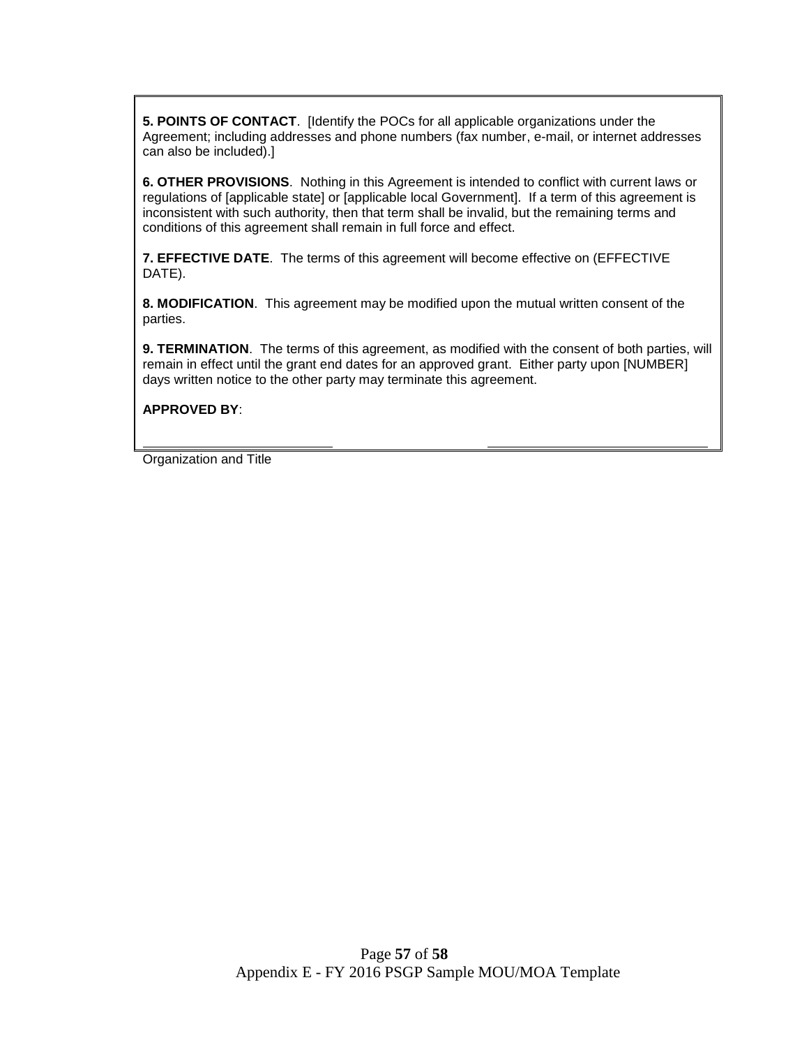**5. POINTS OF CONTACT**. [Identify the POCs for all applicable organizations under the Agreement; including addresses and phone numbers (fax number, e-mail, or internet addresses can also be included).]

**6. OTHER PROVISIONS**. Nothing in this Agreement is intended to conflict with current laws or regulations of [applicable state] or [applicable local Government]. If a term of this agreement is inconsistent with such authority, then that term shall be invalid, but the remaining terms and conditions of this agreement shall remain in full force and effect.

**7. EFFECTIVE DATE**. The terms of this agreement will become effective on (EFFECTIVE DATE).

**8. MODIFICATION**. This agreement may be modified upon the mutual written consent of the parties.

**9. TERMINATION**. The terms of this agreement, as modified with the consent of both parties, will remain in effect until the grant end dates for an approved grant. Either party upon [NUMBER] days written notice to the other party may terminate this agreement.

**APPROVED BY**:

\_\_\_\_\_\_\_\_\_\_\_\_\_\_\_\_\_\_\_\_\_\_\_\_\_\_ \_\_\_\_\_\_\_\_\_\_\_\_\_\_\_\_\_\_\_\_\_\_\_\_\_\_\_\_\_\_

Organization and Title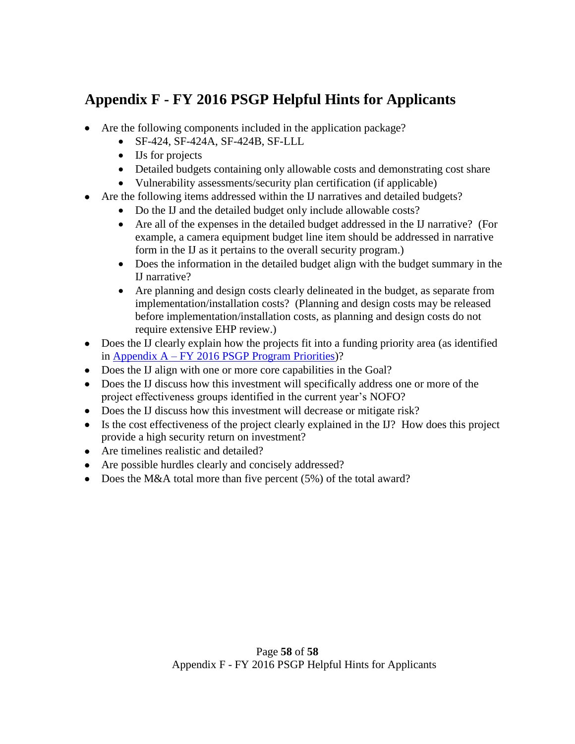## Appendix F - FY 2016 PSGP Helpful Hints for Applicants

- Are the following components included in the application package?
  - SF-424, SF-424A, SF-424B, SF-LLL
  - IJs for projects
  - Detailed budgets containing only allowable costs and demonstrating cost share
  - Vulnerability assessments/security plan certification (if applicable)
- Are the following items addressed within the IJ narratives and detailed budgets?
  - Do the IJ and the detailed budget only include allowable costs?
  - Are all of the expenses in the detailed budget addressed in the IJ narrative? (For example, a camera equipment budget line item should be addressed in narrative form in the IJ as it pertains to the overall security program.)
  - Does the information in the detailed budget align with the budget summary in the IJ narrative?
  - Are planning and design costs clearly delineated in the budget, as separate from implementation/installation costs? (Planning and design costs may be released before implementation/installation costs, as planning and design costs do not require extensive EHP review.)
- Does the IJ clearly explain how the projects fit into a funding priority area (as identified in [Appendix A – FY 2016 PSGP Program Priorities](#))?
- Does the IJ align with one or more core capabilities in the Goal?
- Does the IJ discuss how this investment will specifically address one or more of the project effectiveness groups identified in the current year's NOFO?
- Does the IJ discuss how this investment will decrease or mitigate risk?
- Is the cost effectiveness of the project clearly explained in the IJ? How does this project provide a high security return on investment?
- Are timelines realistic and detailed?
- Are possible hurdles clearly and concisely addressed?
- Does the M&A total more than five percent (5%) of the total award?